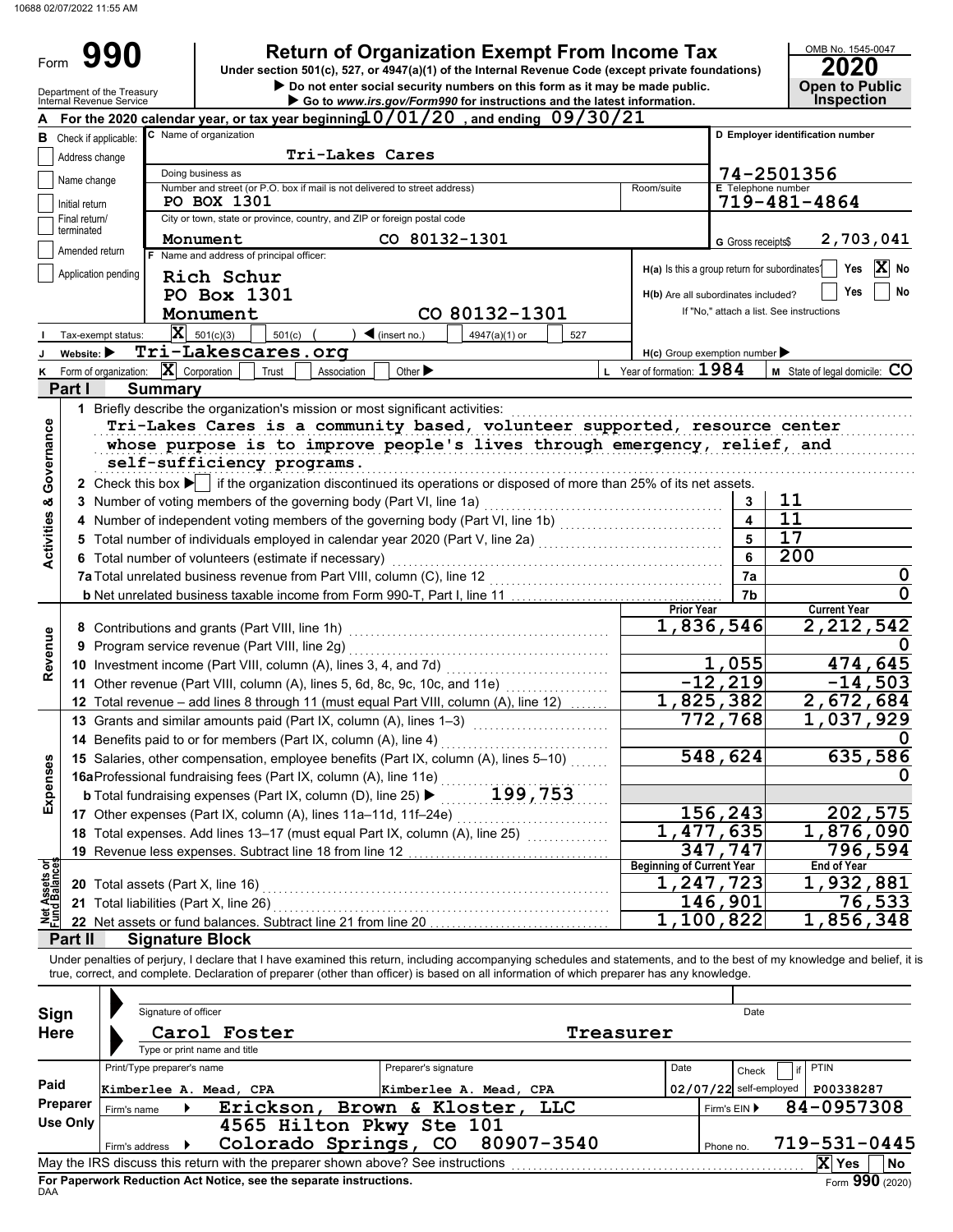10688 02/07/2022 11:55 AM

# Form 990 — Return of Organization Exempt From Income Tax

Under section 501(c), 527, or 4947(a)(1) of the Internal Revenue Code (except private foundations)

▶ Do not enter social security numbers on this form as it may be made public.

▶ Go to www.irs.gov/Form990 for instructions and the latest information.

Department of the Treasury
Internal Revenue Service

OMB No. 1545-0047 | **2020** | **Open to Public Inspection**

**A** For the 2020 calendar year, or tax year beginning 10/01/20, and ending 09/30/21

**B** Check if applicable:
- [ ] Address change
- [ ] Name change
- [ ] Initial return
- [ ] Final return/terminated
- [ ] Amended return
- [ ] Application pending

**C** Name of organization: Tri-Lakes Cares

Doing business as:

Number and street (or P.O. box if mail is not delivered to street address): PO BOX 1301 | Room/suite:

City or town, state or province, country, and ZIP or foreign postal code: Monument CO 80132-1301

**D** Employer identification number: 74-2501356

**E** Telephone number: 719-481-4864

**G** Gross receipts$ 2,703,041

**F** Name and address of principal officer:
Rich Schur
PO Box 1301
Monument CO 80132-1301

**H(a)** Is this a group return for subordinates? [ ] Yes [X] No

**H(b)** Are all subordinates included? [ ] Yes [ ] No
If "No," attach a list. See instructions

**I** Tax-exempt status: [X] 501(c)(3) [ ] 501(c) ( ) ◀ (insert no.) [ ] 4947(a)(1) or [ ] 527

**J** Website: ▶ Tri-Lakescares.org

**H(c)** Group exemption number ▶

**K** Form of organization: [X] Corporation [ ] Trust [ ] Association [ ] Other ▶

**L** Year of formation: 1984

**M** State of legal domicile: CO

## Part I Summary

### Activities & Governance

1 Briefly describe the organization's mission or most significant activities:
Tri-Lakes Cares is a community based, volunteer supported, resource center whose purpose is to improve people's lives through emergency, relief, and self-sufficiency programs.

2 Check this box ▶ [ ] if the organization discontinued its operations or disposed of more than 25% of its net assets.

| Line | Description | No. | Value |
|---|---|---|---|
| 3 | Number of voting members of the governing body (Part VI, line 1a) | 3 | 11 |
| 4 | Number of independent voting members of the governing body (Part VI, line 1b) | 4 | 11 |
| 5 | Total number of individuals employed in calendar year 2020 (Part V, line 2a) | 5 | 17 |
| 6 | Total number of volunteers (estimate if necessary) | 6 | 200 |
| 7a | Total unrelated business revenue from Part VIII, column (C), line 12 | 7a | 0 |
| 7b | Net unrelated business taxable income from Form 990-T, Part I, line 11 | 7b | 0 |

### Revenue

| Line | Description | Prior Year | Current Year |
|---|---|---|---|
| 8 | Contributions and grants (Part VIII, line 1h) | 1,836,546 | 2,212,542 |
| 9 | Program service revenue (Part VIII, line 2g) | | 0 |
| 10 | Investment income (Part VIII, column (A), lines 3, 4, and 7d) | 1,055 | 474,645 |
| 11 | Other revenue (Part VIII, column (A), lines 5, 6d, 8c, 9c, 10c, and 11e) | -12,219 | -14,503 |
| 12 | Total revenue – add lines 8 through 11 (must equal Part VIII, column (A), line 12) | 1,825,382 | 2,672,684 |

### Expenses

| Line | Description | Prior Year | Current Year |
|---|---|---|---|
| 13 | Grants and similar amounts paid (Part IX, column (A), lines 1–3) | 772,768 | 1,037,929 |
| 14 | Benefits paid to or for members (Part IX, column (A), line 4) | | 0 |
| 15 | Salaries, other compensation, employee benefits (Part IX, column (A), lines 5–10) | 548,624 | 635,586 |
| 16a | Professional fundraising fees (Part IX, column (A), line 11e) | | 0 |
| b | Total fundraising expenses (Part IX, column (D), line 25) ▶ 199,753 | | |
| 17 | Other expenses (Part IX, column (A), lines 11a–11d, 11f–24e) | 156,243 | 202,575 |
| 18 | Total expenses. Add lines 13–17 (must equal Part IX, column (A), line 25) | 1,477,635 | 1,876,090 |
| 19 | Revenue less expenses. Subtract line 18 from line 12 | 347,747 | 796,594 |

### Net Assets or Fund Balances

| Line | Description | Beginning of Current Year | End of Year |
|---|---|---|---|
| 20 | Total assets (Part X, line 16) | 1,247,723 | 1,932,881 |
| 21 | Total liabilities (Part X, line 26) | 146,901 | 76,533 |
| 22 | Net assets or fund balances. Subtract line 21 from line 20 | 1,100,822 | 1,856,348 |

## Part II Signature Block

Under penalties of perjury, I declare that I have examined this return, including accompanying schedules and statements, and to the best of my knowledge and belief, it is true, correct, and complete. Declaration of preparer (other than officer) is based on all information of which preparer has any knowledge.

**Sign Here**

Signature of officer | Date

Carol Foster — Treasurer
Type or print name and title

**Paid Preparer Use Only**

| Print/Type preparer's name | Preparer's signature | Date | Check [ ] if self-employed | PTIN |
|---|---|---|---|---|
| Kimberlee A. Mead, CPA | Kimberlee A. Mead, CPA | 02/07/22 | | P00338287 |

Firm's name ▶ Erickson, Brown & Kloster, LLC — Firm's EIN ▶ 84-0957308

Firm's address ▶ 4565 Hilton Pkwy Ste 101, Colorado Springs, CO 80907-3540 — Phone no. 719-531-0445

May the IRS discuss this return with the preparer shown above? See instructions [X] Yes [ ] No

For Paperwork Reduction Act Notice, see the separate instructions.

DAA — Form 990 (2020)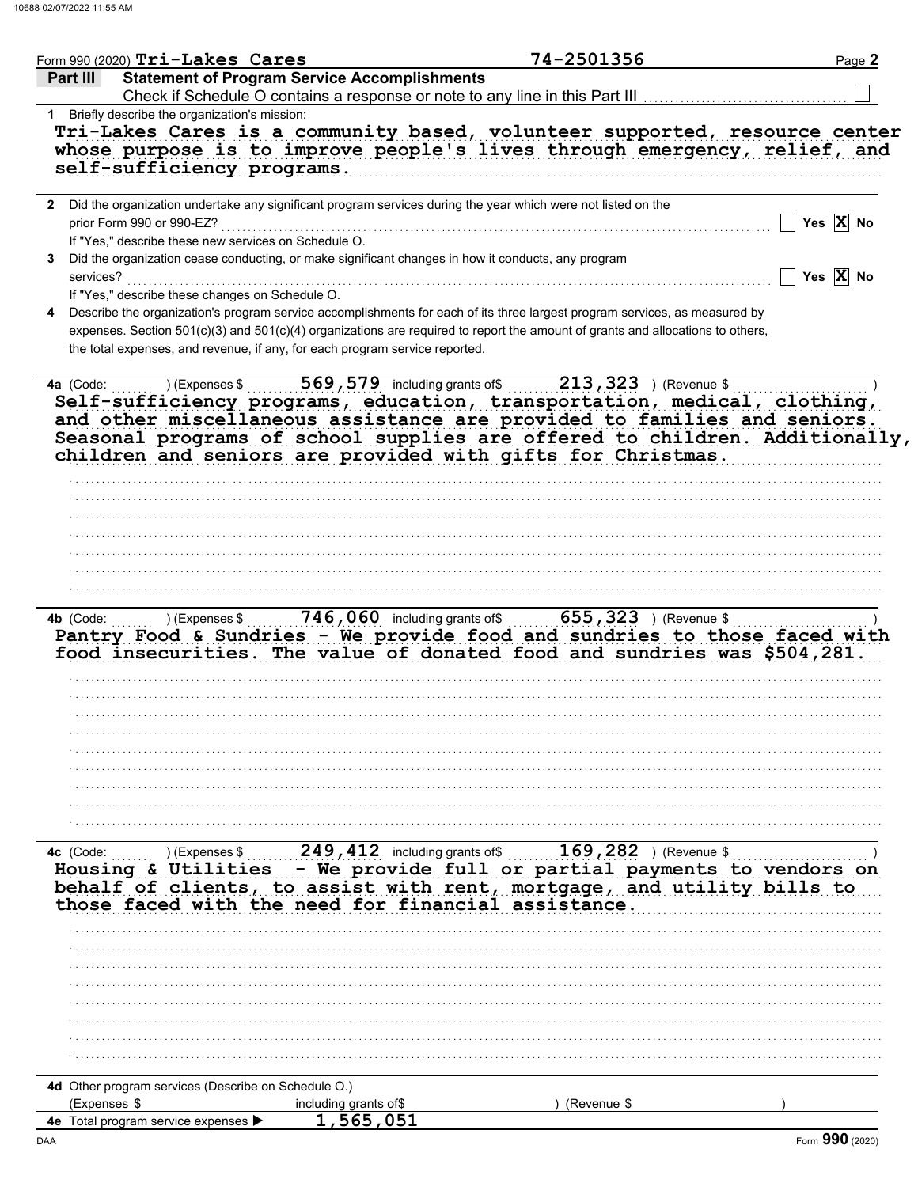Form 990 (2020) **Tri-Lakes Cares** **74-2501356**

## Part III Statement of Program Service Accomplishments

Check if Schedule O contains a response or note to any line in this Part III ☐

**1** Briefly describe the organization's mission:

Tri-Lakes Cares is a community based, volunteer supported, resource center whose purpose is to improve people's lives through emergency, relief, and self-sufficiency programs.

**2** Did the organization undertake any significant program services during the year which were not listed on the prior Form 990 or 990-EZ? ☐ Yes ☒ No

If "Yes," describe these new services on Schedule O.

**3** Did the organization cease conducting, or make significant changes in how it conducts, any program services? ☐ Yes ☒ No

If "Yes," describe these changes on Schedule O.

**4** Describe the organization's program service accomplishments for each of its three largest program services, as measured by expenses. Section 501(c)(3) and 501(c)(4) organizations are required to report the amount of grants and allocations to others, the total expenses, and revenue, if any, for each program service reported.

**4a** (Code: ) (Expenses $ 569,579 including grants of $ 213,323 ) (Revenue $ )

Self-sufficiency programs, education, transportation, medical, clothing, and other miscellaneous assistance are provided to families and seniors. Seasonal programs of school supplies are offered to children. Additionally, children and seniors are provided with gifts for Christmas.

**4b** (Code: ) (Expenses $ 746,060 including grants of $ 655,323 ) (Revenue $ )

Pantry Food & Sundries - We provide food and sundries to those faced with food insecurities. The value of donated food and sundries was $504,281.

**4c** (Code: ) (Expenses $ 249,412 including grants of $ 169,282 ) (Revenue $ )

Housing & Utilities - We provide full or partial payments to vendors on behalf of clients, to assist with rent, mortgage, and utility bills to those faced with the need for financial assistance.

**4d** Other program services (Describe on Schedule O.)

(Expenses $ including grants of $ ) (Revenue $ )

**4e** Total program service expenses ▶ 1,565,051

Form **990** (2020)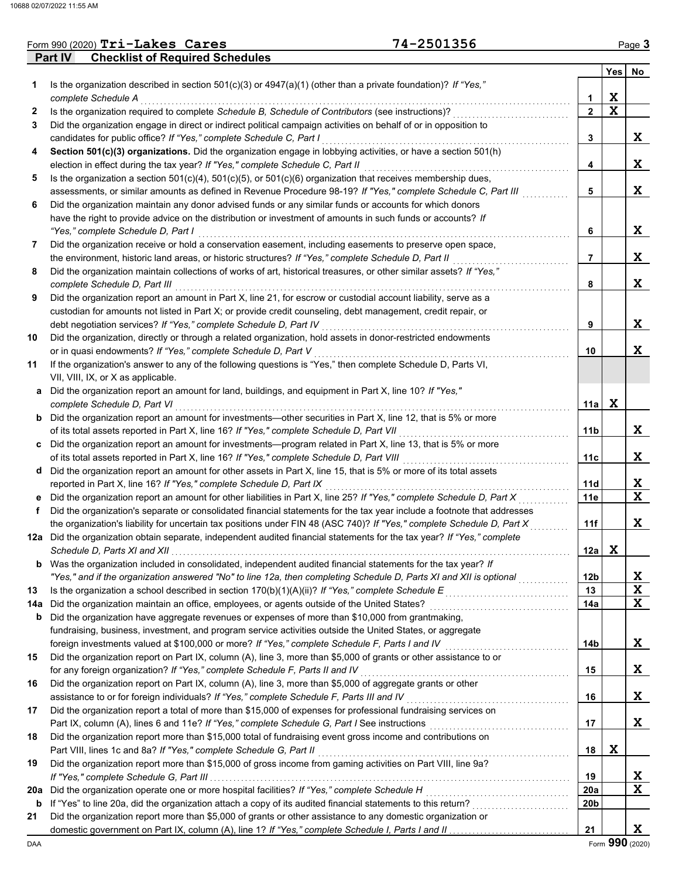Form 990 (2020) **Tri-Lakes Cares** **74-2501356**

## Part IV Checklist of Required Schedules

| | | | Yes | No |
|---|---|---|---|---|
| **1** | Is the organization described in section 501(c)(3) or 4947(a)(1) (other than a private foundation)? *If "Yes," complete Schedule A* | 1 | X | |
| **2** | Is the organization required to complete *Schedule B, Schedule of Contributors* (see instructions)? | 2 | X | |
| **3** | Did the organization engage in direct or indirect political campaign activities on behalf of or in opposition to candidates for public office? *If "Yes," complete Schedule C, Part I* | 3 | | X |
| **4** | **Section 501(c)(3) organizations.** Did the organization engage in lobbying activities, or have a section 501(h) election in effect during the tax year? *If "Yes," complete Schedule C, Part II* | 4 | | X |
| **5** | Is the organization a section 501(c)(4), 501(c)(5), or 501(c)(6) organization that receives membership dues, assessments, or similar amounts as defined in Revenue Procedure 98-19? *If "Yes," complete Schedule C, Part III* | 5 | | X |
| **6** | Did the organization maintain any donor advised funds or any similar funds or accounts for which donors have the right to provide advice on the distribution or investment of amounts in such funds or accounts? *If "Yes," complete Schedule D, Part I* | 6 | | X |
| **7** | Did the organization receive or hold a conservation easement, including easements to preserve open space, the environment, historic land areas, or historic structures? *If "Yes," complete Schedule D, Part II* | 7 | | X |
| **8** | Did the organization maintain collections of works of art, historical treasures, or other similar assets? *If "Yes," complete Schedule D, Part III* | 8 | | X |
| **9** | Did the organization report an amount in Part X, line 21, for escrow or custodial account liability, serve as a custodian for amounts not listed in Part X; or provide credit counseling, debt management, credit repair, or debt negotiation services? *If "Yes," complete Schedule D, Part IV* | 9 | | X |
| **10** | Did the organization, directly or through a related organization, hold assets in donor-restricted endowments or in quasi endowments? *If "Yes," complete Schedule D, Part V* | 10 | | X |
| **11** | If the organization's answer to any of the following questions is "Yes," then complete Schedule D, Parts VI, VII, VIII, IX, or X as applicable. | | | |
| **a** | Did the organization report an amount for land, buildings, and equipment in Part X, line 10? *If "Yes," complete Schedule D, Part VI* | 11a | X | |
| **b** | Did the organization report an amount for investments—other securities in Part X, line 12, that is 5% or more of its total assets reported in Part X, line 16? *If "Yes," complete Schedule D, Part VII* | 11b | | X |
| **c** | Did the organization report an amount for investments—program related in Part X, line 13, that is 5% or more of its total assets reported in Part X, line 16? *If "Yes," complete Schedule D, Part VIII* | 11c | | X |
| **d** | Did the organization report an amount for other assets in Part X, line 15, that is 5% or more of its total assets reported in Part X, line 16? *If "Yes," complete Schedule D, Part IX* | 11d | | X |
| **e** | Did the organization report an amount for other liabilities in Part X, line 25? *If "Yes," complete Schedule D, Part X* | 11e | | X |
| **f** | Did the organization's separate or consolidated financial statements for the tax year include a footnote that addresses the organization's liability for uncertain tax positions under FIN 48 (ASC 740)? *If "Yes," complete Schedule D, Part X* | 11f | | X |
| **12a** | Did the organization obtain separate, independent audited financial statements for the tax year? *If "Yes," complete Schedule D, Parts XI and XII* | 12a | X | |
| **b** | Was the organization included in consolidated, independent audited financial statements for the tax year? *If "Yes," and if the organization answered "No" to line 12a, then completing Schedule D, Parts XI and XII is optional* | 12b | | X |
| **13** | Is the organization a school described in section 170(b)(1)(A)(ii)? *If "Yes," complete Schedule E* | 13 | | X |
| **14a** | Did the organization maintain an office, employees, or agents outside of the United States? | 14a | | X |
| **b** | Did the organization have aggregate revenues or expenses of more than $10,000 from grantmaking, fundraising, business, investment, and program service activities outside the United States, or aggregate foreign investments valued at $100,000 or more? *If "Yes," complete Schedule F, Parts I and IV* | 14b | | X |
| **15** | Did the organization report on Part IX, column (A), line 3, more than $5,000 of grants or other assistance to or for any foreign organization? *If "Yes," complete Schedule F, Parts II and IV* | 15 | | X |
| **16** | Did the organization report on Part IX, column (A), line 3, more than $5,000 of aggregate grants or other assistance to or for foreign individuals? *If "Yes," complete Schedule F, Parts III and IV* | 16 | | X |
| **17** | Did the organization report a total of more than $15,000 of expenses for professional fundraising services on Part IX, column (A), lines 6 and 11e? *If "Yes," complete Schedule G, Part I* See instructions | 17 | | X |
| **18** | Did the organization report more than $15,000 total of fundraising event gross income and contributions on Part VIII, lines 1c and 8a? *If "Yes," complete Schedule G, Part II* | 18 | X | |
| **19** | Did the organization report more than $15,000 of gross income from gaming activities on Part VIII, line 9a? *If "Yes," complete Schedule G, Part III* | 19 | | X |
| **20a** | Did the organization operate one or more hospital facilities? *If "Yes," complete Schedule H* | 20a | | X |
| **b** | If "Yes" to line 20a, did the organization attach a copy of its audited financial statements to this return? | 20b | | |
| **21** | Did the organization report more than $5,000 of grants or other assistance to any domestic organization or domestic government on Part IX, column (A), line 1? *If "Yes," complete Schedule I, Parts I and II* | 21 | | X |

Form **990** (2020)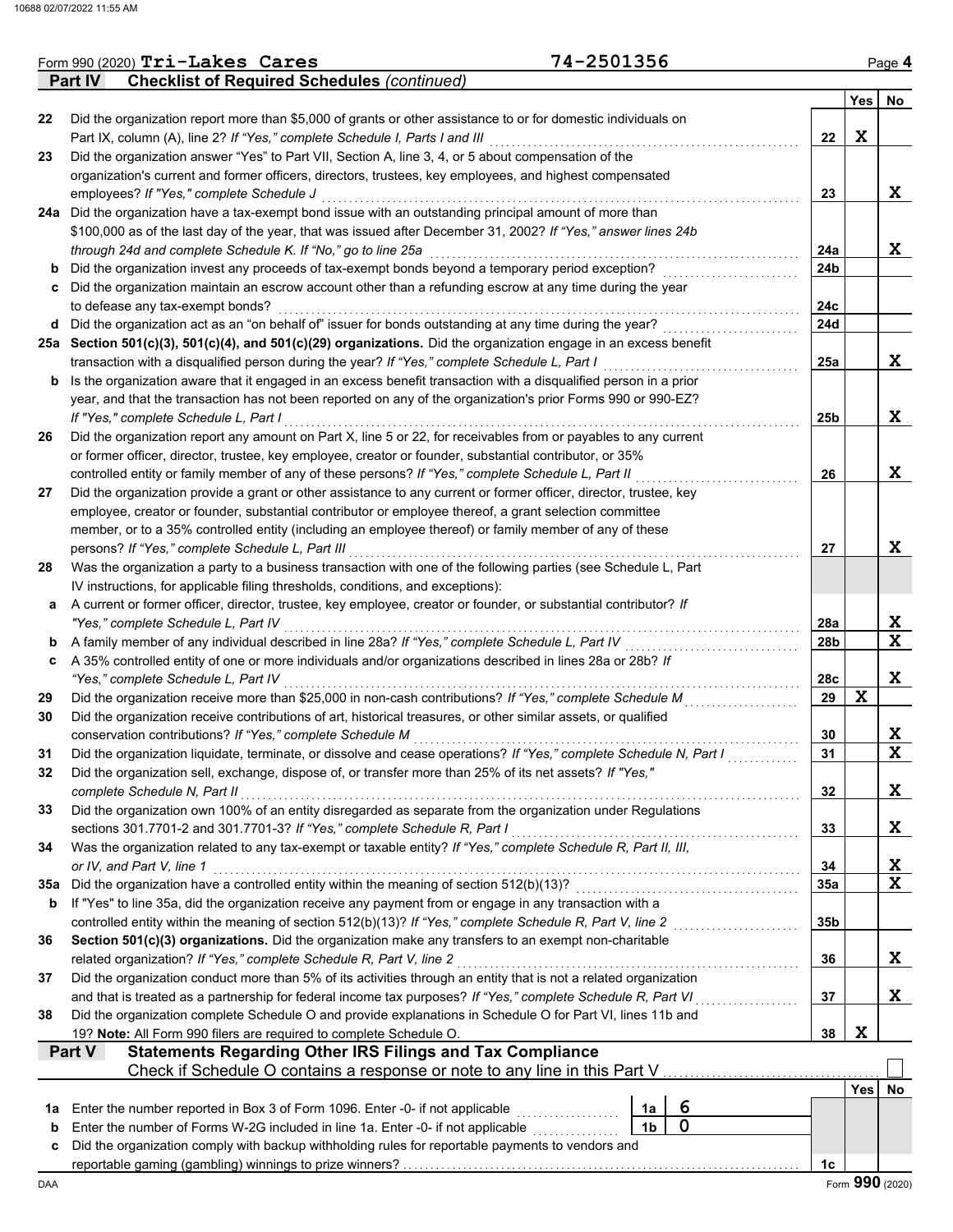Form 990 (2020) **Tri-Lakes Cares** 74-2501356

## Part IV Checklist of Required Schedules *(continued)*

| | | | Yes | No |
|---|---|---|---|---|
| 22 | Did the organization report more than $5,000 of grants or other assistance to or for domestic individuals on Part IX, column (A), line 2? *If "Yes," complete Schedule I, Parts I and III* | 22 | X | |
| 23 | Did the organization answer "Yes" to Part VII, Section A, line 3, 4, or 5 about compensation of the organization's current and former officers, directors, trustees, key employees, and highest compensated employees? *If "Yes," complete Schedule J* | 23 | | X |
| 24a | Did the organization have a tax-exempt bond issue with an outstanding principal amount of more than $100,000 as of the last day of the year, that was issued after December 31, 2002? *If "Yes," answer lines 24b through 24d and complete Schedule K. If "No," go to line 25a* | 24a | | X |
| b | Did the organization invest any proceeds of tax-exempt bonds beyond a temporary period exception? | 24b | | |
| c | Did the organization maintain an escrow account other than a refunding escrow at any time during the year to defease any tax-exempt bonds? | 24c | | |
| d | Did the organization act as an "on behalf of" issuer for bonds outstanding at any time during the year? | 24d | | |
| 25a | **Section 501(c)(3), 501(c)(4), and 501(c)(29) organizations.** Did the organization engage in an excess benefit transaction with a disqualified person during the year? *If "Yes," complete Schedule L, Part I* | 25a | | X |
| b | Is the organization aware that it engaged in an excess benefit transaction with a disqualified person in a prior year, and that the transaction has not been reported on any of the organization's prior Forms 990 or 990-EZ? *If "Yes," complete Schedule L, Part I* | 25b | | X |
| 26 | Did the organization report any amount on Part X, line 5 or 22, for receivables from or payables to any current or former officer, director, trustee, key employee, creator or founder, substantial contributor, or 35% controlled entity or family member of any of these persons? *If "Yes," complete Schedule L, Part II* | 26 | | X |
| 27 | Did the organization provide a grant or other assistance to any current or former officer, director, trustee, key employee, creator or founder, substantial contributor or employee thereof, a grant selection committee member, or to a 35% controlled entity (including an employee thereof) or family member of any of these persons? *If "Yes," complete Schedule L, Part III* | 27 | | X |
| 28 | Was the organization a party to a business transaction with one of the following parties (see Schedule L, Part IV instructions, for applicable filing thresholds, conditions, and exceptions): | | | |
| a | A current or former officer, director, trustee, key employee, creator or founder, or substantial contributor? *If "Yes," complete Schedule L, Part IV* | 28a | | X |
| b | A family member of any individual described in line 28a? *If "Yes," complete Schedule L, Part IV* | 28b | | X |
| c | A 35% controlled entity of one or more individuals and/or organizations described in lines 28a or 28b? *If "Yes," complete Schedule L, Part IV* | 28c | | X |
| 29 | Did the organization receive more than $25,000 in non-cash contributions? *If "Yes," complete Schedule M* | 29 | X | |
| 30 | Did the organization receive contributions of art, historical treasures, or other similar assets, or qualified conservation contributions? *If "Yes," complete Schedule M* | 30 | | X |
| 31 | Did the organization liquidate, terminate, or dissolve and cease operations? *If "Yes," complete Schedule N, Part I* | 31 | | X |
| 32 | Did the organization sell, exchange, dispose of, or transfer more than 25% of its net assets? *If "Yes," complete Schedule N, Part II* | 32 | | X |
| 33 | Did the organization own 100% of an entity disregarded as separate from the organization under Regulations sections 301.7701-2 and 301.7701-3? *If "Yes," complete Schedule R, Part I* | 33 | | X |
| 34 | Was the organization related to any tax-exempt or taxable entity? *If "Yes," complete Schedule R, Part II, III, or IV, and Part V, line 1* | 34 | | X |
| 35a | Did the organization have a controlled entity within the meaning of section 512(b)(13)? | 35a | | X |
| b | If "Yes" to line 35a, did the organization receive any payment from or engage in any transaction with a controlled entity within the meaning of section 512(b)(13)? *If "Yes," complete Schedule R, Part V, line 2* | 35b | | |
| 36 | **Section 501(c)(3) organizations.** Did the organization make any transfers to an exempt non-charitable related organization? *If "Yes," complete Schedule R, Part V, line 2* | 36 | | X |
| 37 | Did the organization conduct more than 5% of its activities through an entity that is not a related organization and that is treated as a partnership for federal income tax purposes? *If "Yes," complete Schedule R, Part VI* | 37 | | X |
| 38 | Did the organization complete Schedule O and provide explanations in Schedule O for Part VI, lines 11b and 19? **Note:** All Form 990 filers are required to complete Schedule O. | 38 | X | |

## Part V Statements Regarding Other IRS Filings and Tax Compliance

Check if Schedule O contains a response or note to any line in this Part V ☐

| | | | | | Yes | No |
|---|---|---|---|---|---|---|
| 1a | Enter the number reported in Box 3 of Form 1096. Enter -0- if not applicable | 1a | 6 | | | |
| b | Enter the number of Forms W-2G included in line 1a. Enter -0- if not applicable | 1b | 0 | | | |
| c | Did the organization comply with backup withholding rules for reportable payments to vendors and reportable gaming (gambling) winnings to prize winners? | | | 1c | | |

DAA Form **990** (2020)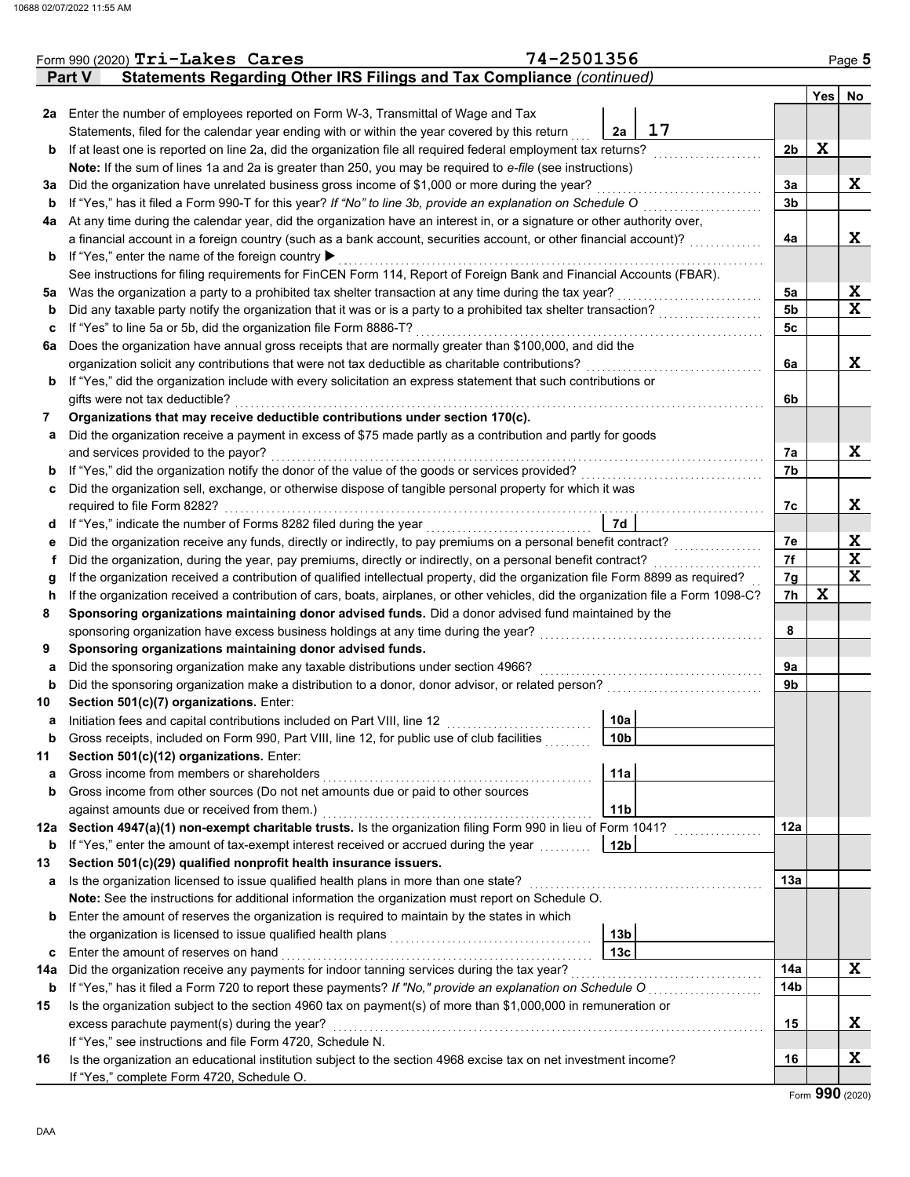Form 990 (2020) **Tri-Lakes Cares** 74-2501356

**Part V — Statements Regarding Other IRS Filings and Tax Compliance** *(continued)*

| | | | | Yes | No |
|---|---|---|---|---|---|
| 2a | Enter the number of employees reported on Form W-3, Transmittal of Wage and Tax Statements, filed for the calendar year ending with or within the year covered by this return | 2a: 17 | | | |
| b | If at least one is reported on line 2a, did the organization file all required federal employment tax returns? | | 2b | X | |
| | **Note:** If the sum of lines 1a and 2a is greater than 250, you may be required to *e-file* (see instructions) | | | | |
| 3a | Did the organization have unrelated business gross income of $1,000 or more during the year? | | 3a | | X |
| b | If "Yes," has it filed a Form 990-T for this year? *If "No" to line 3b, provide an explanation on Schedule O* | | 3b | | |
| 4a | At any time during the calendar year, did the organization have an interest in, or a signature or other authority over, a financial account in a foreign country (such as a bank account, securities account, or other financial account)? | | 4a | | X |
| b | If "Yes," enter the name of the foreign country ▶ | | | | |
| | See instructions for filing requirements for FinCEN Form 114, Report of Foreign Bank and Financial Accounts (FBAR). | | | | |
| 5a | Was the organization a party to a prohibited tax shelter transaction at any time during the tax year? | | 5a | | X |
| b | Did any taxable party notify the organization that it was or is a party to a prohibited tax shelter transaction? | | 5b | | X |
| c | If "Yes" to line 5a or 5b, did the organization file Form 8886-T? | | 5c | | |
| 6a | Does the organization have annual gross receipts that are normally greater than $100,000, and did the organization solicit any contributions that were not tax deductible as charitable contributions? | | 6a | | X |
| b | If "Yes," did the organization include with every solicitation an express statement that such contributions or gifts were not tax deductible? | | 6b | | |
| 7 | **Organizations that may receive deductible contributions under section 170(c).** | | | | |
| a | Did the organization receive a payment in excess of $75 made partly as a contribution and partly for goods and services provided to the payor? | | 7a | | X |
| b | If "Yes," did the organization notify the donor of the value of the goods or services provided? | | 7b | | |
| c | Did the organization sell, exchange, or otherwise dispose of tangible personal property for which it was required to file Form 8282? | | 7c | | X |
| d | If "Yes," indicate the number of Forms 8282 filed during the year | 7d | | | |
| e | Did the organization receive any funds, directly or indirectly, to pay premiums on a personal benefit contract? | | 7e | | X |
| f | Did the organization, during the year, pay premiums, directly or indirectly, on a personal benefit contract? | | 7f | | X |
| g | If the organization received a contribution of qualified intellectual property, did the organization file Form 8899 as required? | | 7g | | X |
| h | If the organization received a contribution of cars, boats, airplanes, or other vehicles, did the organization file a Form 1098-C? | | 7h | X | |
| 8 | **Sponsoring organizations maintaining donor advised funds.** Did a donor advised fund maintained by the sponsoring organization have excess business holdings at any time during the year? | | 8 | | |
| 9 | **Sponsoring organizations maintaining donor advised funds.** | | | | |
| a | Did the sponsoring organization make any taxable distributions under section 4966? | | 9a | | |
| b | Did the sponsoring organization make a distribution to a donor, donor advisor, or related person? | | 9b | | |
| 10 | **Section 501(c)(7) organizations.** Enter: | | | | |
| a | Initiation fees and capital contributions included on Part VIII, line 12 | 10a | | | |
| b | Gross receipts, included on Form 990, Part VIII, line 12, for public use of club facilities | 10b | | | |
| 11 | **Section 501(c)(12) organizations.** Enter: | | | | |
| a | Gross income from members or shareholders | 11a | | | |
| b | Gross income from other sources (Do not net amounts due or paid to other sources against amounts due or received from them.) | 11b | | | |
| 12a | **Section 4947(a)(1) non-exempt charitable trusts.** Is the organization filing Form 990 in lieu of Form 1041? | | 12a | | |
| b | If "Yes," enter the amount of tax-exempt interest received or accrued during the year | 12b | | | |
| 13 | **Section 501(c)(29) qualified nonprofit health insurance issuers.** | | | | |
| a | Is the organization licensed to issue qualified health plans in more than one state? | | 13a | | |
| | **Note:** See the instructions for additional information the organization must report on Schedule O. | | | | |
| b | Enter the amount of reserves the organization is required to maintain by the states in which the organization is licensed to issue qualified health plans | 13b | | | |
| c | Enter the amount of reserves on hand | 13c | | | |
| 14a | Did the organization receive any payments for indoor tanning services during the tax year? | | 14a | | X |
| b | If "Yes," has it filed a Form 720 to report these payments? *If "No," provide an explanation on Schedule O* | | 14b | | |
| 15 | Is the organization subject to the section 4960 tax on payment(s) of more than $1,000,000 in remuneration or excess parachute payment(s) during the year? If "Yes," see instructions and file Form 4720, Schedule N. | | 15 | | X |
| 16 | Is the organization an educational institution subject to the section 4968 excise tax on net investment income? If "Yes," complete Form 4720, Schedule O. | | 16 | | X |

Form **990** (2020)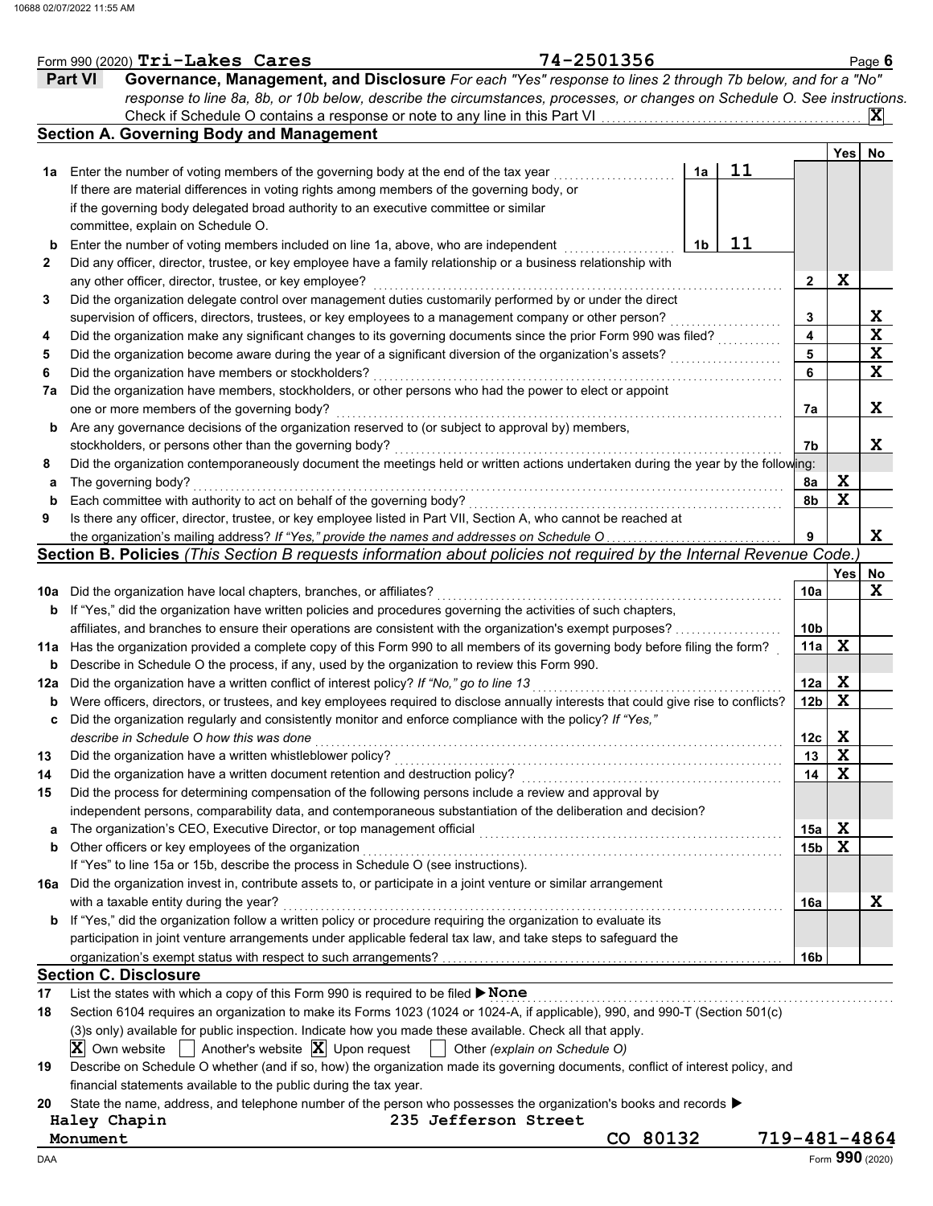Form 990 (2020) **Tri-Lakes Cares** **74-2501356**

## Part VI Governance, Management, and Disclosure

*For each "Yes" response to lines 2 through 7b below, and for a "No" response to line 8a, 8b, or 10b below, describe the circumstances, processes, or changes on Schedule O. See instructions.*

Check if Schedule O contains a response or note to any line in this Part VI ... **X**

### Section A. Governing Body and Management

| | | | | Yes | No |
|---|---|---|---|---|---|
| **1a** | Enter the number of voting members of the governing body at the end of the tax year | 1a | 11 | | |
| | If there are material differences in voting rights among members of the governing body, or if the governing body delegated broad authority to an executive committee or similar committee, explain on Schedule O. | | | | |
| **b** | Enter the number of voting members included on line 1a, above, who are independent | 1b | 11 | | |
| **2** | Did any officer, director, trustee, or key employee have a family relationship or a business relationship with any other officer, director, trustee, or key employee? | 2 | | X | |
| **3** | Did the organization delegate control over management duties customarily performed by or under the direct supervision of officers, directors, trustees, or key employees to a management company or other person? | 3 | | | X |
| **4** | Did the organization make any significant changes to its governing documents since the prior Form 990 was filed? | 4 | | | X |
| **5** | Did the organization become aware during the year of a significant diversion of the organization's assets? | 5 | | | X |
| **6** | Did the organization have members or stockholders? | 6 | | | X |
| **7a** | Did the organization have members, stockholders, or other persons who had the power to elect or appoint one or more members of the governing body? | 7a | | | X |
| **b** | Are any governance decisions of the organization reserved to (or subject to approval by) members, stockholders, or persons other than the governing body? | 7b | | | X |
| **8** | Did the organization contemporaneously document the meetings held or written actions undertaken during the year by the following: | | | | |
| **a** | The governing body? | 8a | | X | |
| **b** | Each committee with authority to act on behalf of the governing body? | 8b | | X | |
| **9** | Is there any officer, director, trustee, or key employee listed in Part VII, Section A, who cannot be reached at the organization's mailing address? *If "Yes," provide the names and addresses on Schedule O* | 9 | | | X |

### Section B. Policies *(This Section B requests information about policies not required by the Internal Revenue Code.)*

| | | | Yes | No |
|---|---|---|---|---|
| **10a** | Did the organization have local chapters, branches, or affiliates? | 10a | | X |
| **b** | If "Yes," did the organization have written policies and procedures governing the activities of such chapters, affiliates, and branches to ensure their operations are consistent with the organization's exempt purposes? | 10b | | |
| **11a** | Has the organization provided a complete copy of this Form 990 to all members of its governing body before filing the form? | 11a | X | |
| **b** | Describe in Schedule O the process, if any, used by the organization to review this Form 990. | | | |
| **12a** | Did the organization have a written conflict of interest policy? *If "No," go to line 13* | 12a | X | |
| **b** | Were officers, directors, or trustees, and key employees required to disclose annually interests that could give rise to conflicts? | 12b | X | |
| **c** | Did the organization regularly and consistently monitor and enforce compliance with the policy? *If "Yes," describe in Schedule O how this was done* | 12c | X | |
| **13** | Did the organization have a written whistleblower policy? | 13 | X | |
| **14** | Did the organization have a written document retention and destruction policy? | 14 | X | |
| **15** | Did the process for determining compensation of the following persons include a review and approval by independent persons, comparability data, and contemporaneous substantiation of the deliberation and decision? | | | |
| **a** | The organization's CEO, Executive Director, or top management official | 15a | X | |
| **b** | Other officers or key employees of the organization | 15b | X | |
| | If "Yes" to line 15a or 15b, describe the process in Schedule O (see instructions). | | | |
| **16a** | Did the organization invest in, contribute assets to, or participate in a joint venture or similar arrangement with a taxable entity during the year? | 16a | | X |
| **b** | If "Yes," did the organization follow a written policy or procedure requiring the organization to evaluate its participation in joint venture arrangements under applicable federal tax law, and take steps to safeguard the organization's exempt status with respect to such arrangements? | 16b | | |

### Section C. Disclosure

**17** List the states with which a copy of this Form 990 is required to be filed ▶ **None**

**18** Section 6104 requires an organization to make its Forms 1023 (1024 or 1024-A, if applicable), 990, and 990-T (Section 501(c)(3)s only) available for public inspection. Indicate how you made these available. Check all that apply.

[X] Own website [ ] Another's website [X] Upon request [ ] Other *(explain on Schedule O)*

**19** Describe on Schedule O whether (and if so, how) the organization made its governing documents, conflict of interest policy, and financial statements available to the public during the tax year.

**20** State the name, address, and telephone number of the person who possesses the organization's books and records ▶

Haley Chapin 235 Jefferson Street
Monument CO 80132 719-481-4864

Form **990** (2020)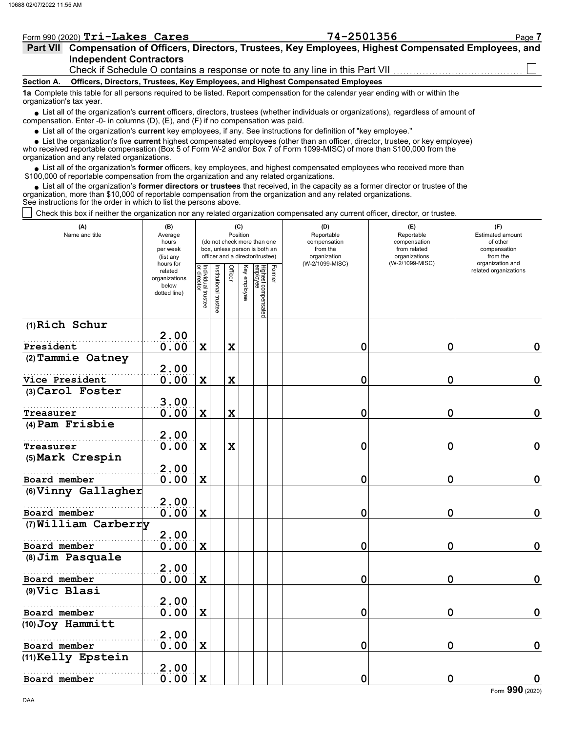Form 990 (2020) **Tri-Lakes Cares** **74-2501356**

## Part VII Compensation of Officers, Directors, Trustees, Key Employees, Highest Compensated Employees, and Independent Contractors

Check if Schedule O contains a response or note to any line in this Part VII ☐

### Section A. Officers, Directors, Trustees, Key Employees, and Highest Compensated Employees

**1a** Complete this table for all persons required to be listed. Report compensation for the calendar year ending with or within the organization's tax year.

- List all of the organization's **current** officers, directors, trustees (whether individuals or organizations), regardless of amount of compensation. Enter -0- in columns (D), (E), and (F) if no compensation was paid.
- List all of the organization's **current** key employees, if any. See instructions for definition of "key employee."
- List the organization's five **current** highest compensated employees (other than an officer, director, trustee, or key employee) who received reportable compensation (Box 5 of Form W-2 and/or Box 7 of Form 1099-MISC) of more than $100,000 from the organization and any related organizations.
- List all of the organization's **former** officers, key employees, and highest compensated employees who received more than $100,000 of reportable compensation from the organization and any related organizations.
- List all of the organization's **former directors or trustees** that received, in the capacity as a former director or trustee of the organization, more than $10,000 of reportable compensation from the organization and any related organizations.

See instructions for the order in which to list the persons above.

☐ Check this box if neither the organization nor any related organization compensated any current officer, director, or trustee.

| (A) Name and title | (B) Average hours per week (list any hours for related organizations below dotted line) | (C) Position: Individual trustee or director | Institutional trustee | Officer | Key employee | Highest compensated employee | Former | (D) Reportable compensation from the organization (W-2/1099-MISC) | (E) Reportable compensation from related organizations (W-2/1099-MISC) | (F) Estimated amount of other compensation from the organization and related organizations |
|---|---|---|---|---|---|---|---|---|---|---|
| (1) Rich Schur<br>President | 2.00<br>0.00 | X | | X | | | | 0 | 0 | 0 |
| (2) Tammie Oatney<br>Vice President | 2.00<br>0.00 | X | | X | | | | 0 | 0 | 0 |
| (3) Carol Foster<br>Treasurer | 3.00<br>0.00 | X | | X | | | | 0 | 0 | 0 |
| (4) Pam Frisbie<br>Treasurer | 2.00<br>0.00 | X | | X | | | | 0 | 0 | 0 |
| (5) Mark Crespin<br>Board member | 2.00<br>0.00 | X | | | | | | 0 | 0 | 0 |
| (6) Vinny Gallagher<br>Board member | 2.00<br>0.00 | X | | | | | | 0 | 0 | 0 |
| (7) William Carberry<br>Board member | 2.00<br>0.00 | X | | | | | | 0 | 0 | 0 |
| (8) Jim Pasquale<br>Board member | 2.00<br>0.00 | X | | | | | | 0 | 0 | 0 |
| (9) Vic Blasi<br>Board member | 2.00<br>0.00 | X | | | | | | 0 | 0 | 0 |
| (10) Joy Hammitt<br>Board member | 2.00<br>0.00 | X | | | | | | 0 | 0 | 0 |
| (11) Kelly Epstein<br>Board member | 2.00<br>0.00 | X | | | | | | 0 | 0 | 0 |

Form **990** (2020)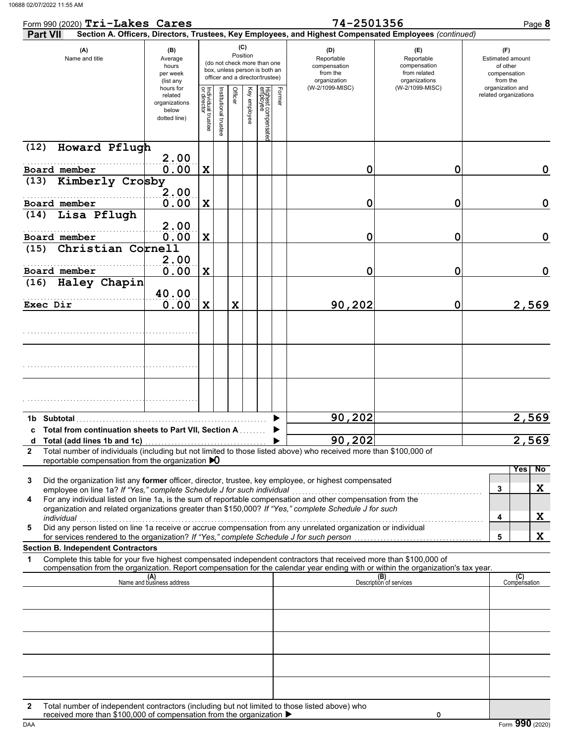Form 990 (2020) **Tri-Lakes Cares** 74-2501356

**Part VII** Section A. Officers, Directors, Trustees, Key Employees, and Highest Compensated Employees *(continued)*

| (A) Name and title | (B) Average hours per week (list any hours for related organizations below dotted line) | (C) Position: Individual trustee or director | Institutional trustee | Officer | Key employee | Highest compensated employee | Former | (D) Reportable compensation from the organization (W-2/1099-MISC) | (E) Reportable compensation from related organizations (W-2/1099-MISC) | (F) Estimated amount of other compensation from the organization and related organizations |
|---|---|---|---|---|---|---|---|---|---|---|
| (12) Howard Pflugh<br>Board member | 2.00<br>0.00 | X | | | | | | 0 | 0 | 0 |
| (13) Kimberly Crosby<br>Board member | 2.00<br>0.00 | X | | | | | | 0 | 0 | 0 |
| (14) Lisa Pflugh<br>Board member | 2.00<br>0.00 | X | | | | | | 0 | 0 | 0 |
| (15) Christian Cornell<br>Board member | 2.00<br>0.00 | X | | | | | | 0 | 0 | 0 |
| (16) Haley Chapin<br>Exec Dir | 40.00<br>0.00 | X | | X | | | | 90,202 | 0 | 2,569 |
| | | | | | | | | | | |
| | | | | | | | | | | |
| | | | | | | | | | | |
| **1b Subtotal** | | | | | | | | 90,202 | | 2,569 |
| **c Total from continuation sheets to Part VII, Section A** | | | | | | | | | | |
| **d Total (add lines 1b and 1c)** | | | | | | | | 90,202 | | 2,569 |

**2** Total number of individuals (including but not limited to those listed above) who received more than $100,000 of reportable compensation from the organization ▶ 0

| | | Yes | No |
|---|---|---|---|
| **3** Did the organization list any **former** officer, director, trustee, key employee, or highest compensated employee on line 1a? *If "Yes," complete Schedule J for such individual* | 3 | | X |
| **4** For any individual listed on line 1a, is the sum of reportable compensation and other compensation from the organization and related organizations greater than $150,000? *If "Yes," complete Schedule J for such individual* | 4 | | X |
| **5** Did any person listed on line 1a receive or accrue compensation from any unrelated organization or individual for services rendered to the organization? *If "Yes," complete Schedule J for such person* | 5 | | X |

**Section B. Independent Contractors**

**1** Complete this table for your five highest compensated independent contractors that received more than $100,000 of compensation from the organization. Report compensation for the calendar year ending with or within the organization's tax year.

| (A) Name and business address | (B) Description of services | (C) Compensation |
|---|---|---|
| | | |
| | | |
| | | |
| | | |
| | | |

**2** Total number of independent contractors (including but not limited to those listed above) who received more than $100,000 of compensation from the organization ▶ 0

Form **990** (2020)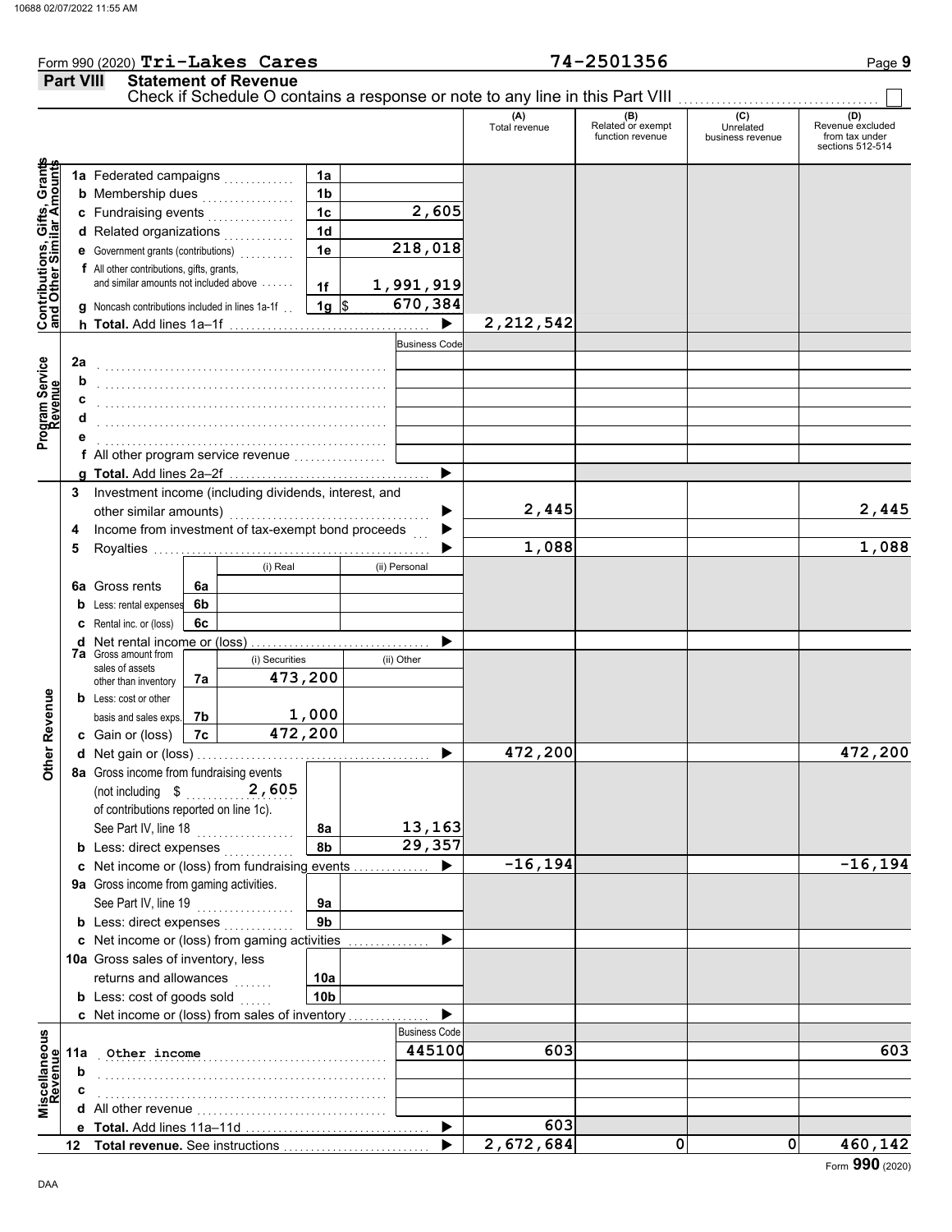Form 990 (2020) **Tri-Lakes Cares** **74-2501356**

## Part VIII Statement of Revenue

Check if Schedule O contains a response or note to any line in this Part VIII ☐

| | | | | (A) Total revenue | (B) Related or exempt function revenue | (C) Unrelated business revenue | (D) Revenue excluded from tax under sections 512-514 |
|---|---|---|---|---|---|---|---|
| **Contributions, Gifts, Grants and Other Similar Amounts** | 1a Federated campaigns | 1a | | | | | |
| | b Membership dues | 1b | | | | | |
| | c Fundraising events | 1c | 2,605 | | | | |
| | d Related organizations | 1d | | | | | |
| | e Government grants (contributions) | 1e | 218,018 | | | | |
| | f All other contributions, gifts, grants, and similar amounts not included above | 1f | 1,991,919 | | | | |
| | g Noncash contributions included in lines 1a-1f | 1g | $ 670,384 | | | | |
| | h **Total.** Add lines 1a–1f | | | 2,212,542 | | | |
| **Program Service Revenue** | | | Business Code | | | | |
| | 2a | | | | | | |
| | b | | | | | | |
| | c | | | | | | |
| | d | | | | | | |
| | e | | | | | | |
| | f All other program service revenue | | | | | | |
| | g **Total.** Add lines 2a–2f | | | | | | |
| **Other Revenue** | 3 Investment income (including dividends, interest, and other similar amounts) | | | 2,445 | | | 2,445 |
| | 4 Income from investment of tax-exempt bond proceeds | | | | | | |
| | 5 Royalties | | | 1,088 | | | 1,088 |
| | | | (i) Real / (ii) Personal | | | | |
| | 6a Gross rents | 6a | | | | | |
| | b Less: rental expenses | 6b | | | | | |
| | c Rental inc. or (loss) | 6c | | | | | |
| | d Net rental income or (loss) | | | | | | |
| | 7a Gross amount from sales of assets other than inventory | 7a | (i) Securities: 473,200 / (ii) Other: | | | | |
| | b Less: cost or other basis and sales exps. | 7b | (i) Securities: 1,000 | | | | |
| | c Gain or (loss) | 7c | (i) Securities: 472,200 | | | | |
| | d Net gain or (loss) | | | 472,200 | | | 472,200 |
| | 8a Gross income from fundraising events (not including $ 2,605 of contributions reported on line 1c). See Part IV, line 18 | 8a | 13,163 | | | | |
| | b Less: direct expenses | 8b | 29,357 | | | | |
| | c Net income or (loss) from fundraising events | | | -16,194 | | | -16,194 |
| | 9a Gross income from gaming activities. See Part IV, line 19 | 9a | | | | | |
| | b Less: direct expenses | 9b | | | | | |
| | c Net income or (loss) from gaming activities | | | | | | |
| | 10a Gross sales of inventory, less returns and allowances | 10a | | | | | |
| | b Less: cost of goods sold | 10b | | | | | |
| | c Net income or (loss) from sales of inventory | | | | | | |
| **Miscellaneous Revenue** | | | Business Code | | | | |
| | 11a Other income | | 445100 | 603 | | | 603 |
| | b | | | | | | |
| | c | | | | | | |
| | d All other revenue | | | | | | |
| | e **Total.** Add lines 11a–11d | | | 603 | | | |
| | 12 **Total revenue.** See instructions | | | 2,672,684 | 0 | 0 | 460,142 |

Form **990** (2020)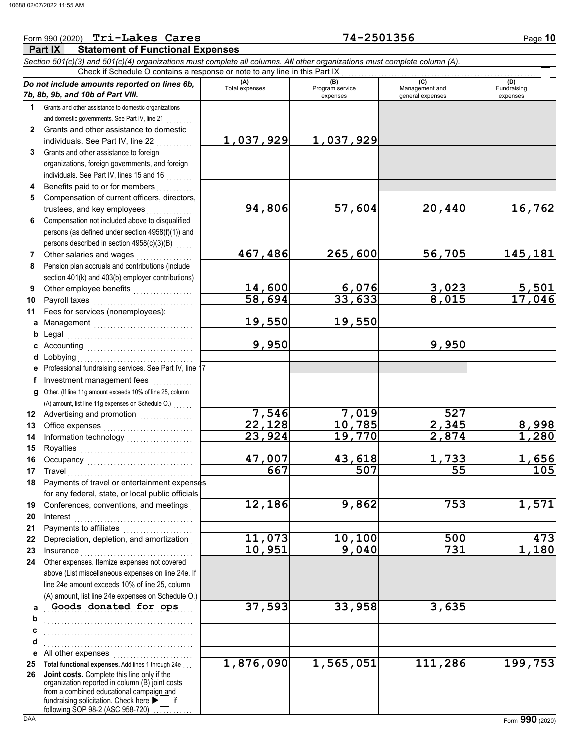Form 990 (2020) **Tri-Lakes Cares** **74-2501356**

## Part IX Statement of Functional Expenses

*Section 501(c)(3) and 501(c)(4) organizations must complete all columns. All other organizations must complete column (A).*

Check if Schedule O contains a response or note to any line in this Part IX ☐

| *Do not include amounts reported on lines 6b, 7b, 8b, 9b, and 10b of Part VIII.* | (A) Total expenses | (B) Program service expenses | (C) Management and general expenses | (D) Fundraising expenses |
|---|---|---|---|---|
| 1 Grants and other assistance to domestic organizations and domestic governments. See Part IV, line 21 | | | | |
| 2 Grants and other assistance to domestic individuals. See Part IV, line 22 | 1,037,929 | 1,037,929 | | |
| 3 Grants and other assistance to foreign organizations, foreign governments, and foreign individuals. See Part IV, lines 15 and 16 | | | | |
| 4 Benefits paid to or for members | | | | |
| 5 Compensation of current officers, directors, trustees, and key employees | 94,806 | 57,604 | 20,440 | 16,762 |
| 6 Compensation not included above to disqualified persons (as defined under section 4958(f)(1)) and persons described in section 4958(c)(3)(B) | | | | |
| 7 Other salaries and wages | 467,486 | 265,600 | 56,705 | 145,181 |
| 8 Pension plan accruals and contributions (include section 401(k) and 403(b) employer contributions) | | | | |
| 9 Other employee benefits | 14,600 | 6,076 | 3,023 | 5,501 |
| 10 Payroll taxes | 58,694 | 33,633 | 8,015 | 17,046 |
| 11 Fees for services (nonemployees): | | | | |
| a Management | 19,550 | 19,550 | | |
| b Legal | | | | |
| c Accounting | 9,950 | | 9,950 | |
| d Lobbying | | | | |
| e Professional fundraising services. See Part IV, line 17 | | | | |
| f Investment management fees | | | | |
| g Other. (If line 11g amount exceeds 10% of line 25, column (A) amount, list line 11g expenses on Schedule O.) | | | | |
| 12 Advertising and promotion | 7,546 | 7,019 | 527 | |
| 13 Office expenses | 22,128 | 10,785 | 2,345 | 8,998 |
| 14 Information technology | 23,924 | 19,770 | 2,874 | 1,280 |
| 15 Royalties | | | | |
| 16 Occupancy | 47,007 | 43,618 | 1,733 | 1,656 |
| 17 Travel | 667 | 507 | 55 | 105 |
| 18 Payments of travel or entertainment expenses for any federal, state, or local public officials | | | | |
| 19 Conferences, conventions, and meetings | 12,186 | 9,862 | 753 | 1,571 |
| 20 Interest | | | | |
| 21 Payments to affiliates | | | | |
| 22 Depreciation, depletion, and amortization | 11,073 | 10,100 | 500 | 473 |
| 23 Insurance | 10,951 | 9,040 | 731 | 1,180 |
| 24 Other expenses. Itemize expenses not covered above (List miscellaneous expenses on line 24e. If line 24e amount exceeds 10% of line 25, column (A) amount, list line 24e expenses on Schedule O.) | | | | |
| a Goods donated for ops | 37,593 | 33,958 | 3,635 | |
| b | | | | |
| c | | | | |
| d | | | | |
| e All other expenses | | | | |
| 25 **Total functional expenses.** Add lines 1 through 24e | 1,876,090 | 1,565,051 | 111,286 | 199,753 |
| 26 **Joint costs.** Complete this line only if the organization reported in column (B) joint costs from a combined educational campaign and fundraising solicitation. Check here ▶ ☐ if following SOP 98-2 (ASC 958-720) | | | | |

Form **990** (2020)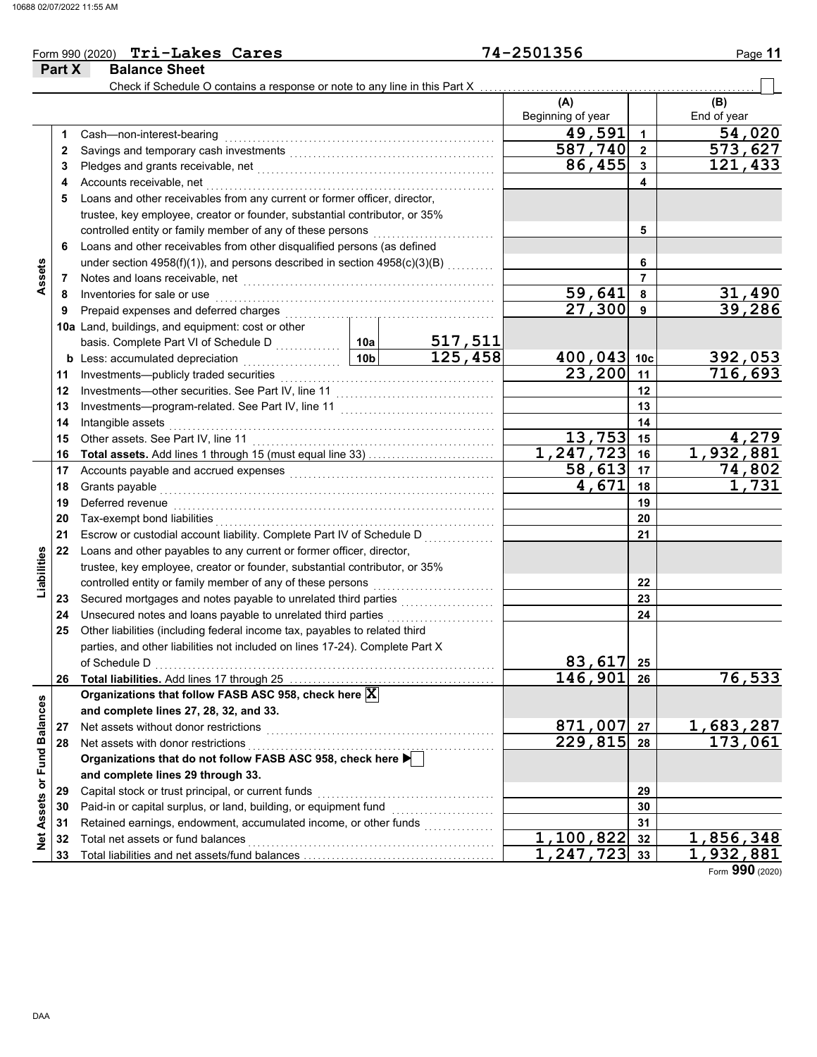Form 990 (2020) **Tri-Lakes Cares** **74-2501356**

## Part X Balance Sheet

Check if Schedule O contains a response or note to any line in this Part X . . . . . . ☐

| | | Description | | | (A) Beginning of year | | (B) End of year |
|---|---|---|---|---|---|---|---|
| **Assets** | 1 | Cash—non-interest-bearing | | | 49,591 | 1 | 54,020 |
| | 2 | Savings and temporary cash investments | | | 587,740 | 2 | 573,627 |
| | 3 | Pledges and grants receivable, net | | | 86,455 | 3 | 121,433 |
| | 4 | Accounts receivable, net | | | | 4 | |
| | 5 | Loans and other receivables from any current or former officer, director, trustee, key employee, creator or founder, substantial contributor, or 35% controlled entity or family member of any of these persons | | | | 5 | |
| | 6 | Loans and other receivables from other disqualified persons (as defined under section 4958(f)(1)), and persons described in section 4958(c)(3)(B) | | | | 6 | |
| | 7 | Notes and loans receivable, net | | | | 7 | |
| | 8 | Inventories for sale or use | | | 59,641 | 8 | 31,490 |
| | 9 | Prepaid expenses and deferred charges | | | 27,300 | 9 | 39,286 |
| | 10a | Land, buildings, and equipment: cost or other basis. Complete Part VI of Schedule D | 10a | 517,511 | | | |
| | b | Less: accumulated depreciation | 10b | 125,458 | 400,043 | 10c | 392,053 |
| | 11 | Investments—publicly traded securities | | | 23,200 | 11 | 716,693 |
| | 12 | Investments—other securities. See Part IV, line 11 | | | | 12 | |
| | 13 | Investments—program-related. See Part IV, line 11 | | | | 13 | |
| | 14 | Intangible assets | | | | 14 | |
| | 15 | Other assets. See Part IV, line 11 | | | 13,753 | 15 | 4,279 |
| | 16 | **Total assets.** Add lines 1 through 15 (must equal line 33) | | | 1,247,723 | 16 | 1,932,881 |
| **Liabilities** | 17 | Accounts payable and accrued expenses | | | 58,613 | 17 | 74,802 |
| | 18 | Grants payable | | | 4,671 | 18 | 1,731 |
| | 19 | Deferred revenue | | | | 19 | |
| | 20 | Tax-exempt bond liabilities | | | | 20 | |
| | 21 | Escrow or custodial account liability. Complete Part IV of Schedule D | | | | 21 | |
| | 22 | Loans and other payables to any current or former officer, director, trustee, key employee, creator or founder, substantial contributor, or 35% controlled entity or family member of any of these persons | | | | 22 | |
| | 23 | Secured mortgages and notes payable to unrelated third parties | | | | 23 | |
| | 24 | Unsecured notes and loans payable to unrelated third parties | | | | 24 | |
| | 25 | Other liabilities (including federal income tax, payables to related third parties, and other liabilities not included on lines 17-24). Complete Part X of Schedule D | | | 83,617 | 25 | |
| | 26 | **Total liabilities.** Add lines 17 through 25 | | | 146,901 | 26 | 76,533 |
| **Net Assets or Fund Balances** | | **Organizations that follow FASB ASC 958, check here** ☒ **and complete lines 27, 28, 32, and 33.** | | | | | |
| | 27 | Net assets without donor restrictions | | | 871,007 | 27 | 1,683,287 |
| | 28 | Net assets with donor restrictions | | | 229,815 | 28 | 173,061 |
| | | **Organizations that do not follow FASB ASC 958, check here** ☐ **and complete lines 29 through 33.** | | | | | |
| | 29 | Capital stock or trust principal, or current funds | | | | 29 | |
| | 30 | Paid-in or capital surplus, or land, building, or equipment fund | | | | 30 | |
| | 31 | Retained earnings, endowment, accumulated income, or other funds | | | | 31 | |
| | 32 | Total net assets or fund balances | | | 1,100,822 | 32 | 1,856,348 |
| | 33 | Total liabilities and net assets/fund balances | | | 1,247,723 | 33 | 1,932,881 |

Form **990** (2020)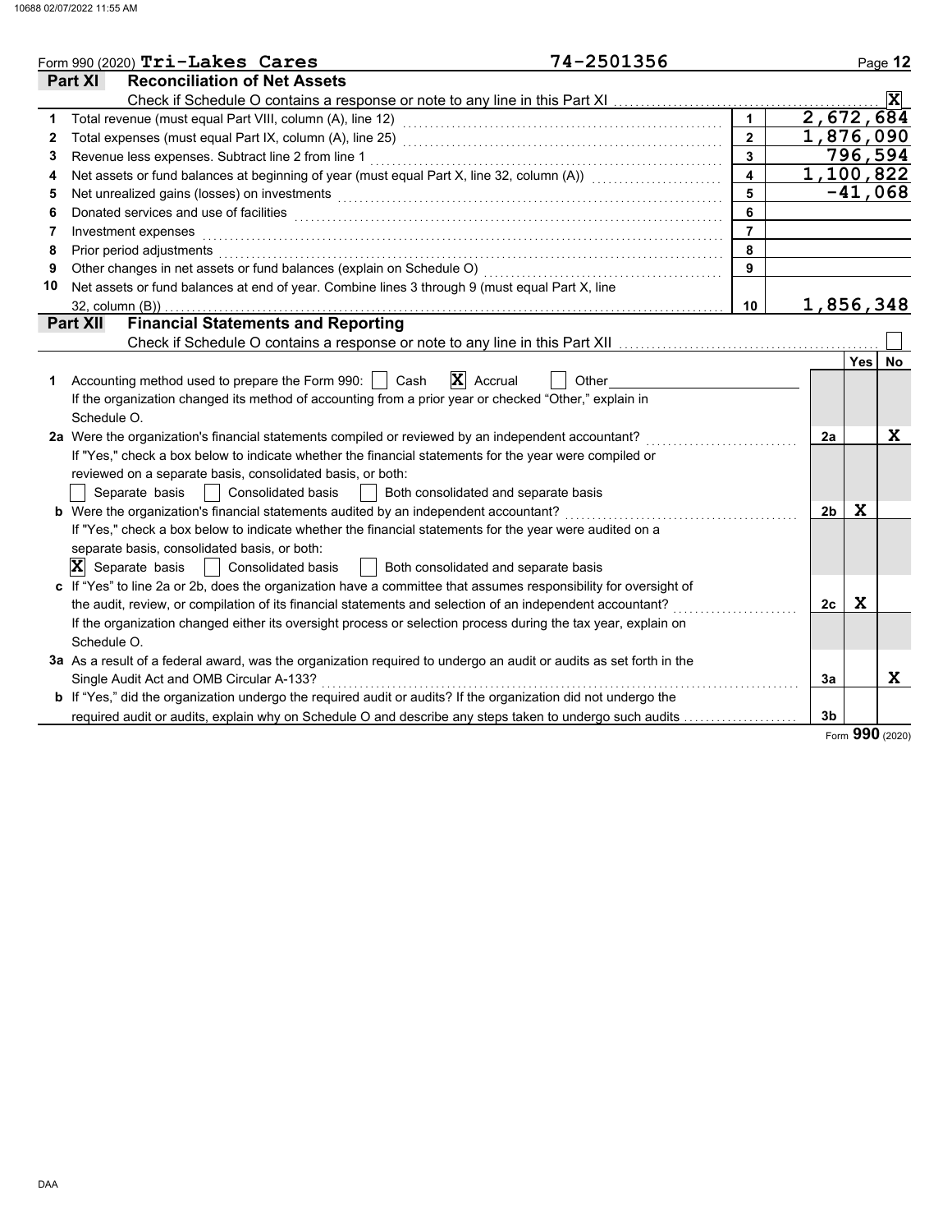Form 990 (2020) **Tri-Lakes Cares** 74-2501356

## Part XI Reconciliation of Net Assets

Check if Schedule O contains a response or note to any line in this Part XI .......... [X]

| | | | |
|---|---|---|---|
| 1 | Total revenue (must equal Part VIII, column (A), line 12) | 1 | 2,672,684 |
| 2 | Total expenses (must equal Part IX, column (A), line 25) | 2 | 1,876,090 |
| 3 | Revenue less expenses. Subtract line 2 from line 1 | 3 | 796,594 |
| 4 | Net assets or fund balances at beginning of year (must equal Part X, line 32, column (A)) | 4 | 1,100,822 |
| 5 | Net unrealized gains (losses) on investments | 5 | -41,068 |
| 6 | Donated services and use of facilities | 6 | |
| 7 | Investment expenses | 7 | |
| 8 | Prior period adjustments | 8 | |
| 9 | Other changes in net assets or fund balances (explain on Schedule O) | 9 | |
| 10 | Net assets or fund balances at end of year. Combine lines 3 through 9 (must equal Part X, line 32, column (B)) | 10 | 1,856,348 |

## Part XII Financial Statements and Reporting

Check if Schedule O contains a response or note to any line in this Part XII .......... [ ]

| | | | Yes | No |
|---|---|---|---|---|
| **1** | Accounting method used to prepare the Form 990: [ ] Cash [X] Accrual [ ] Other<br>If the organization changed its method of accounting from a prior year or checked "Other," explain in Schedule O. | | | |
| **2a** | Were the organization's financial statements compiled or reviewed by an independent accountant?<br>If "Yes," check a box below to indicate whether the financial statements for the year were compiled or reviewed on a separate basis, consolidated basis, or both:<br>[ ] Separate basis [ ] Consolidated basis [ ] Both consolidated and separate basis | 2a | | X |
| **b** | Were the organization's financial statements audited by an independent accountant?<br>If "Yes," check a box below to indicate whether the financial statements for the year were audited on a separate basis, consolidated basis, or both:<br>[X] Separate basis [ ] Consolidated basis [ ] Both consolidated and separate basis | 2b | X | |
| **c** | If "Yes" to line 2a or 2b, does the organization have a committee that assumes responsibility for oversight of the audit, review, or compilation of its financial statements and selection of an independent accountant?<br>If the organization changed either its oversight process or selection process during the tax year, explain on Schedule O. | 2c | X | |
| **3a** | As a result of a federal award, was the organization required to undergo an audit or audits as set forth in the Single Audit Act and OMB Circular A-133? | 3a | | X |
| **b** | If "Yes," did the organization undergo the required audit or audits? If the organization did not undergo the required audit or audits, explain why on Schedule O and describe any steps taken to undergo such audits | 3b | | |

Form **990** (2020)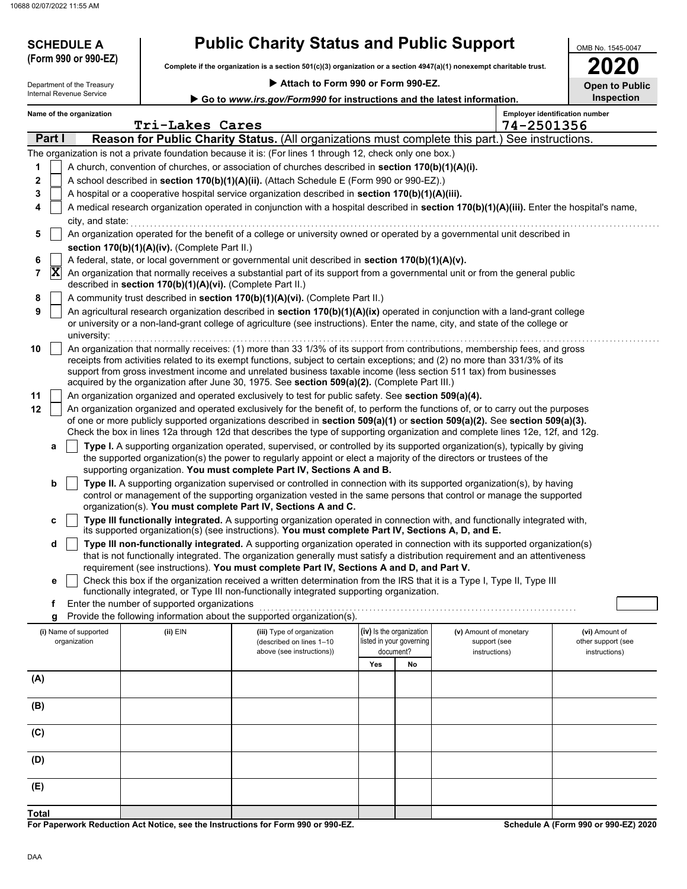**SCHEDULE A (Form 990 or 990-EZ)**

Department of the Treasury
Internal Revenue Service

# Public Charity Status and Public Support

**Complete if the organization is a section 501(c)(3) organization or a section 4947(a)(1) nonexempt charitable trust.**

▶ **Attach to Form 990 or Form 990-EZ.**

▶ **Go to *www.irs.gov/Form990* for instructions and the latest information.**

OMB No. 1545-0047

**2020**

**Open to Public Inspection**

**Name of the organization:** Tri-Lakes Cares

**Employer identification number:** 74-2501356

## Part I Reason for Public Charity Status. (All organizations must complete this part.) See instructions.

The organization is not a private foundation because it is: (For lines 1 through 12, check only one box.)

1. [ ] A church, convention of churches, or association of churches described in **section 170(b)(1)(A)(i).**
2. [ ] A school described in **section 170(b)(1)(A)(ii).** (Attach Schedule E (Form 990 or 990-EZ).)
3. [ ] A hospital or a cooperative hospital service organization described in **section 170(b)(1)(A)(iii).**
4. [ ] A medical research organization operated in conjunction with a hospital described in **section 170(b)(1)(A)(iii).** Enter the hospital's name, city, and state:
5. [ ] An organization operated for the benefit of a college or university owned or operated by a governmental unit described in **section 170(b)(1)(A)(iv).** (Complete Part II.)
6. [ ] A federal, state, or local government or governmental unit described in **section 170(b)(1)(A)(v).**
7. [X] An organization that normally receives a substantial part of its support from a governmental unit or from the general public described in **section 170(b)(1)(A)(vi).** (Complete Part II.)
8. [ ] A community trust described in **section 170(b)(1)(A)(vi).** (Complete Part II.)
9. [ ] An agricultural research organization described in **section 170(b)(1)(A)(ix)** operated in conjunction with a land-grant college or university or a non-land-grant college of agriculture (see instructions). Enter the name, city, and state of the college or university:
10. [ ] An organization that normally receives: (1) more than 33 1/3% of its support from contributions, membership fees, and gross receipts from activities related to its exempt functions, subject to certain exceptions; and (2) no more than 331/3% of its support from gross investment income and unrelated business taxable income (less section 511 tax) from businesses acquired by the organization after June 30, 1975. See **section 509(a)(2).** (Complete Part III.)
11. [ ] An organization organized and operated exclusively to test for public safety. See **section 509(a)(4).**
12. [ ] An organization organized and operated exclusively for the benefit of, to perform the functions of, or to carry out the purposes of one or more publicly supported organizations described in **section 509(a)(1)** or **section 509(a)(2).** See **section 509(a)(3).** Check the box in lines 12a through 12d that describes the type of supporting organization and complete lines 12e, 12f, and 12g.
   - **a** [ ] **Type I.** A supporting organization operated, supervised, or controlled by its supported organization(s), typically by giving the supported organization(s) the power to regularly appoint or elect a majority of the directors or trustees of the supporting organization. **You must complete Part IV, Sections A and B.**
   - **b** [ ] **Type II.** A supporting organization supervised or controlled in connection with its supported organization(s), by having control or management of the supporting organization vested in the same persons that control or manage the supported organization(s). **You must complete Part IV, Sections A and C.**
   - **c** [ ] **Type III functionally integrated.** A supporting organization operated in connection with, and functionally integrated with, its supported organization(s) (see instructions). **You must complete Part IV, Sections A, D, and E.**
   - **d** [ ] **Type III non-functionally integrated.** A supporting organization operated in connection with its supported organization(s) that is not functionally integrated. The organization generally must satisfy a distribution requirement and an attentiveness requirement (see instructions). **You must complete Part IV, Sections A and D, and Part V.**
   - **e** [ ] Check this box if the organization received a written determination from the IRS that it is a Type I, Type II, Type III functionally integrated, or Type III non-functionally integrated supporting organization.
   - **f** Enter the number of supported organizations
   - **g** Provide the following information about the supported organization(s).

| (i) Name of supported organization | (ii) EIN | (iii) Type of organization (described on lines 1–10 above (see instructions)) | (iv) Is the organization listed in your governing document? Yes | No | (v) Amount of monetary support (see instructions) | (vi) Amount of other support (see instructions) |
|---|---|---|---|---|---|---|
| (A) | | | | | | |
| (B) | | | | | | |
| (C) | | | | | | |
| (D) | | | | | | |
| (E) | | | | | | |
| **Total** | | | | | | |

**For Paperwork Reduction Act Notice, see the Instructions for Form 990 or 990-EZ.** **Schedule A (Form 990 or 990-EZ) 2020**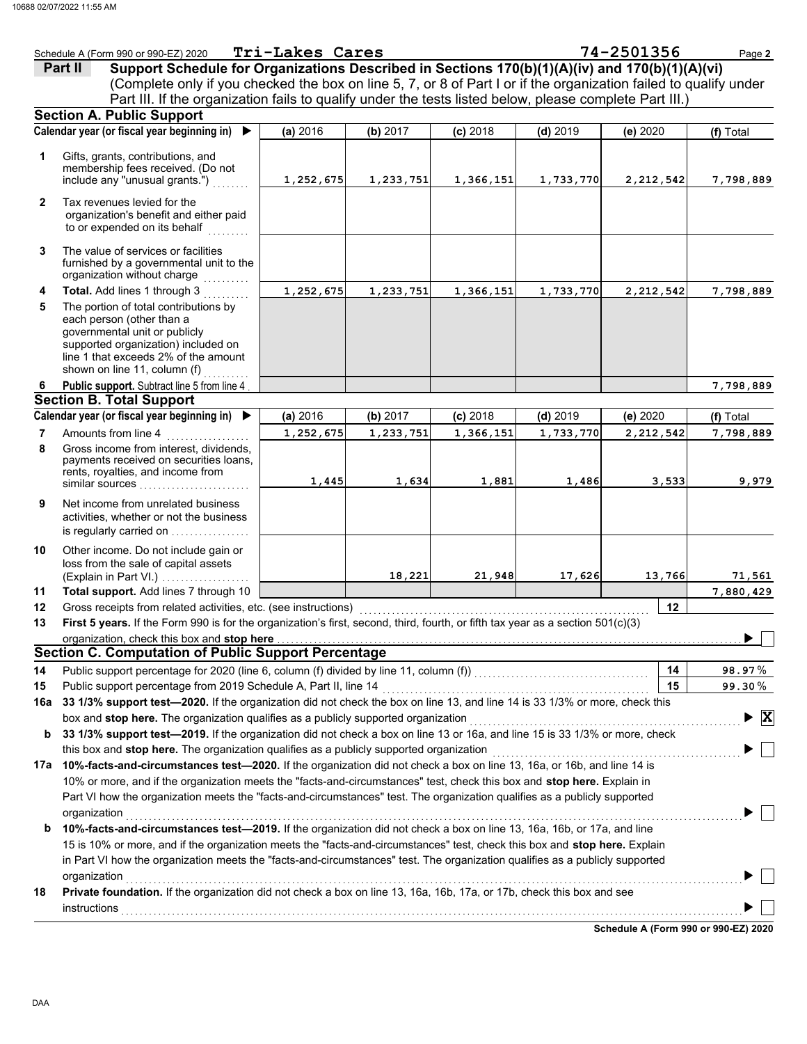Schedule A (Form 990 or 990-EZ) 2020 **Tri-Lakes Cares** 74-2501356

## Part II Support Schedule for Organizations Described in Sections 170(b)(1)(A)(iv) and 170(b)(1)(A)(vi)

(Complete only if you checked the box on line 5, 7, or 8 of Part I or if the organization failed to qualify under Part III. If the organization fails to qualify under the tests listed below, please complete Part III.)

### Section A. Public Support

| Calendar year (or fiscal year beginning in) ▶ | (a) 2016 | (b) 2017 | (c) 2018 | (d) 2019 | (e) 2020 | (f) Total |
|---|---|---|---|---|---|---|
| **1** Gifts, grants, contributions, and membership fees received. (Do not include any "unusual grants.") | 1,252,675 | 1,233,751 | 1,366,151 | 1,733,770 | 2,212,542 | 7,798,889 |
| **2** Tax revenues levied for the organization's benefit and either paid to or expended on its behalf | | | | | | |
| **3** The value of services or facilities furnished by a governmental unit to the organization without charge | | | | | | |
| **4** **Total.** Add lines 1 through 3 | 1,252,675 | 1,233,751 | 1,366,151 | 1,733,770 | 2,212,542 | 7,798,889 |
| **5** The portion of total contributions by each person (other than a governmental unit or publicly supported organization) included on line 1 that exceeds 2% of the amount shown on line 11, column (f) | | | | | | |
| **6** **Public support.** Subtract line 5 from line 4 | | | | | | 7,798,889 |

### Section B. Total Support

| Calendar year (or fiscal year beginning in) ▶ | (a) 2016 | (b) 2017 | (c) 2018 | (d) 2019 | (e) 2020 | (f) Total |
|---|---|---|---|---|---|---|
| **7** Amounts from line 4 | 1,252,675 | 1,233,751 | 1,366,151 | 1,733,770 | 2,212,542 | 7,798,889 |
| **8** Gross income from interest, dividends, payments received on securities loans, rents, royalties, and income from similar sources | 1,445 | 1,634 | 1,881 | 1,486 | 3,533 | 9,979 |
| **9** Net income from unrelated business activities, whether or not the business is regularly carried on | | | | | | |
| **10** Other income. Do not include gain or loss from the sale of capital assets (Explain in Part VI.) | | 18,221 | 21,948 | 17,626 | 13,766 | 71,561 |
| **11** **Total support.** Add lines 7 through 10 | | | | | | 7,880,429 |

**12** Gross receipts from related activities, etc. (see instructions) **12**

**13** **First 5 years.** If the Form 990 is for the organization's first, second, third, fourth, or fifth tax year as a section 501(c)(3) organization, check this box and **stop here** ▶ ☐

### Section C. Computation of Public Support Percentage

**14** Public support percentage for 2020 (line 6, column (f) divided by line 11, column (f)) **14** 98.97 %

**15** Public support percentage from 2019 Schedule A, Part II, line 14 **15** 99.30 %

**16a** **33 1/3% support test—2020.** If the organization did not check the box on line 13, and line 14 is 33 1/3% or more, check this box and **stop here.** The organization qualifies as a publicly supported organization ▶ ☒

**b** **33 1/3% support test—2019.** If the organization did not check a box on line 13 or 16a, and line 15 is 33 1/3% or more, check this box and **stop here.** The organization qualifies as a publicly supported organization ▶ ☐

**17a** **10%-facts-and-circumstances test—2020.** If the organization did not check a box on line 13, 16a, or 16b, and line 14 is 10% or more, and if the organization meets the "facts-and-circumstances" test, check this box and **stop here.** Explain in Part VI how the organization meets the "facts-and-circumstances" test. The organization qualifies as a publicly supported organization ▶ ☐

**b** **10%-facts-and-circumstances test—2019.** If the organization did not check a box on line 13, 16a, 16b, or 17a, and line 15 is 10% or more, and if the organization meets the "facts-and-circumstances" test, check this box and **stop here.** Explain in Part VI how the organization meets the "facts-and-circumstances" test. The organization qualifies as a publicly supported organization ▶ ☐

**18** **Private foundation.** If the organization did not check a box on line 13, 16a, 16b, 17a, or 17b, check this box and see instructions ▶ ☐

**Schedule A (Form 990 or 990-EZ) 2020**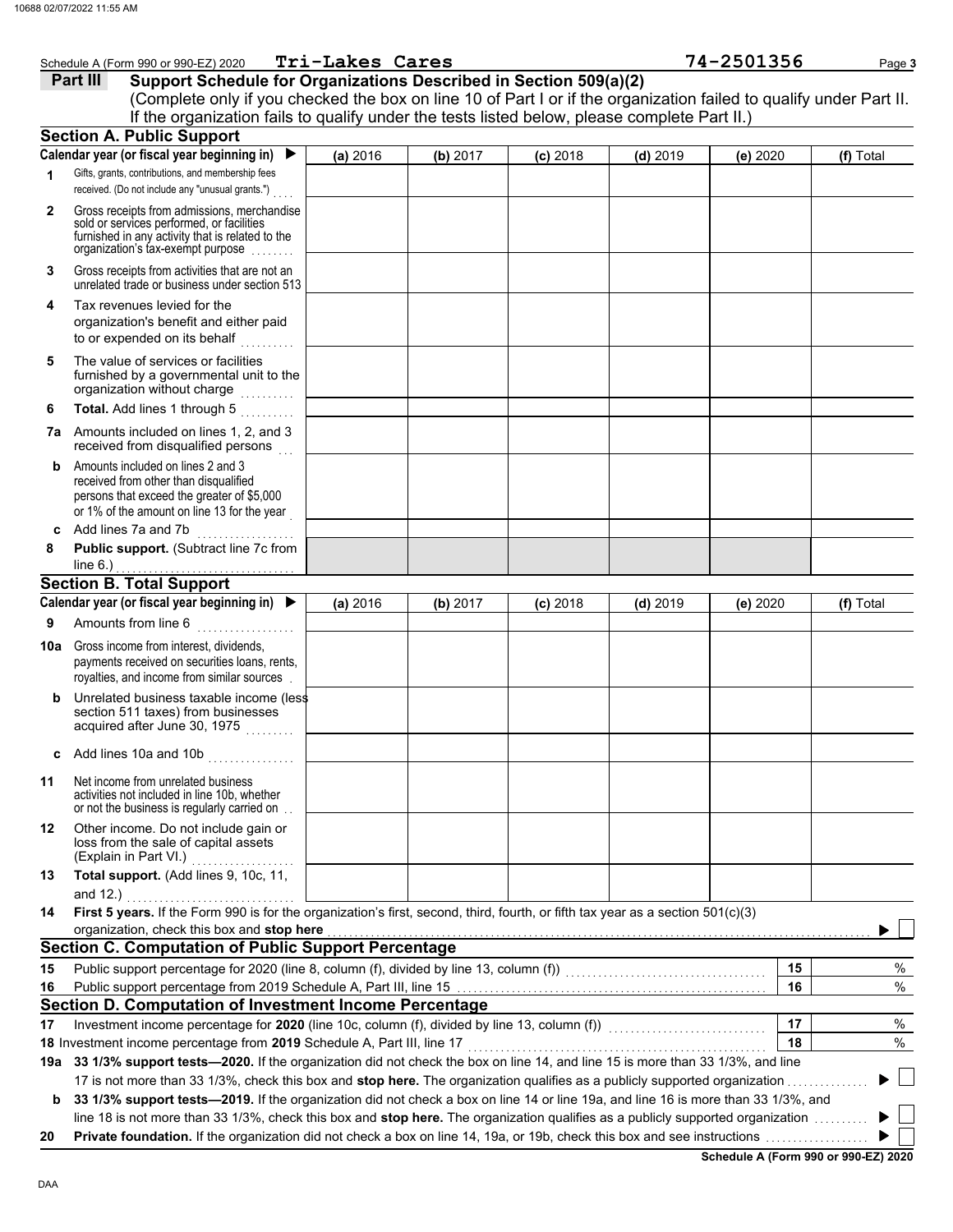Schedule A (Form 990 or 990-EZ) 2020 **Tri-Lakes Cares** **74-2501356** Page **3**

## Part III Support Schedule for Organizations Described in Section 509(a)(2)

(Complete only if you checked the box on line 10 of Part I or if the organization failed to qualify under Part II. If the organization fails to qualify under the tests listed below, please complete Part II.)

### Section A. Public Support

| Calendar year (or fiscal year beginning in) ▶ | (a) 2016 | (b) 2017 | (c) 2018 | (d) 2019 | (e) 2020 | (f) Total |
|---|---|---|---|---|---|---|
| **1** Gifts, grants, contributions, and membership fees received. (Do not include any "unusual grants.") | | | | | | |
| **2** Gross receipts from admissions, merchandise sold or services performed, or facilities furnished in any activity that is related to the organization's tax-exempt purpose | | | | | | |
| **3** Gross receipts from activities that are not an unrelated trade or business under section 513 | | | | | | |
| **4** Tax revenues levied for the organization's benefit and either paid to or expended on its behalf | | | | | | |
| **5** The value of services or facilities furnished by a governmental unit to the organization without charge | | | | | | |
| **6 Total.** Add lines 1 through 5 | | | | | | |
| **7a** Amounts included on lines 1, 2, and 3 received from disqualified persons | | | | | | |
| **b** Amounts included on lines 2 and 3 received from other than disqualified persons that exceed the greater of $5,000 or 1% of the amount on line 13 for the year | | | | | | |
| **c** Add lines 7a and 7b | | | | | | |
| **8 Public support.** (Subtract line 7c from line 6.) | | | | | | |

### Section B. Total Support

| Calendar year (or fiscal year beginning in) ▶ | (a) 2016 | (b) 2017 | (c) 2018 | (d) 2019 | (e) 2020 | (f) Total |
|---|---|---|---|---|---|---|
| **9** Amounts from line 6 | | | | | | |
| **10a** Gross income from interest, dividends, payments received on securities loans, rents, royalties, and income from similar sources | | | | | | |
| **b** Unrelated business taxable income (less section 511 taxes) from businesses acquired after June 30, 1975 | | | | | | |
| **c** Add lines 10a and 10b | | | | | | |
| **11** Net income from unrelated business activities not included in line 10b, whether or not the business is regularly carried on | | | | | | |
| **12** Other income. Do not include gain or loss from the sale of capital assets (Explain in Part VI.) | | | | | | |
| **13 Total support.** (Add lines 9, 10c, 11, and 12.) | | | | | | |

**14 First 5 years.** If the Form 990 is for the organization's first, second, third, fourth, or fifth tax year as a section 501(c)(3) organization, check this box and **stop here** ▶ ☐

### Section C. Computation of Public Support Percentage

| | | | |
|---|---|---|---|
| **15** | Public support percentage for 2020 (line 8, column (f), divided by line 13, column (f)) | 15 | % |
| **16** | Public support percentage from 2019 Schedule A, Part III, line 15 | 16 | % |

### Section D. Computation of Investment Income Percentage

| | | | |
|---|---|---|---|
| **17** | Investment income percentage for **2020** (line 10c, column (f), divided by line 13, column (f)) | 17 | % |
| **18** | Investment income percentage from **2019** Schedule A, Part III, line 17 | 18 | % |

**19a 33 1/3% support tests—2020.** If the organization did not check the box on line 14, and line 15 is more than 33 1/3%, and line 17 is not more than 33 1/3%, check this box and **stop here.** The organization qualifies as a publicly supported organization ▶ ☐

**b 33 1/3% support tests—2019.** If the organization did not check a box on line 14 or line 19a, and line 16 is more than 33 1/3%, and line 18 is not more than 33 1/3%, check this box and **stop here.** The organization qualifies as a publicly supported organization ▶ ☐

**20 Private foundation.** If the organization did not check a box on line 14, 19a, or 19b, check this box and see instructions ▶ ☐

**Schedule A (Form 990 or 990-EZ) 2020**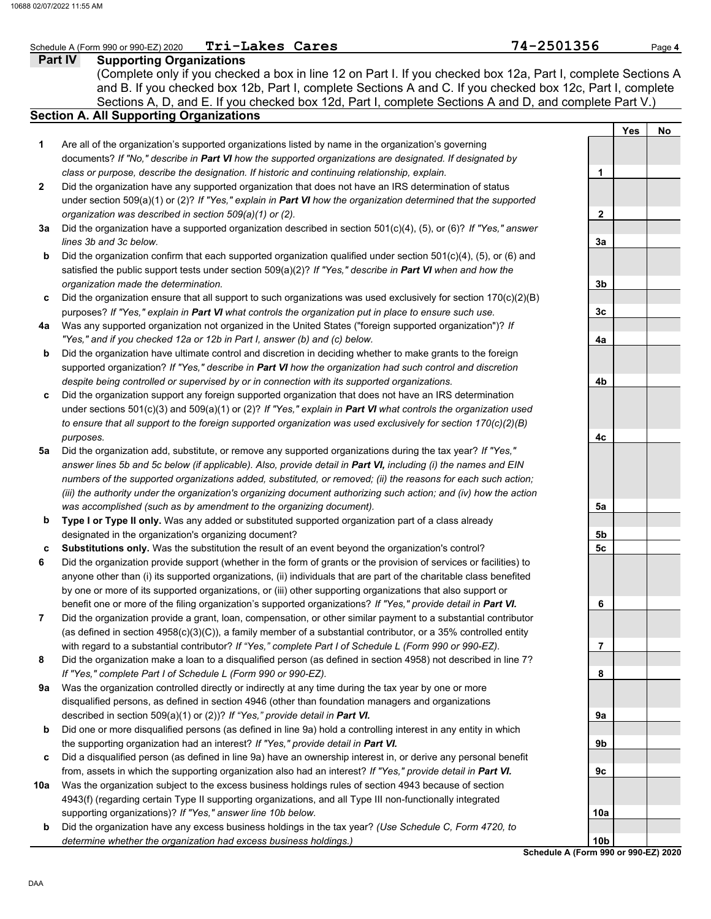Schedule A (Form 990 or 990-EZ) 2020 **Tri-Lakes Cares** **74-2501356** Page **4**

## Part IV Supporting Organizations

(Complete only if you checked a box in line 12 on Part I. If you checked box 12a, Part I, complete Sections A and B. If you checked box 12b, Part I, complete Sections A and C. If you checked box 12c, Part I, complete Sections A, D, and E. If you checked box 12d, Part I, complete Sections A and D, and complete Part V.)

### Section A. All Supporting Organizations

| | | | Yes | No |
|---|---|---|---|---|
| **1** | Are all of the organization's supported organizations listed by name in the organization's governing documents? *If "No," describe in **Part VI** how the supported organizations are designated. If designated by class or purpose, describe the designation. If historic and continuing relationship, explain.* | **1** | | |
| **2** | Did the organization have any supported organization that does not have an IRS determination of status under section 509(a)(1) or (2)? *If "Yes," explain in **Part VI** how the organization determined that the supported organization was described in section 509(a)(1) or (2).* | **2** | | |
| **3a** | Did the organization have a supported organization described in section 501(c)(4), (5), or (6)? *If "Yes," answer lines 3b and 3c below.* | **3a** | | |
| **b** | Did the organization confirm that each supported organization qualified under section 501(c)(4), (5), or (6) and satisfied the public support tests under section 509(a)(2)? *If "Yes," describe in **Part VI** when and how the organization made the determination.* | **3b** | | |
| **c** | Did the organization ensure that all support to such organizations was used exclusively for section 170(c)(2)(B) purposes? *If "Yes," explain in **Part VI** what controls the organization put in place to ensure such use.* | **3c** | | |
| **4a** | Was any supported organization not organized in the United States ("foreign supported organization")? *If "Yes," and if you checked 12a or 12b in Part I, answer (b) and (c) below.* | **4a** | | |
| **b** | Did the organization have ultimate control and discretion in deciding whether to make grants to the foreign supported organization? *If "Yes," describe in **Part VI** how the organization had such control and discretion despite being controlled or supervised by or in connection with its supported organizations.* | **4b** | | |
| **c** | Did the organization support any foreign supported organization that does not have an IRS determination under sections 501(c)(3) and 509(a)(1) or (2)? *If "Yes," explain in **Part VI** what controls the organization used to ensure that all support to the foreign supported organization was used exclusively for section 170(c)(2)(B) purposes.* | **4c** | | |
| **5a** | Did the organization add, substitute, or remove any supported organizations during the tax year? *If "Yes," answer lines 5b and 5c below (if applicable). Also, provide detail in **Part VI,** including (i) the names and EIN numbers of the supported organizations added, substituted, or removed; (ii) the reasons for each such action; (iii) the authority under the organization's organizing document authorizing such action; and (iv) how the action was accomplished (such as by amendment to the organizing document).* | **5a** | | |
| **b** | **Type I or Type II only.** Was any added or substituted supported organization part of a class already designated in the organization's organizing document? | **5b** | | |
| **c** | **Substitutions only.** Was the substitution the result of an event beyond the organization's control? | **5c** | | |
| **6** | Did the organization provide support (whether in the form of grants or the provision of services or facilities) to anyone other than (i) its supported organizations, (ii) individuals that are part of the charitable class benefited by one or more of its supported organizations, or (iii) other supporting organizations that also support or benefit one or more of the filing organization's supported organizations? *If "Yes," provide detail in **Part VI.*** | **6** | | |
| **7** | Did the organization provide a grant, loan, compensation, or other similar payment to a substantial contributor (as defined in section 4958(c)(3)(C)), a family member of a substantial contributor, or a 35% controlled entity with regard to a substantial contributor? *If "Yes," complete Part I of Schedule L (Form 990 or 990-EZ).* | **7** | | |
| **8** | Did the organization make a loan to a disqualified person (as defined in section 4958) not described in line 7? *If "Yes," complete Part I of Schedule L (Form 990 or 990-EZ).* | **8** | | |
| **9a** | Was the organization controlled directly or indirectly at any time during the tax year by one or more disqualified persons, as defined in section 4946 (other than foundation managers and organizations described in section 509(a)(1) or (2))? *If "Yes," provide detail in **Part VI.*** | **9a** | | |
| **b** | Did one or more disqualified persons (as defined in line 9a) hold a controlling interest in any entity in which the supporting organization had an interest? *If "Yes," provide detail in **Part VI.*** | **9b** | | |
| **c** | Did a disqualified person (as defined in line 9a) have an ownership interest in, or derive any personal benefit from, assets in which the supporting organization also had an interest? *If "Yes," provide detail in **Part VI.*** | **9c** | | |
| **10a** | Was the organization subject to the excess business holdings rules of section 4943 because of section 4943(f) (regarding certain Type II supporting organizations, and all Type III non-functionally integrated supporting organizations)? *If "Yes," answer line 10b below.* | **10a** | | |
| **b** | Did the organization have any excess business holdings in the tax year? *(Use Schedule C, Form 4720, to determine whether the organization had excess business holdings.)* | **10b** | | |

**Schedule A (Form 990 or 990-EZ) 2020**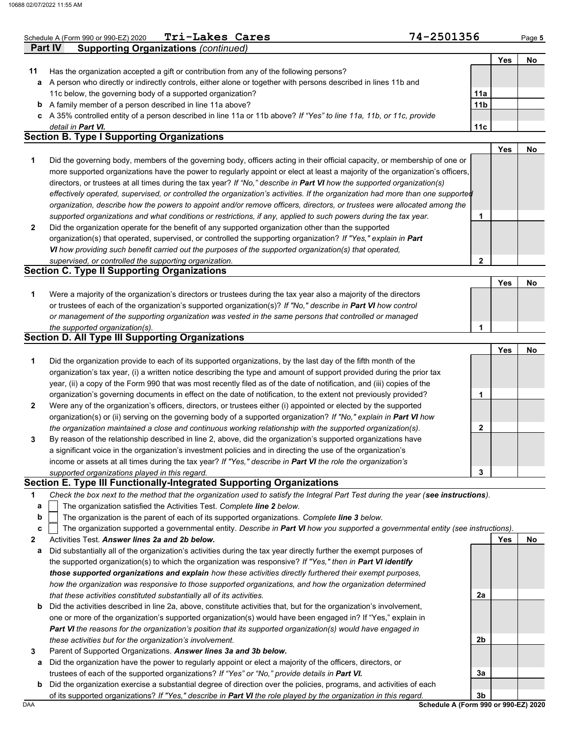Schedule A (Form 990 or 990-EZ) 2020 **Tri-Lakes Cares** **74-2501356** Page **5**

**Part IV Supporting Organizations** *(continued)*

| | | | Yes | No |
|---|---|---|---|---|
| **11** | Has the organization accepted a gift or contribution from any of the following persons? | | | |
| **a** | A person who directly or indirectly controls, either alone or together with persons described in lines 11b and 11c below, the governing body of a supported organization? | **11a** | | |
| **b** | A family member of a person described in line 11a above? | **11b** | | |
| **c** | A 35% controlled entity of a person described in line 11a or 11b above? *If "Yes" to line 11a, 11b, or 11c, provide detail in **Part VI.*** | **11c** | | |

## Section B. Type I Supporting Organizations

| | | | Yes | No |
|---|---|---|---|---|
| **1** | Did the governing body, members of the governing body, officers acting in their official capacity, or membership of one or more supported organizations have the power to regularly appoint or elect at least a majority of the organization's officers, directors, or trustees at all times during the tax year? *If "No," describe in **Part VI** how the supported organization(s) effectively operated, supervised, or controlled the organization's activities. If the organization had more than one supported organization, describe how the powers to appoint and/or remove officers, directors, or trustees were allocated among the supported organizations and what conditions or restrictions, if any, applied to such powers during the tax year.* | **1** | | |
| **2** | Did the organization operate for the benefit of any supported organization other than the supported organization(s) that operated, supervised, or controlled the supporting organization? *If "Yes," explain in **Part VI** how providing such benefit carried out the purposes of the supported organization(s) that operated, supervised, or controlled the supporting organization.* | **2** | | |

## Section C. Type II Supporting Organizations

| | | | Yes | No |
|---|---|---|---|---|
| **1** | Were a majority of the organization's directors or trustees during the tax year also a majority of the directors or trustees of each of the organization's supported organization(s)? *If "No," describe in **Part VI** how control or management of the supporting organization was vested in the same persons that controlled or managed the supported organization(s).* | **1** | | |

## Section D. All Type III Supporting Organizations

| | | | Yes | No |
|---|---|---|---|---|
| **1** | Did the organization provide to each of its supported organizations, by the last day of the fifth month of the organization's tax year, (i) a written notice describing the type and amount of support provided during the prior tax year, (ii) a copy of the Form 990 that was most recently filed as of the date of notification, and (iii) copies of the organization's governing documents in effect on the date of notification, to the extent not previously provided? | **1** | | |
| **2** | Were any of the organization's officers, directors, or trustees either (i) appointed or elected by the supported organization(s) or (ii) serving on the governing body of a supported organization? *If "No," explain in **Part VI** how the organization maintained a close and continuous working relationship with the supported organization(s).* | **2** | | |
| **3** | By reason of the relationship described in line 2, above, did the organization's supported organizations have a significant voice in the organization's investment policies and in directing the use of the organization's income or assets at all times during the tax year? *If "Yes," describe in **Part VI** the role the organization's supported organizations played in this regard.* | **3** | | |

## Section E. Type III Functionally-Integrated Supporting Organizations

**1** *Check the box next to the method that the organization used to satisfy the Integral Part Test during the year (**see instructions**).*

- **a** ☐ The organization satisfied the Activities Test. *Complete **line 2** below.*
- **b** ☐ The organization is the parent of each of its supported organizations. *Complete **line 3** below.*
- **c** ☐ The organization supported a governmental entity. *Describe in **Part VI** how you supported a governmental entity (see instructions).*

| | | | Yes | No |
|---|---|---|---|---|
| **2** | Activities Test. ***Answer lines 2a and 2b below.*** | | | |
| **a** | Did substantially all of the organization's activities during the tax year directly further the exempt purposes of the supported organization(s) to which the organization was responsive? *If "Yes," then in **Part VI identify those supported organizations and explain** how these activities directly furthered their exempt purposes, how the organization was responsive to those supported organizations, and how the organization determined that these activities constituted substantially all of its activities.* | **2a** | | |
| **b** | Did the activities described in line 2a, above, constitute activities that, but for the organization's involvement, one or more of the organization's supported organization(s) would have been engaged in? If "Yes," explain in ***Part VI** the reasons for the organization's position that its supported organization(s) would have engaged in these activities but for the organization's involvement.* | **2b** | | |
| **3** | Parent of Supported Organizations. ***Answer lines 3a and 3b below.*** | | | |
| **a** | Did the organization have the power to regularly appoint or elect a majority of the officers, directors, or trustees of each of the supported organizations? *If "Yes" or "No," provide details in **Part VI.*** | **3a** | | |
| **b** | Did the organization exercise a substantial degree of direction over the policies, programs, and activities of each of its supported organizations? *If "Yes," describe in **Part VI** the role played by the organization in this regard.* | **3b** | | |

**Schedule A (Form 990 or 990-EZ) 2020**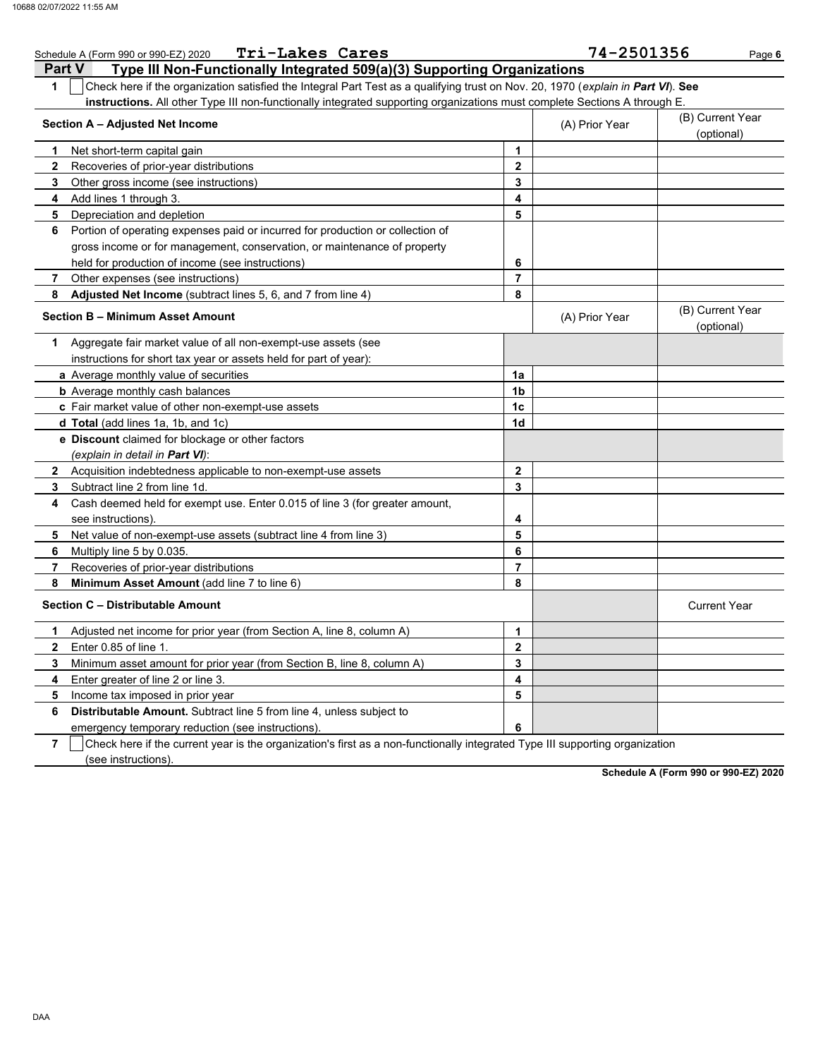Schedule A (Form 990 or 990-EZ) 2020 **Tri-Lakes Cares** **74-2501356**

## Part V Type III Non-Functionally Integrated 509(a)(3) Supporting Organizations

**1** ☐ Check here if the organization satisfied the Integral Part Test as a qualifying trust on Nov. 20, 1970 (*explain in **Part VI***). **See instructions.** All other Type III non-functionally integrated supporting organizations must complete Sections A through E.

| **Section A – Adjusted Net Income** | | (A) Prior Year | (B) Current Year (optional) |
|---|---|---|---|
| **1** Net short-term capital gain | **1** | | |
| **2** Recoveries of prior-year distributions | **2** | | |
| **3** Other gross income (see instructions) | **3** | | |
| **4** Add lines 1 through 3. | **4** | | |
| **5** Depreciation and depletion | **5** | | |
| **6** Portion of operating expenses paid or incurred for production or collection of gross income or for management, conservation, or maintenance of property held for production of income (see instructions) | **6** | | |
| **7** Other expenses (see instructions) | **7** | | |
| **8** **Adjusted Net Income** (subtract lines 5, 6, and 7 from line 4) | **8** | | |

| **Section B – Minimum Asset Amount** | | (A) Prior Year | (B) Current Year (optional) |
|---|---|---|---|
| **1** Aggregate fair market value of all non-exempt-use assets (see instructions for short tax year or assets held for part of year): | | | |
| **a** Average monthly value of securities | **1a** | | |
| **b** Average monthly cash balances | **1b** | | |
| **c** Fair market value of other non-exempt-use assets | **1c** | | |
| **d** **Total** (add lines 1a, 1b, and 1c) | **1d** | | |
| **e** **Discount** claimed for blockage or other factors (*explain in detail in **Part VI***): | | | |
| **2** Acquisition indebtedness applicable to non-exempt-use assets | **2** | | |
| **3** Subtract line 2 from line 1d. | **3** | | |
| **4** Cash deemed held for exempt use. Enter 0.015 of line 3 (for greater amount, see instructions). | **4** | | |
| **5** Net value of non-exempt-use assets (subtract line 4 from line 3) | **5** | | |
| **6** Multiply line 5 by 0.035. | **6** | | |
| **7** Recoveries of prior-year distributions | **7** | | |
| **8** **Minimum Asset Amount** (add line 7 to line 6) | **8** | | |

| **Section C – Distributable Amount** | | | Current Year |
|---|---|---|---|
| **1** Adjusted net income for prior year (from Section A, line 8, column A) | **1** | | |
| **2** Enter 0.85 of line 1. | **2** | | |
| **3** Minimum asset amount for prior year (from Section B, line 8, column A) | **3** | | |
| **4** Enter greater of line 2 or line 3. | **4** | | |
| **5** Income tax imposed in prior year | **5** | | |
| **6** **Distributable Amount.** Subtract line 5 from line 4, unless subject to emergency temporary reduction (see instructions). | **6** | | |

**7** ☐ Check here if the current year is the organization's first as a non-functionally integrated Type III supporting organization (see instructions).

**Schedule A (Form 990 or 990-EZ) 2020**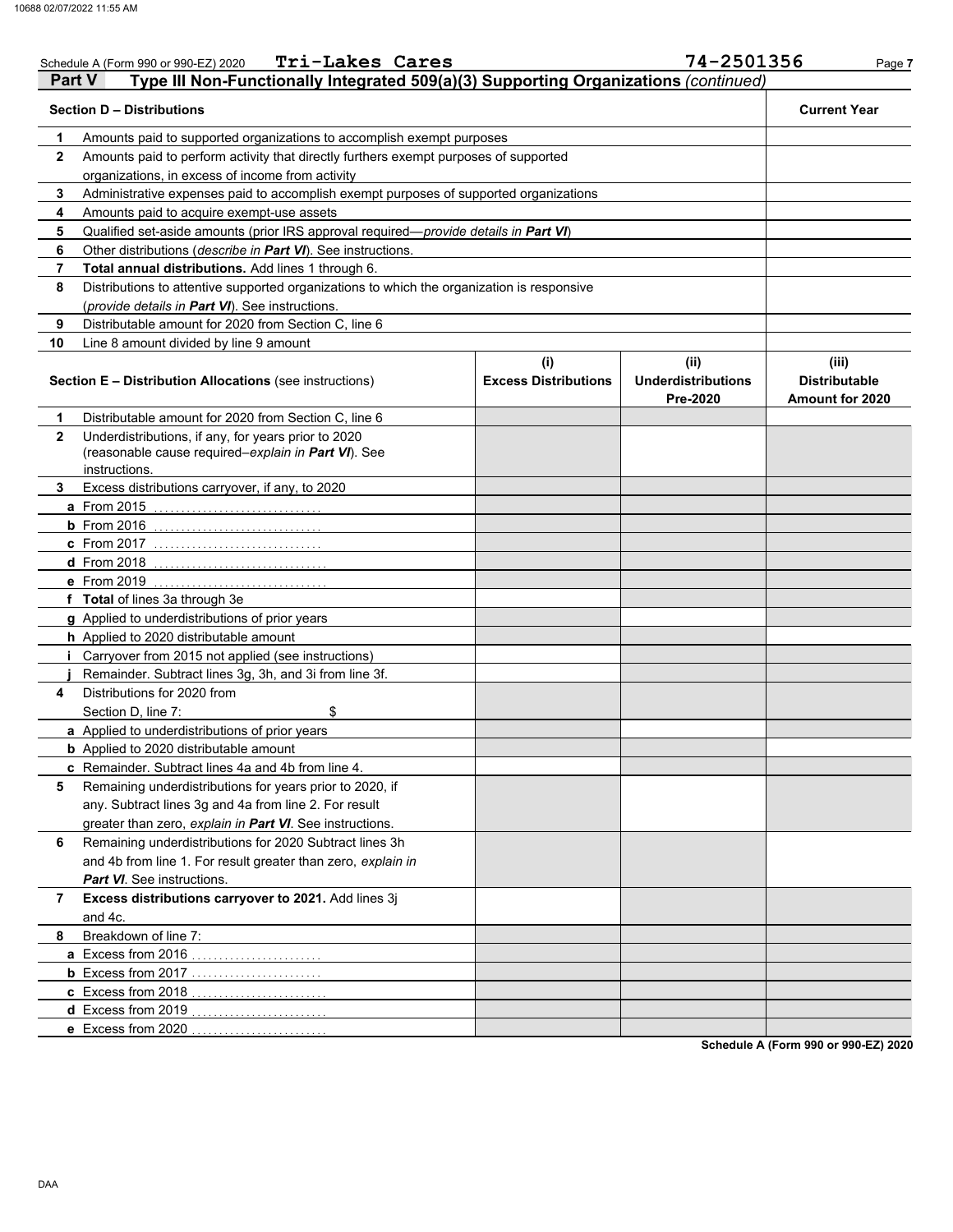Schedule A (Form 990 or 990-EZ) 2020 **Tri-Lakes Cares** **74-2501356**

## Part V Type III Non-Functionally Integrated 509(a)(3) Supporting Organizations *(continued)*

| **Section D – Distributions** | | **Current Year** |
|---|---|---|
| **1** | Amounts paid to supported organizations to accomplish exempt purposes | |
| **2** | Amounts paid to perform activity that directly furthers exempt purposes of supported organizations, in excess of income from activity | |
| **3** | Administrative expenses paid to accomplish exempt purposes of supported organizations | |
| **4** | Amounts paid to acquire exempt-use assets | |
| **5** | Qualified set-aside amounts (prior IRS approval required—*provide details in **Part VI***) | |
| **6** | Other distributions (*describe in **Part VI***). See instructions. | |
| **7** | **Total annual distributions.** Add lines 1 through 6. | |
| **8** | Distributions to attentive supported organizations to which the organization is responsive (*provide details in **Part VI***). See instructions. | |
| **9** | Distributable amount for 2020 from Section C, line 6 | |
| **10** | Line 8 amount divided by line 9 amount | |

| **Section E – Distribution Allocations** (see instructions) | | **(i) Excess Distributions** | **(ii) Underdistributions Pre-2020** | **(iii) Distributable Amount for 2020** |
|---|---|---|---|---|
| **1** | Distributable amount for 2020 from Section C, line 6 | | | |
| **2** | Underdistributions, if any, for years prior to 2020 (reasonable cause required–*explain in **Part VI***). See instructions. | | | |
| **3** | Excess distributions carryover, if any, to 2020 | | | |
| **a** | From 2015 | | | |
| **b** | From 2016 | | | |
| **c** | From 2017 | | | |
| **d** | From 2018 | | | |
| **e** | From 2019 | | | |
| **f** | **Total** of lines 3a through 3e | | | |
| **g** | Applied to underdistributions of prior years | | | |
| **h** | Applied to 2020 distributable amount | | | |
| **i** | Carryover from 2015 not applied (see instructions) | | | |
| **j** | Remainder. Subtract lines 3g, 3h, and 3i from line 3f. | | | |
| **4** | Distributions for 2020 from Section D, line 7: $ | | | |
| **a** | Applied to underdistributions of prior years | | | |
| **b** | Applied to 2020 distributable amount | | | |
| **c** | Remainder. Subtract lines 4a and 4b from line 4. | | | |
| **5** | Remaining underdistributions for years prior to 2020, if any. Subtract lines 3g and 4a from line 2. For result greater than zero, *explain in **Part VI***. See instructions. | | | |
| **6** | Remaining underdistributions for 2020 Subtract lines 3h and 4b from line 1. For result greater than zero, *explain in **Part VI***. See instructions. | | | |
| **7** | **Excess distributions carryover to 2021.** Add lines 3j and 4c. | | | |
| **8** | Breakdown of line 7: | | | |
| **a** | Excess from 2016 | | | |
| **b** | Excess from 2017 | | | |
| **c** | Excess from 2018 | | | |
| **d** | Excess from 2019 | | | |
| **e** | Excess from 2020 | | | |

**Schedule A (Form 990 or 990-EZ) 2020**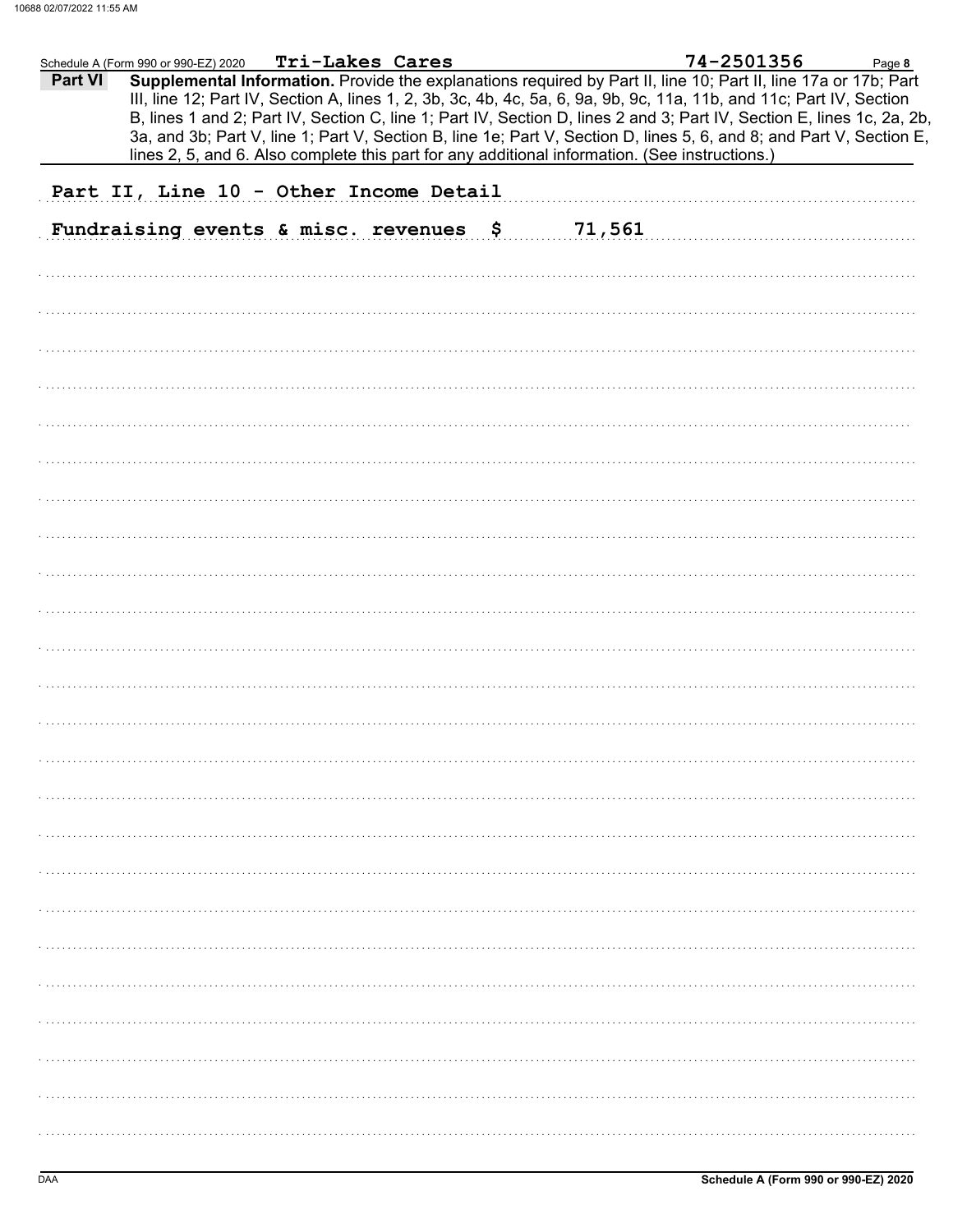Schedule A (Form 990 or 990-EZ) 2020 **Tri-Lakes Cares** **74-2501356**

**Part VI** **Supplemental Information.** Provide the explanations required by Part II, line 10; Part II, line 17a or 17b; Part III, line 12; Part IV, Section A, lines 1, 2, 3b, 3c, 4b, 4c, 5a, 6, 9a, 9b, 9c, 11a, 11b, and 11c; Part IV, Section B, lines 1 and 2; Part IV, Section C, line 1; Part IV, Section D, lines 2 and 3; Part IV, Section E, lines 1c, 2a, 2b, 3a, and 3b; Part V, line 1; Part V, Section B, line 1e; Part V, Section D, lines 5, 6, and 8; and Part V, Section E, lines 2, 5, and 6. Also complete this part for any additional information. (See instructions.)

Part II, Line 10 - Other Income Detail

Fundraising events & misc. revenues $ 71,561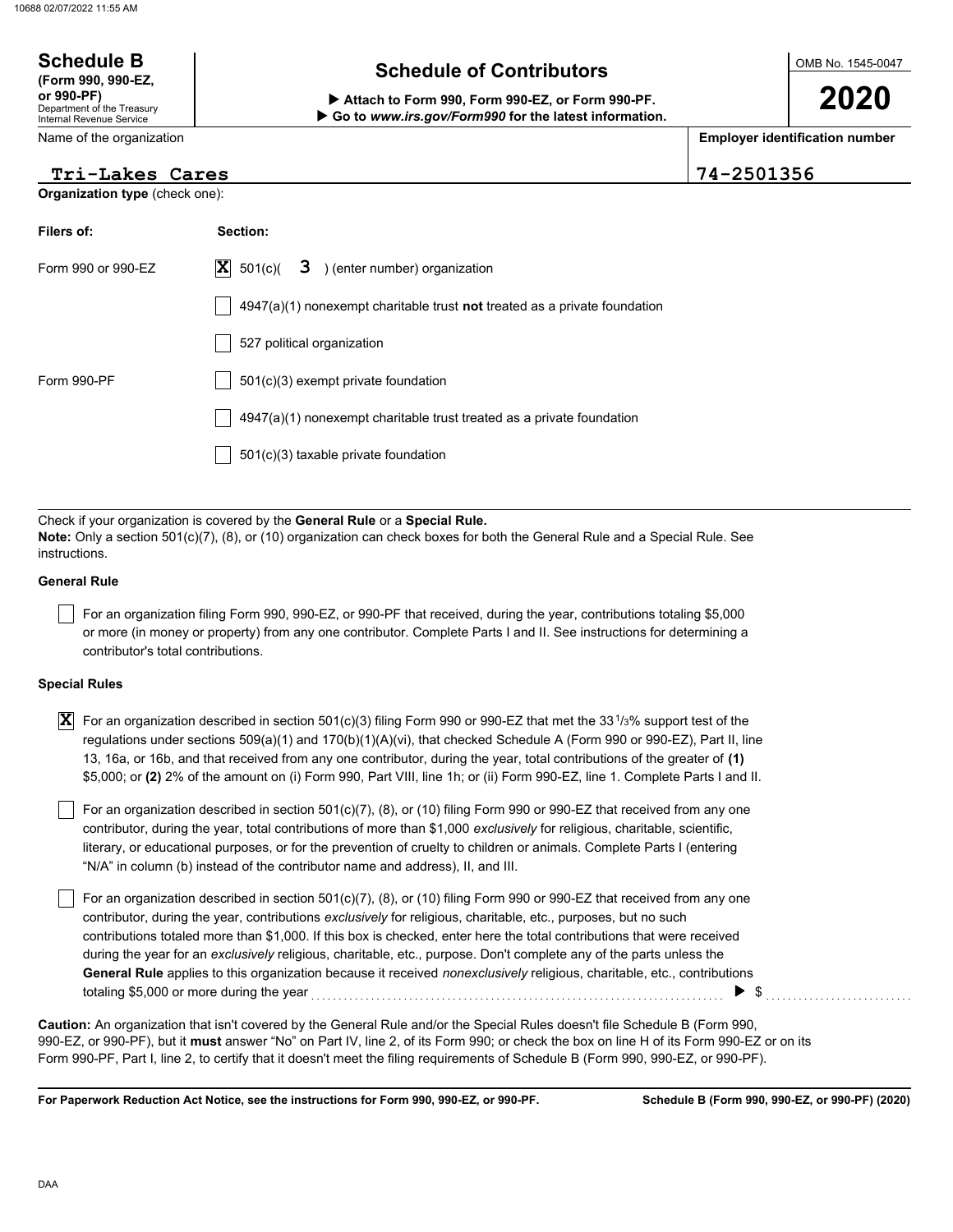**Schedule B**
**(Form 990, 990-EZ, or 990-PF)**
Department of the Treasury
Internal Revenue Service

# Schedule of Contributors

▶ **Attach to Form 990, Form 990-EZ, or Form 990-PF.**
▶ **Go to *www.irs.gov/Form990* for the latest information.**

OMB No. 1545-0047

**2020**

| Name of the organization | Employer identification number |
|---|---|
| Tri-Lakes Cares | 74-2501356 |

**Organization type** (check one):

| Filers of: | Section: |
|---|---|
| Form 990 or 990-EZ | [X] 501(c)( 3 ) (enter number) organization |
| | [ ] 4947(a)(1) nonexempt charitable trust **not** treated as a private foundation |
| | [ ] 527 political organization |
| Form 990-PF | [ ] 501(c)(3) exempt private foundation |
| | [ ] 4947(a)(1) nonexempt charitable trust treated as a private foundation |
| | [ ] 501(c)(3) taxable private foundation |

Check if your organization is covered by the **General Rule** or a **Special Rule.**
**Note:** Only a section 501(c)(7), (8), or (10) organization can check boxes for both the General Rule and a Special Rule. See instructions.

**General Rule**

[ ] For an organization filing Form 990, 990-EZ, or 990-PF that received, during the year, contributions totaling $5,000 or more (in money or property) from any one contributor. Complete Parts I and II. See instructions for determining a contributor's total contributions.

**Special Rules**

[X] For an organization described in section 501(c)(3) filing Form 990 or 990-EZ that met the 33 1/3% support test of the regulations under sections 509(a)(1) and 170(b)(1)(A)(vi), that checked Schedule A (Form 990 or 990-EZ), Part II, line 13, 16a, or 16b, and that received from any one contributor, during the year, total contributions of the greater of **(1)** $5,000; or **(2)** 2% of the amount on (i) Form 990, Part VIII, line 1h; or (ii) Form 990-EZ, line 1. Complete Parts I and II.

[ ] For an organization described in section 501(c)(7), (8), or (10) filing Form 990 or 990-EZ that received from any one contributor, during the year, total contributions of more than $1,000 *exclusively* for religious, charitable, scientific, literary, or educational purposes, or for the prevention of cruelty to children or animals. Complete Parts I (entering "N/A" in column (b) instead of the contributor name and address), II, and III.

[ ] For an organization described in section 501(c)(7), (8), or (10) filing Form 990 or 990-EZ that received from any one contributor, during the year, contributions *exclusively* for religious, charitable, etc., purposes, but no such contributions totaled more than $1,000. If this box is checked, enter here the total contributions that were received during the year for an *exclusively* religious, charitable, etc., purpose. Don't complete any of the parts unless the **General Rule** applies to this organization because it received *nonexclusively* religious, charitable, etc., contributions totaling $5,000 or more during the year ▶ $ ..........

**Caution:** An organization that isn't covered by the General Rule and/or the Special Rules doesn't file Schedule B (Form 990, 990-EZ, or 990-PF), but it **must** answer "No" on Part IV, line 2, of its Form 990; or check the box on line H of its Form 990-EZ or on its Form 990-PF, Part I, line 2, to certify that it doesn't meet the filing requirements of Schedule B (Form 990, 990-EZ, or 990-PF).

**For Paperwork Reduction Act Notice, see the instructions for Form 990, 990-EZ, or 990-PF.** **Schedule B (Form 990, 990-EZ, or 990-PF) (2020)**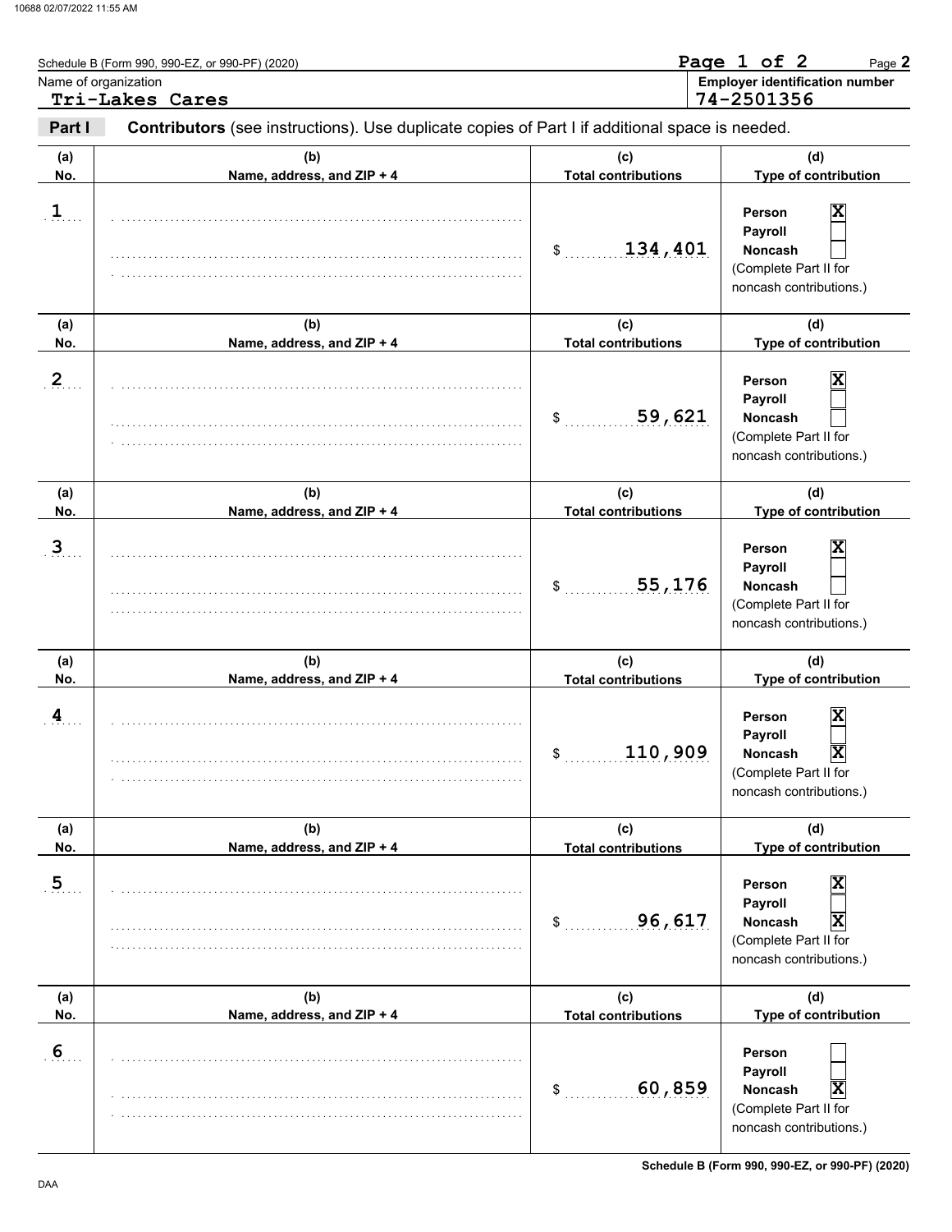Schedule B (Form 990, 990-EZ, or 990-PF) (2020)

Page 1 of 2

Name of organization: **Tri-Lakes Cares**

Employer identification number: **74-2501356**

**Part I** — **Contributors** (see instructions). Use duplicate copies of Part I if additional space is needed.

| (a) No. | (b) Name, address, and ZIP + 4 | (c) Total contributions | (d) Type of contribution |
|---|---|---|---|
| 1 | | $ 134,401 | Person [X] Payroll [ ] Noncash [ ] (Complete Part II for noncash contributions.) |
| 2 | | $ 59,621 | Person [X] Payroll [ ] Noncash [ ] (Complete Part II for noncash contributions.) |
| 3 | | $ 55,176 | Person [X] Payroll [ ] Noncash [ ] (Complete Part II for noncash contributions.) |
| 4 | | $ 110,909 | Person [X] Payroll [ ] Noncash [X] (Complete Part II for noncash contributions.) |
| 5 | | $ 96,617 | Person [X] Payroll [ ] Noncash [X] (Complete Part II for noncash contributions.) |
| 6 | | $ 60,859 | Person [ ] Payroll [ ] Noncash [X] (Complete Part II for noncash contributions.) |

Schedule B (Form 990, 990-EZ, or 990-PF) (2020)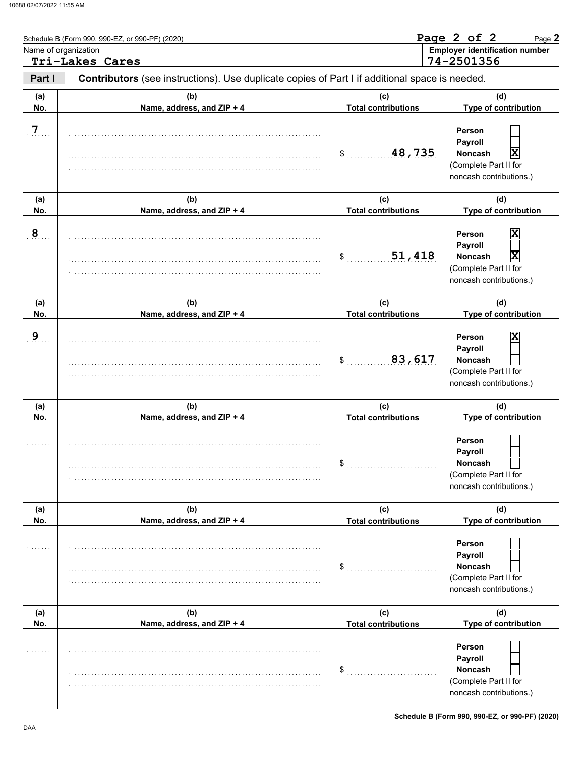Schedule B (Form 990, 990-EZ, or 990-PF) (2020) Page **2**

Name of organization: **Tri-Lakes Cares**

**Employer identification number**: **74-2501356**

**Part I** **Contributors** (see instructions). Use duplicate copies of Part I if additional space is needed.

| (a) No. | (b) Name, address, and ZIP + 4 | (c) Total contributions | (d) Type of contribution |
|---|---|---|---|
| 7 | | $ 48,735 | Person ☐ Payroll ☐ Noncash ☒ (Complete Part II for noncash contributions.) |
| 8 | | $ 51,418 | Person ☒ Payroll ☐ Noncash ☒ (Complete Part II for noncash contributions.) |
| 9 | | $ 83,617 | Person ☒ Payroll ☐ Noncash ☐ (Complete Part II for noncash contributions.) |
| | | $ | Person ☐ Payroll ☐ Noncash ☐ (Complete Part II for noncash contributions.) |
| | | $ | Person ☐ Payroll ☐ Noncash ☐ (Complete Part II for noncash contributions.) |
| | | $ | Person ☐ Payroll ☐ Noncash ☐ (Complete Part II for noncash contributions.) |

**Schedule B (Form 990, 990-EZ, or 990-PF) (2020)**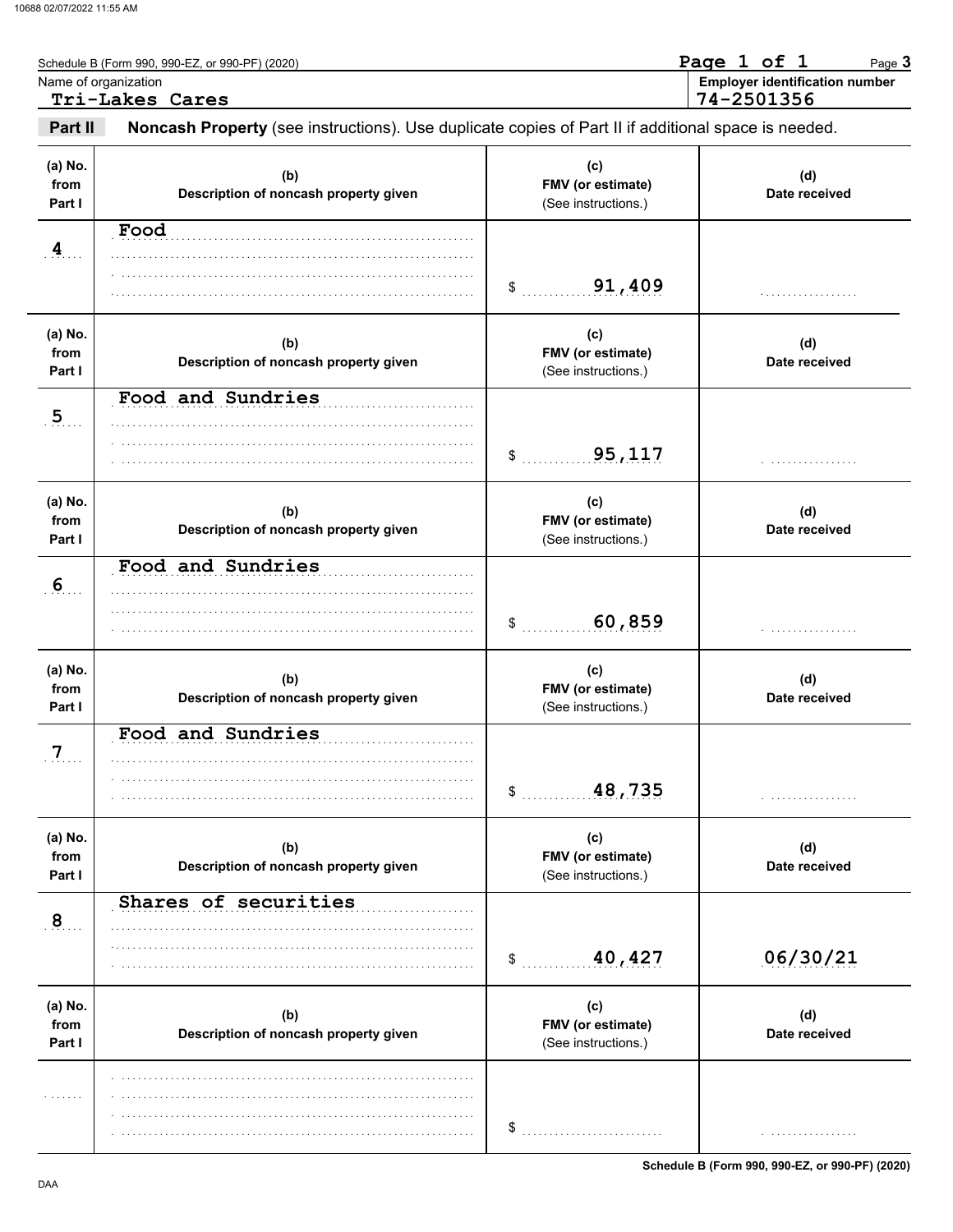Schedule B (Form 990, 990-EZ, or 990-PF) (2020)

Page 1 of 1

Name of organization: **Tri-Lakes Cares**

Employer identification number: **74-2501356**

**Part II** **Noncash Property** (see instructions). Use duplicate copies of Part II if additional space is needed.

| (a) No. from Part I | (b) Description of noncash property given | (c) FMV (or estimate) (See instructions.) | (d) Date received |
|---|---|---|---|
| 4 | Food | $ 91,409 | |
| 5 | Food and Sundries | $ 95,117 | |
| 6 | Food and Sundries | $ 60,859 | |
| 7 | Food and Sundries | $ 48,735 | |
| 8 | Shares of securities | $ 40,427 | 06/30/21 |
| | | $ | |

DAA

Schedule B (Form 990, 990-EZ, or 990-PF) (2020)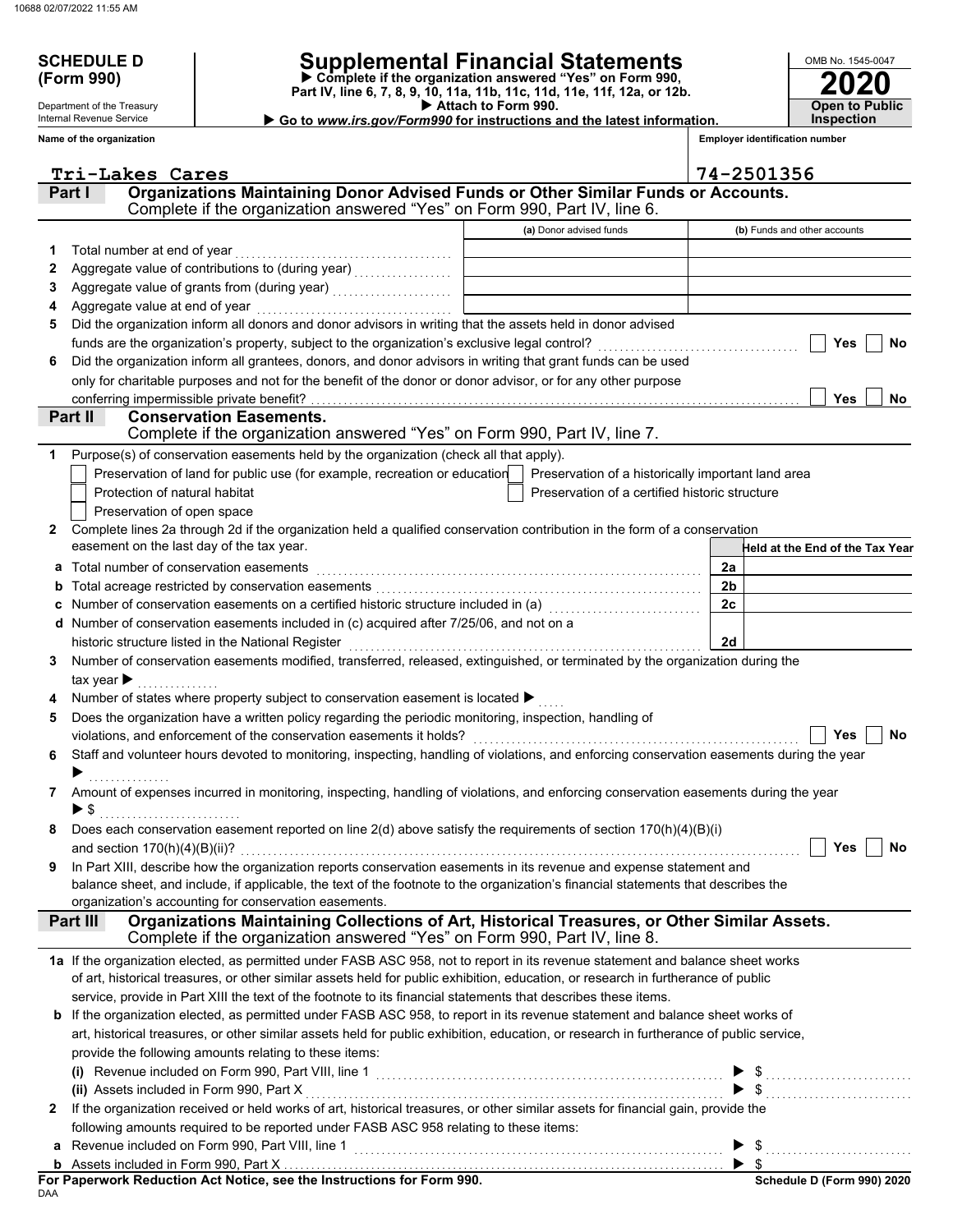**SCHEDULE D (Form 990)**

Department of the Treasury
Internal Revenue Service

# Supplemental Financial Statements

▶ Complete if the organization answered "Yes" on Form 990, Part IV, line 6, 7, 8, 9, 10, 11a, 11b, 11c, 11d, 11e, 11f, 12a, or 12b.
▶ Attach to Form 990.
▶ Go to *www.irs.gov/Form990* for instructions and the latest information.

OMB No. 1545-0047

**2020**

**Open to Public Inspection**

| Name of the organization | Employer identification number |
|---|---|
| Tri-Lakes Cares | 74-2501356 |

## Part I Organizations Maintaining Donor Advised Funds or Other Similar Funds or Accounts.
Complete if the organization answered "Yes" on Form 990, Part IV, line 6.

| | | (a) Donor advised funds | (b) Funds and other accounts |
|---|---|---|---|
| 1 | Total number at end of year | | |
| 2 | Aggregate value of contributions to (during year) | | |
| 3 | Aggregate value of grants from (during year) | | |
| 4 | Aggregate value at end of year | | |

5 Did the organization inform all donors and donor advisors in writing that the assets held in donor advised funds are the organization's property, subject to the organization's exclusive legal control? ☐ Yes ☐ No

6 Did the organization inform all grantees, donors, and donor advisors in writing that grant funds can be used only for charitable purposes and not for the benefit of the donor or donor advisor, or for any other purpose conferring impermissible private benefit? ☐ Yes ☐ No

## Part II Conservation Easements.
Complete if the organization answered "Yes" on Form 990, Part IV, line 7.

1 Purpose(s) of conservation easements held by the organization (check all that apply).

- ☐ Preservation of land for public use (for example, recreation or education)
- ☐ Preservation of a historically important land area
- ☐ Protection of natural habitat
- ☐ Preservation of a certified historic structure
- ☐ Preservation of open space

2 Complete lines 2a through 2d if the organization held a qualified conservation contribution in the form of a conservation easement on the last day of the tax year.

| | | | Held at the End of the Tax Year |
|---|---|---|---|
| a | Total number of conservation easements | 2a | |
| b | Total acreage restricted by conservation easements | 2b | |
| c | Number of conservation easements on a certified historic structure included in (a) | 2c | |
| d | Number of conservation easements included in (c) acquired after 7/25/06, and not on a historic structure listed in the National Register | 2d | |

3 Number of conservation easements modified, transferred, released, extinguished, or terminated by the organization during the tax year ▶

4 Number of states where property subject to conservation easement is located ▶

5 Does the organization have a written policy regarding the periodic monitoring, inspection, handling of violations, and enforcement of the conservation easements it holds? ☐ Yes ☐ No

6 Staff and volunteer hours devoted to monitoring, inspecting, handling of violations, and enforcing conservation easements during the year ▶

7 Amount of expenses incurred in monitoring, inspecting, handling of violations, and enforcing conservation easements during the year ▶ $

8 Does each conservation easement reported on line 2(d) above satisfy the requirements of section 170(h)(4)(B)(i) and section 170(h)(4)(B)(ii)? ☐ Yes ☐ No

9 In Part XIII, describe how the organization reports conservation easements in its revenue and expense statement and balance sheet, and include, if applicable, the text of the footnote to the organization's financial statements that describes the organization's accounting for conservation easements.

## Part III Organizations Maintaining Collections of Art, Historical Treasures, or Other Similar Assets.
Complete if the organization answered "Yes" on Form 990, Part IV, line 8.

1a If the organization elected, as permitted under FASB ASC 958, not to report in its revenue statement and balance sheet works of art, historical treasures, or other similar assets held for public exhibition, education, or research in furtherance of public service, provide in Part XIII the text of the footnote to its financial statements that describes these items.

b If the organization elected, as permitted under FASB ASC 958, to report in its revenue statement and balance sheet works of art, historical treasures, or other similar assets held for public exhibition, education, or research in furtherance of public service, provide the following amounts relating to these items:

(i) Revenue included on Form 990, Part VIII, line 1 ▶ $

(ii) Assets included in Form 990, Part X ▶ $

2 If the organization received or held works of art, historical treasures, or other similar assets for financial gain, provide the following amounts required to be reported under FASB ASC 958 relating to these items:

a Revenue included on Form 990, Part VIII, line 1 ▶ $

b Assets included in Form 990, Part X ▶ $

**For Paperwork Reduction Act Notice, see the Instructions for Form 990.** **Schedule D (Form 990) 2020**

DAA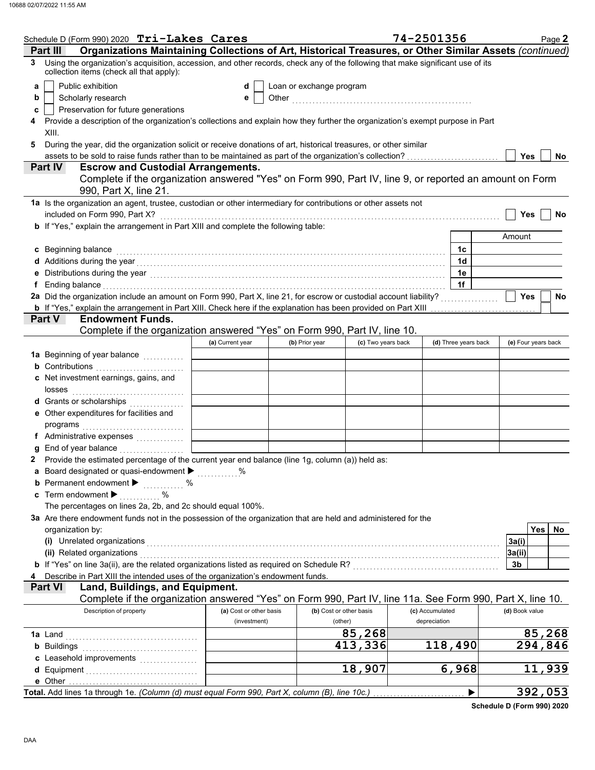Schedule D (Form 990) 2020 **Tri-Lakes Cares** 74-2501356

## Part III Organizations Maintaining Collections of Art, Historical Treasures, or Other Similar Assets *(continued)*

**3** Using the organization's acquisition, accession, and other records, check any of the following that make significant use of its collection items (check all that apply):

- **a** ☐ Public exhibition
- **b** ☐ Scholarly research
- **c** ☐ Preservation for future generations
- **d** ☐ Loan or exchange program
- **e** ☐ Other ..................

**4** Provide a description of the organization's collections and explain how they further the organization's exempt purpose in Part XIII.

**5** During the year, did the organization solicit or receive donations of art, historical treasures, or other similar assets to be sold to raise funds rather than to be maintained as part of the organization's collection? ☐ Yes ☐ No

## Part IV Escrow and Custodial Arrangements.

Complete if the organization answered "Yes" on Form 990, Part IV, line 9, or reported an amount on Form 990, Part X, line 21.

**1a** Is the organization an agent, trustee, custodian or other intermediary for contributions or other assets not included on Form 990, Part X? ☐ Yes ☐ No

**b** If "Yes," explain the arrangement in Part XIII and complete the following table:

| | | Amount |
|---|---|---|
| **c** Beginning balance | 1c | |
| **d** Additions during the year | 1d | |
| **e** Distributions during the year | 1e | |
| **f** Ending balance | 1f | |

**2a** Did the organization include an amount on Form 990, Part X, line 21, for escrow or custodial account liability? ☐ Yes ☐ No

**b** If "Yes," explain the arrangement in Part XIII. Check here if the explanation has been provided on Part XIII ☐

## Part V Endowment Funds.

Complete if the organization answered "Yes" on Form 990, Part IV, line 10.

| | (a) Current year | (b) Prior year | (c) Two years back | (d) Three years back | (e) Four years back |
|---|---|---|---|---|---|
| **1a** Beginning of year balance | | | | | |
| **b** Contributions | | | | | |
| **c** Net investment earnings, gains, and losses | | | | | |
| **d** Grants or scholarships | | | | | |
| **e** Other expenditures for facilities and programs | | | | | |
| **f** Administrative expenses | | | | | |
| **g** End of year balance | | | | | |

**2** Provide the estimated percentage of the current year end balance (line 1g, column (a)) held as:

- **a** Board designated or quasi-endowment ▶ ........%
- **b** Permanent endowment ▶ ........%
- **c** Term endowment ▶ ........%

The percentages on lines 2a, 2b, and 2c should equal 100%.

**3a** Are there endowment funds not in the possession of the organization that are held and administered for the organization by:

| | | Yes | No |
|---|---|---|---|
| **(i)** Unrelated organizations | 3a(i) | | |
| **(ii)** Related organizations | 3a(ii) | | |
| **b** If "Yes" on line 3a(ii), are the related organizations listed as required on Schedule R? | 3b | | |

**4** Describe in Part XIII the intended uses of the organization's endowment funds.

## Part VI Land, Buildings, and Equipment.

Complete if the organization answered "Yes" on Form 990, Part IV, line 11a. See Form 990, Part X, line 10.

| Description of property | (a) Cost or other basis (investment) | (b) Cost or other basis (other) | (c) Accumulated depreciation | (d) Book value |
|---|---|---|---|---|
| **1a** Land | | 85,268 | | 85,268 |
| **b** Buildings | | 413,336 | 118,490 | 294,846 |
| **c** Leasehold improvements | | | | |
| **d** Equipment | | 18,907 | 6,968 | 11,939 |
| **e** Other | | | | |
| **Total.** Add lines 1a through 1e. *(Column (d) must equal Form 990, Part X, column (B), line 10c.)* | | | ▶ | 392,053 |

**Schedule D (Form 990) 2020**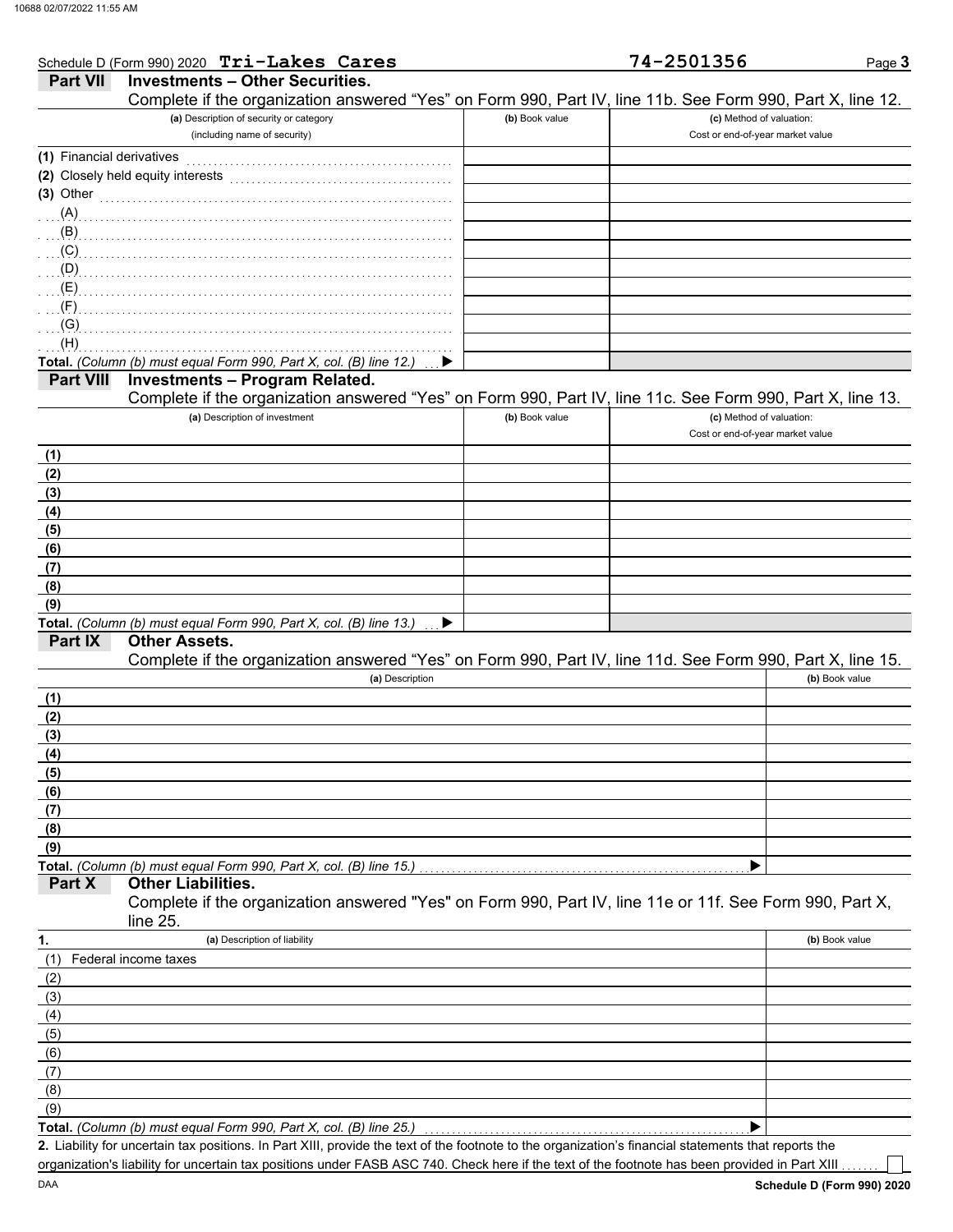Schedule D (Form 990) 2020 **Tri-Lakes Cares** **74-2501356** Page **3**

## Part VII Investments – Other Securities.

Complete if the organization answered "Yes" on Form 990, Part IV, line 11b. See Form 990, Part X, line 12.

| (a) Description of security or category (including name of security) | (b) Book value | (c) Method of valuation: Cost or end-of-year market value |
|---|---|---|
| (1) Financial derivatives | | |
| (2) Closely held equity interests | | |
| (3) Other | | |
| (A) | | |
| (B) | | |
| (C) | | |
| (D) | | |
| (E) | | |
| (F) | | |
| (G) | | |
| (H) | | |
| **Total.** *(Column (b) must equal Form 990, Part X, col. (B) line 12.)* ▶ | | |

## Part VIII Investments – Program Related.

Complete if the organization answered "Yes" on Form 990, Part IV, line 11c. See Form 990, Part X, line 13.

| (a) Description of investment | (b) Book value | (c) Method of valuation: Cost or end-of-year market value |
|---|---|---|
| (1) | | |
| (2) | | |
| (3) | | |
| (4) | | |
| (5) | | |
| (6) | | |
| (7) | | |
| (8) | | |
| (9) | | |
| **Total.** *(Column (b) must equal Form 990, Part X, col. (B) line 13.)* ▶ | | |

## Part IX Other Assets.

Complete if the organization answered "Yes" on Form 990, Part IV, line 11d. See Form 990, Part X, line 15.

| (a) Description | (b) Book value |
|---|---|
| (1) | |
| (2) | |
| (3) | |
| (4) | |
| (5) | |
| (6) | |
| (7) | |
| (8) | |
| (9) | |
| **Total.** *(Column (b) must equal Form 990, Part X, col. (B) line 15.)* ▶ | |

## Part X Other Liabilities.

Complete if the organization answered "Yes" on Form 990, Part IV, line 11e or 11f. See Form 990, Part X, line 25.

| 1. (a) Description of liability | (b) Book value |
|---|---|
| (1) Federal income taxes | |
| (2) | |
| (3) | |
| (4) | |
| (5) | |
| (6) | |
| (7) | |
| (8) | |
| (9) | |
| **Total.** *(Column (b) must equal Form 990, Part X, col. (B) line 25.)* ▶ | |

**2.** Liability for uncertain tax positions. In Part XIII, provide the text of the footnote to the organization's financial statements that reports the organization's liability for uncertain tax positions under FASB ASC 740. Check here if the text of the footnote has been provided in Part XIII ☐

DAA **Schedule D (Form 990) 2020**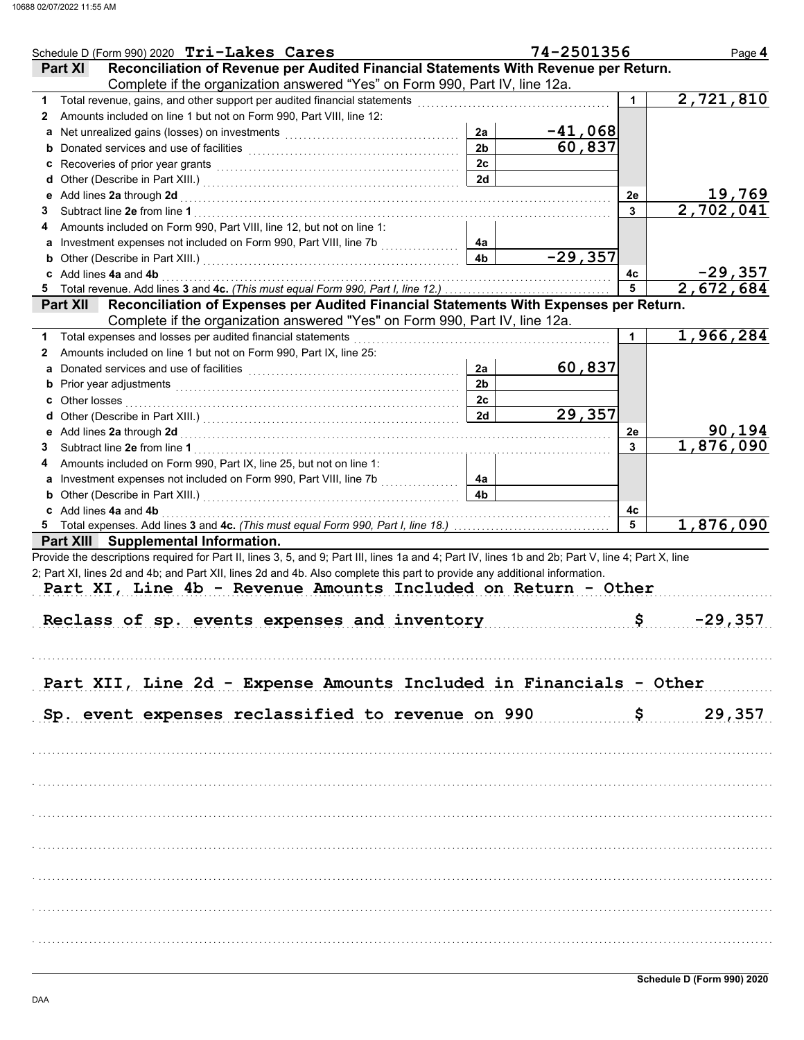Schedule D (Form 990) 2020 **Tri-Lakes Cares** 74-2501356

## Part XI Reconciliation of Revenue per Audited Financial Statements With Revenue per Return.

Complete if the organization answered "Yes" on Form 990, Part IV, line 12a.

| | | | | | |
|---|---|---|---|---|---|
| 1 | Total revenue, gains, and other support per audited financial statements | | | 1 | 2,721,810 |
| 2 | Amounts included on line 1 but not on Form 990, Part VIII, line 12: | | | | |
| a | Net unrealized gains (losses) on investments | 2a | -41,068 | | |
| b | Donated services and use of facilities | 2b | 60,837 | | |
| c | Recoveries of prior year grants | 2c | | | |
| d | Other (Describe in Part XIII.) | 2d | | | |
| e | Add lines **2a** through **2d** | | | 2e | 19,769 |
| 3 | Subtract line **2e** from line **1** | | | 3 | 2,702,041 |
| 4 | Amounts included on Form 990, Part VIII, line 12, but not on line 1: | | | | |
| a | Investment expenses not included on Form 990, Part VIII, line 7b | 4a | | | |
| b | Other (Describe in Part XIII.) | 4b | -29,357 | | |
| c | Add lines **4a** and **4b** | | | 4c | -29,357 |
| 5 | Total revenue. Add lines **3** and **4c.** *(This must equal Form 990, Part I, line 12.)* | | | 5 | 2,672,684 |

## Part XII Reconciliation of Expenses per Audited Financial Statements With Expenses per Return.

Complete if the organization answered "Yes" on Form 990, Part IV, line 12a.

| | | | | | |
|---|---|---|---|---|---|
| 1 | Total expenses and losses per audited financial statements | | | 1 | 1,966,284 |
| 2 | Amounts included on line 1 but not on Form 990, Part IX, line 25: | | | | |
| a | Donated services and use of facilities | 2a | 60,837 | | |
| b | Prior year adjustments | 2b | | | |
| c | Other losses | 2c | | | |
| d | Other (Describe in Part XIII.) | 2d | 29,357 | | |
| e | Add lines **2a** through **2d** | | | 2e | 90,194 |
| 3 | Subtract line **2e** from line **1** | | | 3 | 1,876,090 |
| 4 | Amounts included on Form 990, Part IX, line 25, but not on line 1: | | | | |
| a | Investment expenses not included on Form 990, Part VIII, line 7b | 4a | | | |
| b | Other (Describe in Part XIII.) | 4b | | | |
| c | Add lines **4a** and **4b** | | | 4c | |
| 5 | Total expenses. Add lines **3** and **4c.** *(This must equal Form 990, Part I, line 18.)* | | | 5 | 1,876,090 |

## Part XIII Supplemental Information.

Provide the descriptions required for Part II, lines 3, 5, and 9; Part III, lines 1a and 4; Part IV, lines 1b and 2b; Part V, line 4; Part X, line 2; Part XI, lines 2d and 4b; and Part XII, lines 2d and 4b. Also complete this part to provide any additional information.

Part XI, Line 4b - Revenue Amounts Included on Return - Other

Reclass of sp. events expenses and inventory $ -29,357

Part XII, Line 2d - Expense Amounts Included in Financials - Other

Sp. event expenses reclassified to revenue on 990 $ 29,357

Schedule D (Form 990) 2020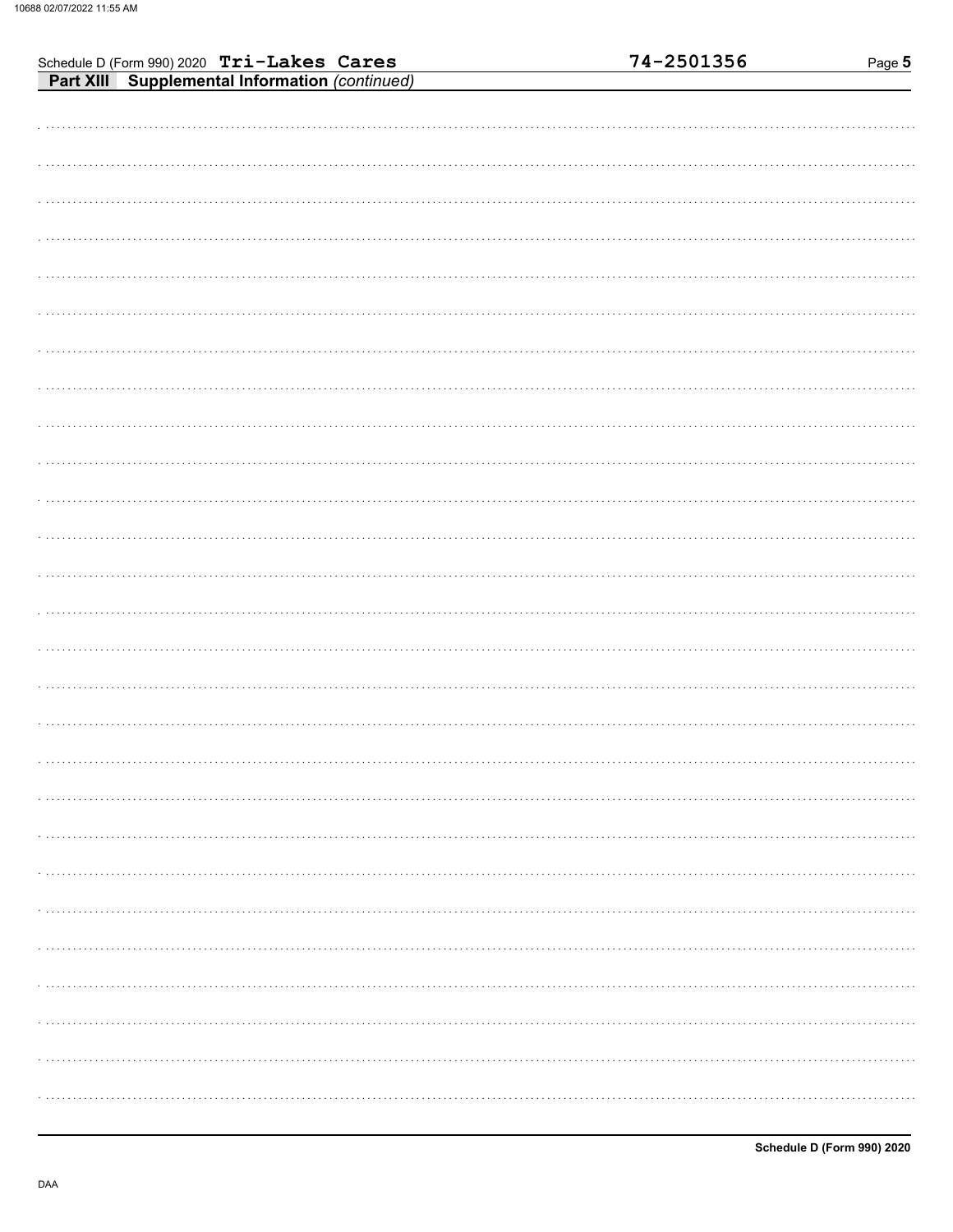Schedule D (Form 990) 2020 **Tri-Lakes Cares** **74-2501356**

**Part XIII** **Supplemental Information** *(continued)*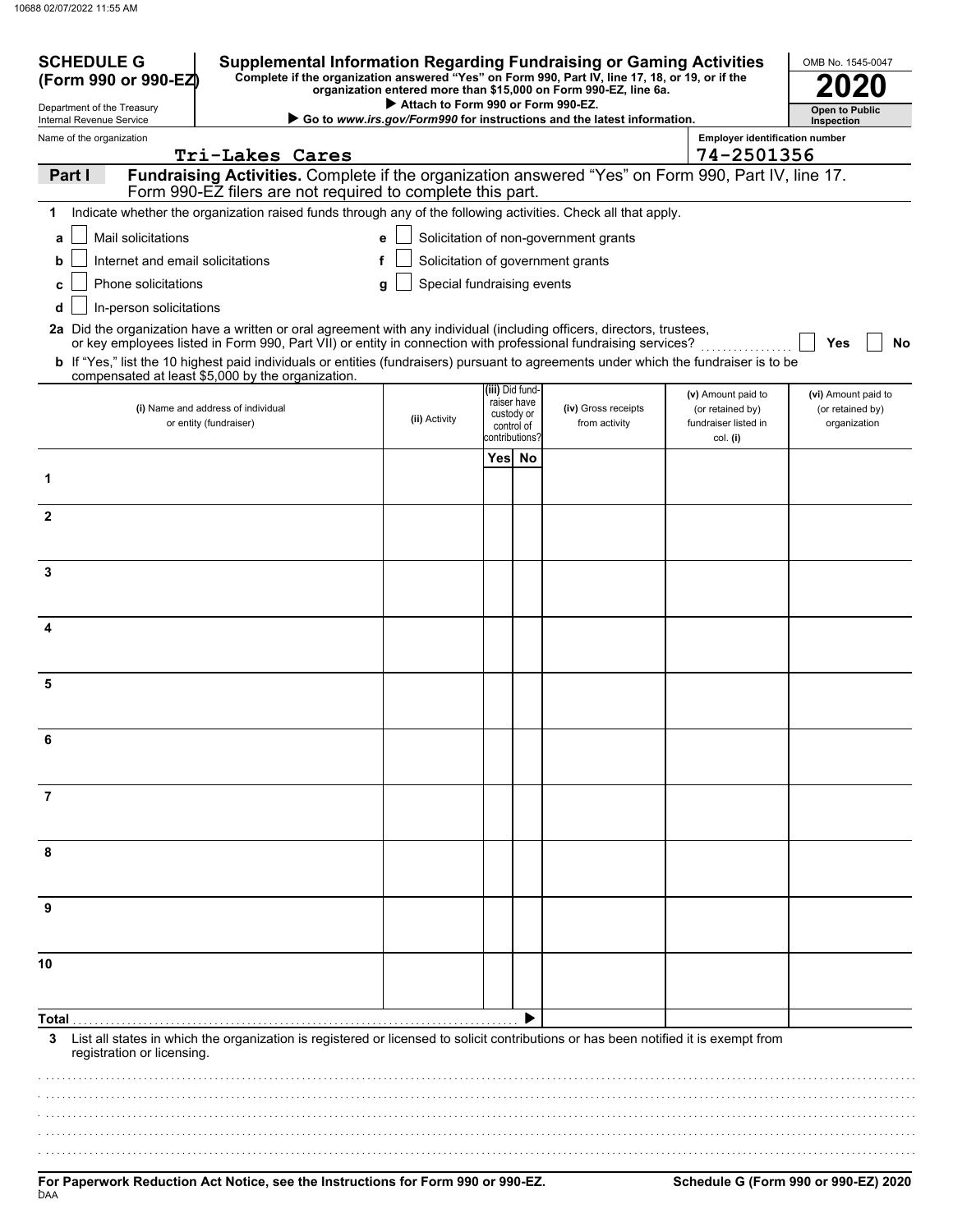10688 02/07/2022 11:55 AM

**SCHEDULE G (Form 990 or 990-EZ)**

Department of the Treasury
Internal Revenue Service

# Supplemental Information Regarding Fundraising or Gaming Activities

**Complete if the organization answered "Yes" on Form 990, Part IV, line 17, 18, or 19, or if the organization entered more than $15,000 on Form 990-EZ, line 6a.**

▶ **Attach to Form 990 or Form 990-EZ.**

▶ **Go to *www.irs.gov/Form990* for instructions and the latest information.**

OMB No. 1545-0047

**2020**

**Open to Public Inspection**

Name of the organization: **Tri-Lakes Cares**

Employer identification number: **74-2501356**

## Part I Fundraising Activities. Complete if the organization answered "Yes" on Form 990, Part IV, line 17. Form 990-EZ filers are not required to complete this part.

**1** Indicate whether the organization raised funds through any of the following activities. Check all that apply.

- **a** ☐ Mail solicitations
- **b** ☐ Internet and email solicitations
- **c** ☐ Phone solicitations
- **d** ☐ In-person solicitations
- **e** ☐ Solicitation of non-government grants
- **f** ☐ Solicitation of government grants
- **g** ☐ Special fundraising events

**2a** Did the organization have a written or oral agreement with any individual (including officers, directors, trustees, or key employees listed in Form 990, Part VII) or entity in connection with professional fundraising services? ☐ **Yes** ☐ **No**

**b** If "Yes," list the 10 highest paid individuals or entities (fundraisers) pursuant to agreements under which the fundraiser is to be compensated at least $5,000 by the organization.

| | (i) Name and address of individual or entity (fundraiser) | (ii) Activity | (iii) Did fundraiser have custody or control of contributions? Yes | No | (iv) Gross receipts from activity | (v) Amount paid to (or retained by) fundraiser listed in col. (i) | (vi) Amount paid to (or retained by) organization |
|---|---|---|---|---|---|---|---|
| 1 | | | | | | | |
| 2 | | | | | | | |
| 3 | | | | | | | |
| 4 | | | | | | | |
| 5 | | | | | | | |
| 6 | | | | | | | |
| 7 | | | | | | | |
| 8 | | | | | | | |
| 9 | | | | | | | |
| 10 | | | | | | | |
| **Total** ▶ | | | | | | | |

**3** List all states in which the organization is registered or licensed to solicit contributions or has been notified it is exempt from registration or licensing.

**For Paperwork Reduction Act Notice, see the Instructions for Form 990 or 990-EZ.**

DAA

**Schedule G (Form 990 or 990-EZ) 2020**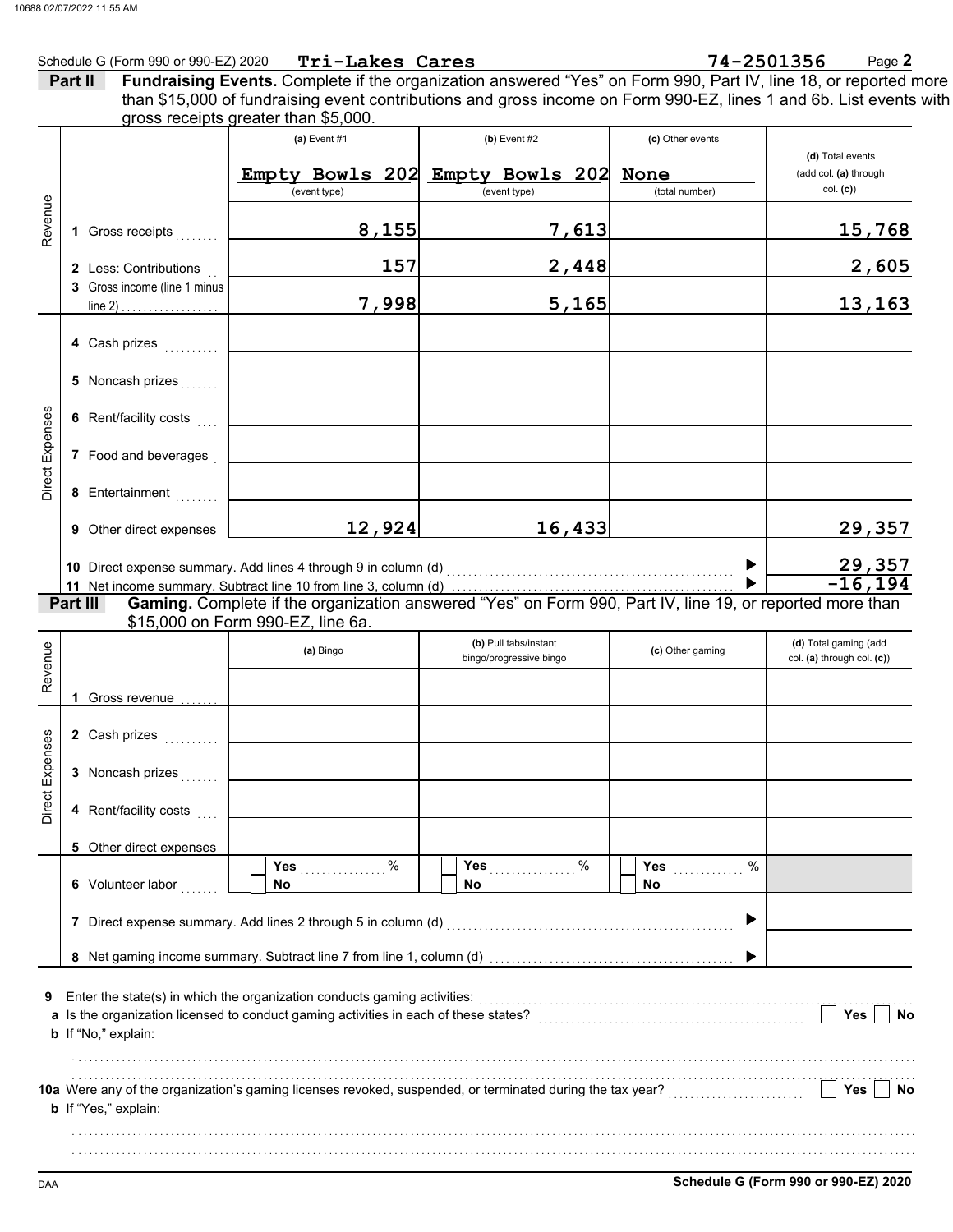Schedule G (Form 990 or 990-EZ) 2020 **Tri-Lakes Cares** **74-2501356** Page **2**

**Part II** **Fundraising Events.** Complete if the organization answered "Yes" on Form 990, Part IV, line 18, or reported more than $15,000 of fundraising event contributions and gross income on Form 990-EZ, lines 1 and 6b. List events with gross receipts greater than $5,000.

| | | (a) Event #1 | (b) Event #2 | (c) Other events | (d) Total events (add col. (a) through col. (c)) |
|---|---|---|---|---|---|
| | | Empty Bowls 202 (event type) | Empty Bowls 202 (event type) | None (total number) | |
| Revenue | 1 Gross receipts | 8,155 | 7,613 | | 15,768 |
| | 2 Less: Contributions | 157 | 2,448 | | 2,605 |
| | 3 Gross income (line 1 minus line 2) | 7,998 | 5,165 | | 13,163 |
| Direct Expenses | 4 Cash prizes | | | | |
| | 5 Noncash prizes | | | | |
| | 6 Rent/facility costs | | | | |
| | 7 Food and beverages | | | | |
| | 8 Entertainment | | | | |
| | 9 Other direct expenses | 12,924 | 16,433 | | 29,357 |

10 Direct expense summary. Add lines 4 through 9 in column (d) ▶ **29,357**

11 Net income summary. Subtract line 10 from line 3, column (d) ▶ **-16,194**

**Part III** **Gaming.** Complete if the organization answered "Yes" on Form 990, Part IV, line 19, or reported more than $15,000 on Form 990-EZ, line 6a.

| | | (a) Bingo | (b) Pull tabs/instant bingo/progressive bingo | (c) Other gaming | (d) Total gaming (add col. (a) through col. (c)) |
|---|---|---|---|---|---|
| Revenue | 1 Gross revenue | | | | |
| Direct Expenses | 2 Cash prizes | | | | |
| | 3 Noncash prizes | | | | |
| | 4 Rent/facility costs | | | | |
| | 5 Other direct expenses | | | | |
| | 6 Volunteer labor | Yes ____ % No | Yes ____ % No | Yes ____ % No | |

7 Direct expense summary. Add lines 2 through 5 in column (d) ▶

8 Net gaming income summary. Subtract line 7 from line 1, column (d) ▶

9 Enter the state(s) in which the organization conducts gaming activities:

a Is the organization licensed to conduct gaming activities in each of these states? Yes No

b If "No," explain:

10a Were any of the organization's gaming licenses revoked, suspended, or terminated during the tax year? Yes No

b If "Yes," explain:

DAA **Schedule G (Form 990 or 990-EZ) 2020**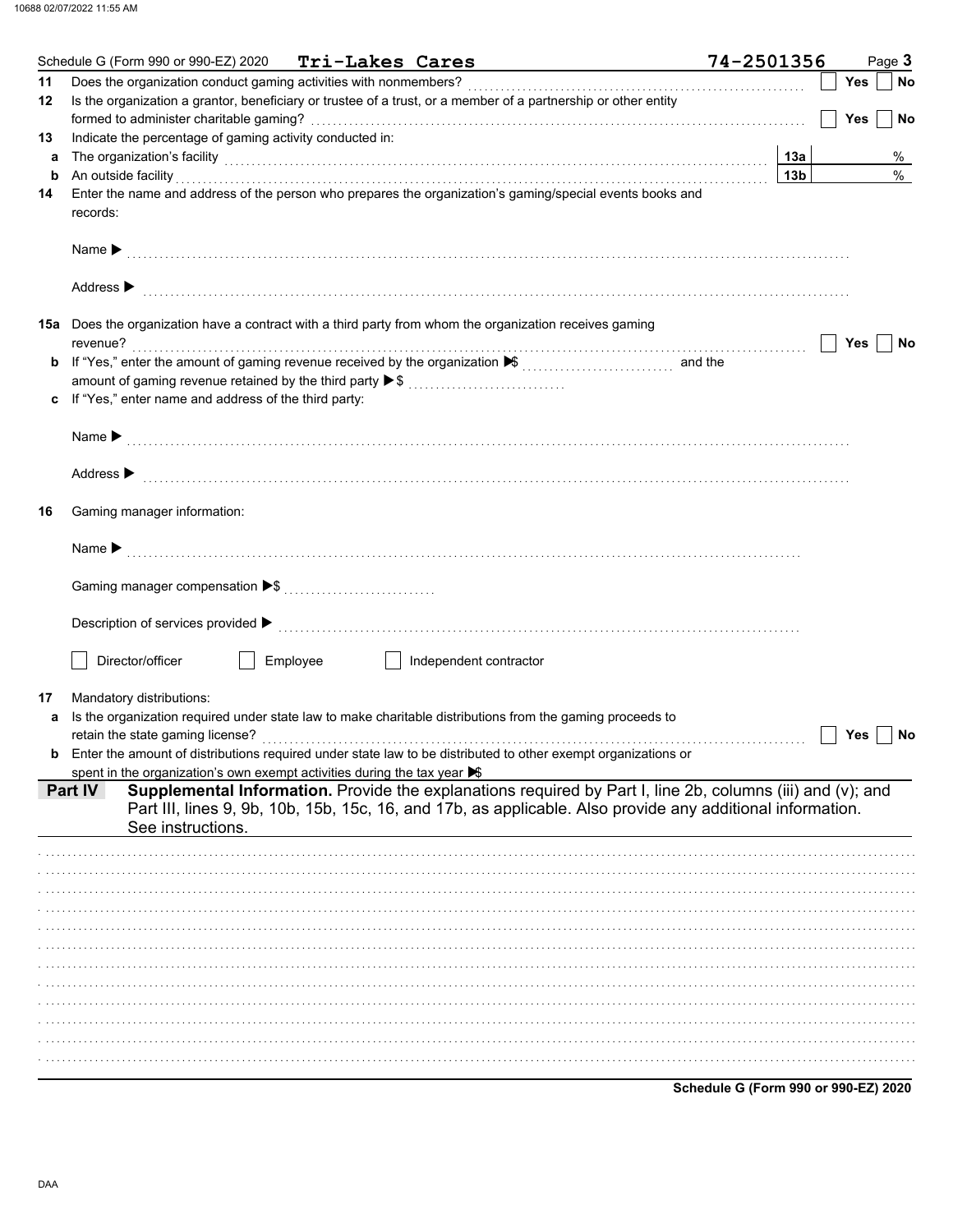Schedule G (Form 990 or 990-EZ) 2020 **Tri-Lakes Cares** 74-2501356

**11** Does the organization conduct gaming activities with nonmembers? ☐ Yes ☐ No

**12** Is the organization a grantor, beneficiary or trustee of a trust, or a member of a partnership or other entity formed to administer charitable gaming? ☐ Yes ☐ No

**13** Indicate the percentage of gaming activity conducted in:

**a** The organization's facility **13a** %

**b** An outside facility **13b** %

**14** Enter the name and address of the person who prepares the organization's gaming/special events books and records:

Name ▶

Address ▶

**15a** Does the organization have a contract with a third party from whom the organization receives gaming revenue? ☐ Yes ☐ No

**b** If "Yes," enter the amount of gaming revenue received by the organization ▶$ and the amount of gaming revenue retained by the third party ▶$

**c** If "Yes," enter name and address of the third party:

Name ▶

Address ▶

**16** Gaming manager information:

Name ▶

Gaming manager compensation ▶$

Description of services provided ▶

☐ Director/officer ☐ Employee ☐ Independent contractor

**17** Mandatory distributions:

**a** Is the organization required under state law to make charitable distributions from the gaming proceeds to retain the state gaming license? ☐ Yes ☐ No

**b** Enter the amount of distributions required under state law to be distributed to other exempt organizations or spent in the organization's own exempt activities during the tax year ▶$

**Part IV** **Supplemental Information.** Provide the explanations required by Part I, line 2b, columns (iii) and (v); and Part III, lines 9, 9b, 10b, 15b, 15c, 16, and 17b, as applicable. Also provide any additional information. See instructions.

Schedule G (Form 990 or 990-EZ) 2020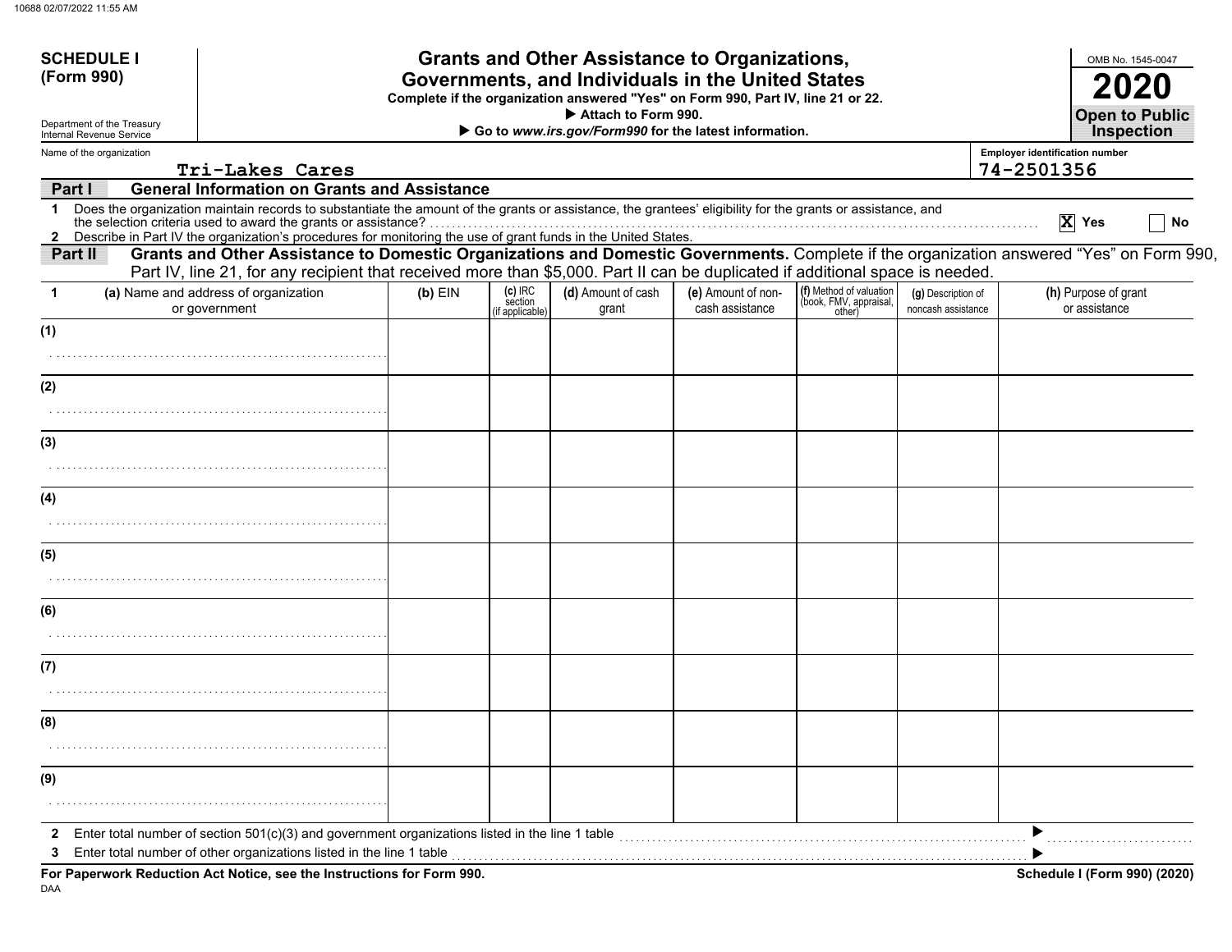**SCHEDULE I (Form 990)**

Department of the Treasury
Internal Revenue Service

# Grants and Other Assistance to Organizations, Governments, and Individuals in the United States

**Complete if the organization answered "Yes" on Form 990, Part IV, line 21 or 22.**
**▶ Attach to Form 990.**
**▶ Go to *www.irs.gov/Form990* for the latest information.**

OMB No. 1545-0047

**2020**

**Open to Public Inspection**

Name of the organization: Tri-Lakes Cares

Employer identification number: 74-2501356

**Part I — General Information on Grants and Assistance**

1 Does the organization maintain records to substantiate the amount of the grants or assistance, the grantees' eligibility for the grants or assistance, and the selection criteria used to award the grants or assistance? [X] Yes [ ] No

2 Describe in Part IV the organization's procedures for monitoring the use of grant funds in the United States.

**Part II — Grants and Other Assistance to Domestic Organizations and Domestic Governments.** Complete if the organization answered "Yes" on Form 990, Part IV, line 21, for any recipient that received more than $5,000. Part II can be duplicated if additional space is needed.

| 1 | (a) Name and address of organization or government | (b) EIN | (c) IRC section (if applicable) | (d) Amount of cash grant | (e) Amount of non-cash assistance | (f) Method of valuation (book, FMV, appraisal, other) | (g) Description of noncash assistance | (h) Purpose of grant or assistance |
|---|---|---|---|---|---|---|---|---|
| (1) | | | | | | | | |
| (2) | | | | | | | | |
| (3) | | | | | | | | |
| (4) | | | | | | | | |
| (5) | | | | | | | | |
| (6) | | | | | | | | |
| (7) | | | | | | | | |
| (8) | | | | | | | | |
| (9) | | | | | | | | |

2 Enter total number of section 501(c)(3) and government organizations listed in the line 1 table ▶

3 Enter total number of other organizations listed in the line 1 table ▶

**For Paperwork Reduction Act Notice, see the Instructions for Form 990.** Schedule I (Form 990) (2020)

DAA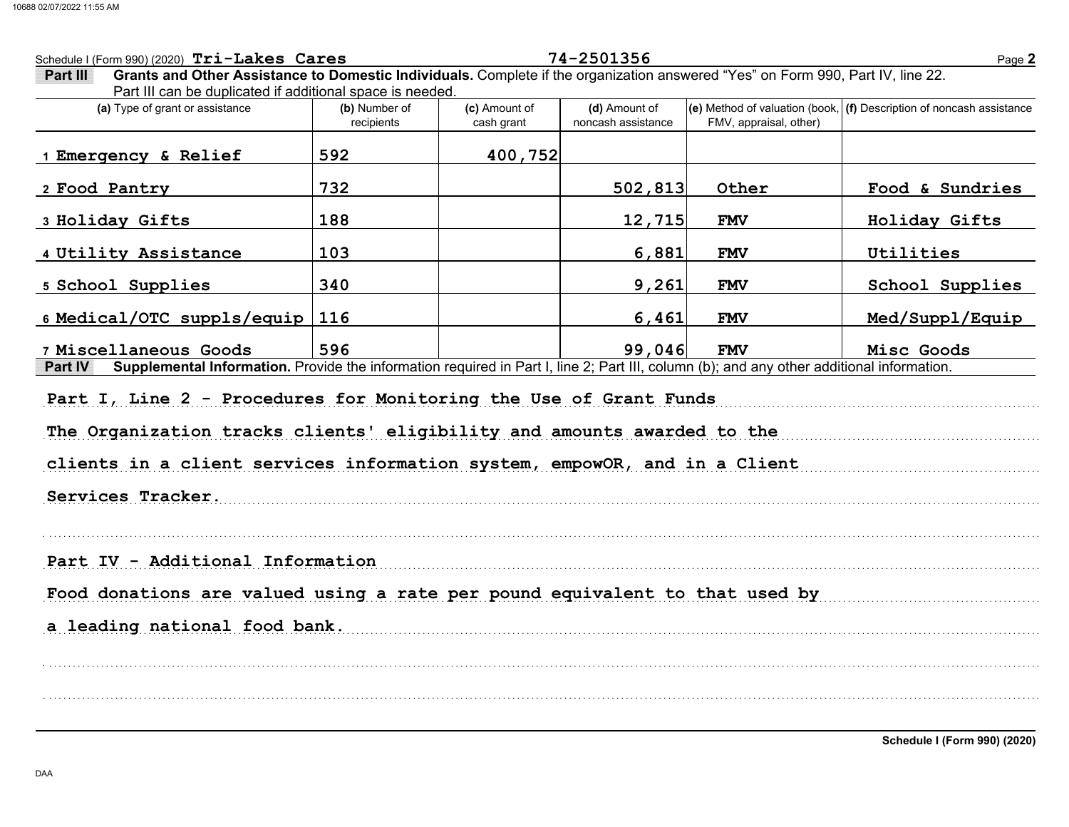Schedule I (Form 990) (2020) **Tri-Lakes Cares** **74-2501356**

**Part III Grants and Other Assistance to Domestic Individuals.** Complete if the organization answered "Yes" on Form 990, Part IV, line 22. Part III can be duplicated if additional space is needed.

| (a) Type of grant or assistance | (b) Number of recipients | (c) Amount of cash grant | (d) Amount of noncash assistance | (e) Method of valuation (book, FMV, appraisal, other) | (f) Description of noncash assistance |
|---|---|---|---|---|---|
| 1 Emergency & Relief | 592 | 400,752 | | | |
| 2 Food Pantry | 732 | | 502,813 | Other | Food & Sundries |
| 3 Holiday Gifts | 188 | | 12,715 | FMV | Holiday Gifts |
| 4 Utility Assistance | 103 | | 6,881 | FMV | Utilities |
| 5 School Supplies | 340 | | 9,261 | FMV | School Supplies |
| 6 Medical/OTC suppls/equip | 116 | | 6,461 | FMV | Med/Suppl/Equip |
| 7 Miscellaneous Goods | 596 | | 99,046 | FMV | Misc Goods |

**Part IV Supplemental Information.** Provide the information required in Part I, line 2; Part III, column (b); and any other additional information.

Part I, Line 2 - Procedures for Monitoring the Use of Grant Funds

The Organization tracks clients' eligibility and amounts awarded to the clients in a client services information system, empowOR, and in a Client Services Tracker.

Part IV - Additional Information

Food donations are valued using a rate per pound equivalent to that used by a leading national food bank.

Schedule I (Form 990) (2020)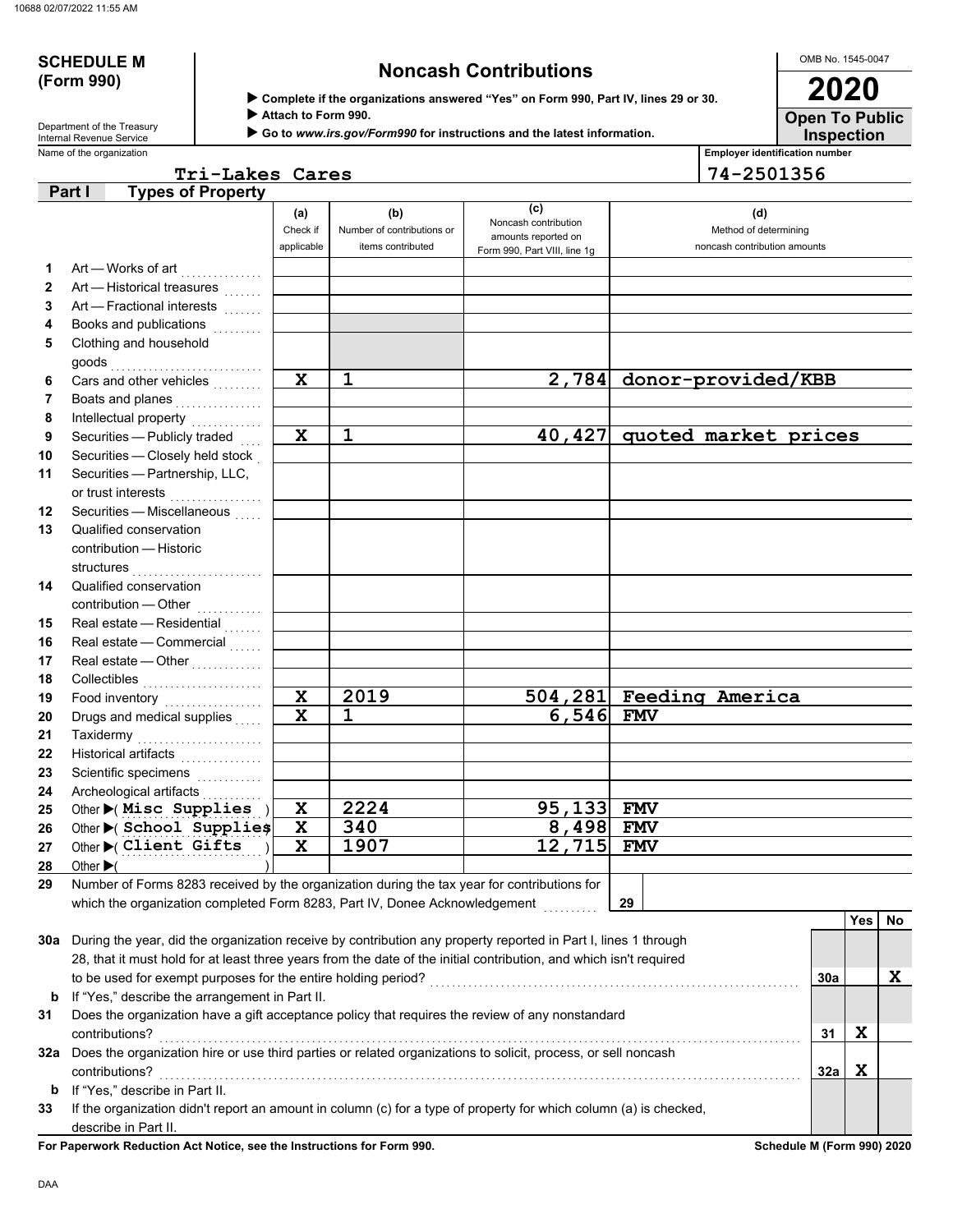# SCHEDULE M (Form 990)

## Noncash Contributions

▶ Complete if the organizations answered "Yes" on Form 990, Part IV, lines 29 or 30.
▶ Attach to Form 990.
▶ Go to *www.irs.gov/Form990* for instructions and the latest information.

OMB No. 1545-0047

**2020**

**Open To Public Inspection**

Department of the Treasury
Internal Revenue Service

Name of the organization: Tri-Lakes Cares

Employer identification number: 74-2501356

### Part I — Types of Property

| | | (a) Check if applicable | (b) Number of contributions or items contributed | (c) Noncash contribution amounts reported on Form 990, Part VIII, line 1g | (d) Method of determining noncash contribution amounts |
|---|---|---|---|---|---|
| 1 | Art — Works of art | | | | |
| 2 | Art — Historical treasures | | | | |
| 3 | Art — Fractional interests | | | | |
| 4 | Books and publications | | | | |
| 5 | Clothing and household goods | | | | |
| 6 | Cars and other vehicles | X | 1 | 2,784 | donor-provided/KBB |
| 7 | Boats and planes | | | | |
| 8 | Intellectual property | | | | |
| 9 | Securities — Publicly traded | X | 1 | 40,427 | quoted market prices |
| 10 | Securities — Closely held stock | | | | |
| 11 | Securities — Partnership, LLC, or trust interests | | | | |
| 12 | Securities — Miscellaneous | | | | |
| 13 | Qualified conservation contribution — Historic structures | | | | |
| 14 | Qualified conservation contribution — Other | | | | |
| 15 | Real estate — Residential | | | | |
| 16 | Real estate — Commercial | | | | |
| 17 | Real estate — Other | | | | |
| 18 | Collectibles | | | | |
| 19 | Food inventory | X | 2019 | 504,281 | Feeding America |
| 20 | Drugs and medical supplies | X | 1 | 6,546 | FMV |
| 21 | Taxidermy | | | | |
| 22 | Historical artifacts | | | | |
| 23 | Scientific specimens | | | | |
| 24 | Archeological artifacts | | | | |
| 25 | Other ▶( Misc Supplies ) | X | 2224 | 95,133 | FMV |
| 26 | Other ▶( School Supplies ) | X | 340 | 8,498 | FMV |
| 27 | Other ▶( Client Gifts ) | X | 1907 | 12,715 | FMV |
| 28 | Other ▶( ) | | | | |

29 Number of Forms 8283 received by the organization during the tax year for contributions for which the organization completed Form 8283, Part IV, Donee Acknowledgement ........ **29**

| | | | Yes | No |
|---|---|---|---|---|
| 30a | During the year, did the organization receive by contribution any property reported in Part I, lines 1 through 28, that it must hold for at least three years from the date of the initial contribution, and which isn't required to be used for exempt purposes for the entire holding period? | 30a | | X |
| b | If "Yes," describe the arrangement in Part II. | | | |
| 31 | Does the organization have a gift acceptance policy that requires the review of any nonstandard contributions? | 31 | X | |
| 32a | Does the organization hire or use third parties or related organizations to solicit, process, or sell noncash contributions? | 32a | X | |
| b | If "Yes," describe in Part II. | | | |
| 33 | If the organization didn't report an amount in column (c) for a type of property for which column (a) is checked, describe in Part II. | | | |

**For Paperwork Reduction Act Notice, see the Instructions for Form 990.** **Schedule M (Form 990) 2020**

DAA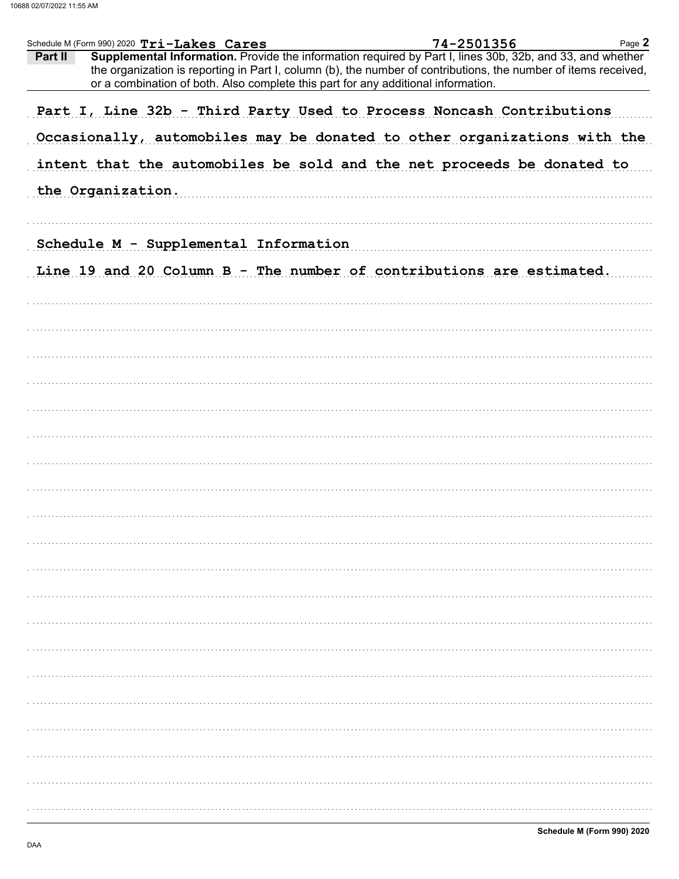Schedule M (Form 990) 2020 **Tri-Lakes Cares** 74-2501356 Page **2**

**Part II** **Supplemental Information.** Provide the information required by Part I, lines 30b, 32b, and 33, and whether the organization is reporting in Part I, column (b), the number of contributions, the number of items received, or a combination of both. Also complete this part for any additional information.

Part I, Line 32b - Third Party Used to Process Noncash Contributions

Occasionally, automobiles may be donated to other organizations with the intent that the automobiles be sold and the net proceeds be donated to the Organization.

Schedule M - Supplemental Information

Line 19 and 20 Column B - The number of contributions are estimated.

**Schedule M (Form 990) 2020**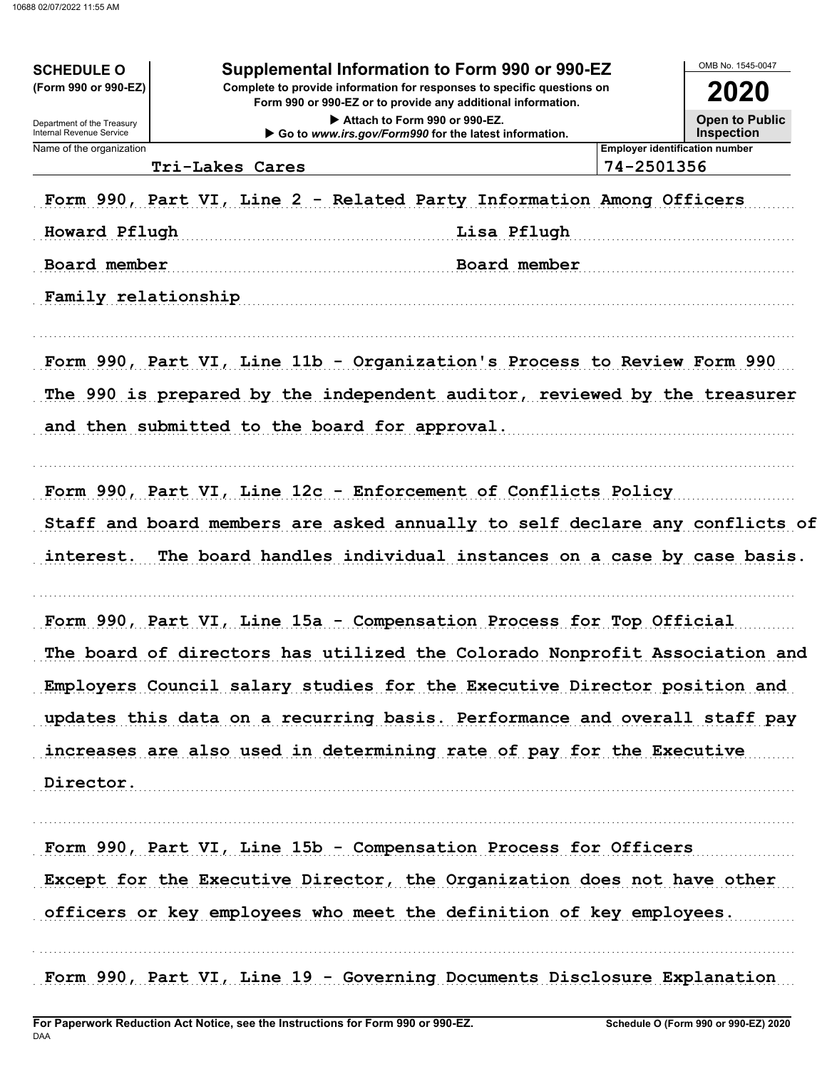**SCHEDULE O**
**(Form 990 or 990-EZ)**

Department of the Treasury
Internal Revenue Service

# Supplemental Information to Form 990 or 990-EZ

**Complete to provide information for responses to specific questions on Form 990 or 990-EZ or to provide any additional information.**

▶ Attach to Form 990 or 990-EZ.
▶ Go to *www.irs.gov/Form990* for the latest information.

OMB No. 1545-0047

**2020**

**Open to Public Inspection**

| Name of the organization | Employer identification number |
|---|---|
| Tri-Lakes Cares | 74-2501356 |

Form 990, Part VI, Line 2 - Related Party Information Among Officers

| | |
|---|---|
| Howard Pflugh | Lisa Pflugh |
| Board member | Board member |

Family relationship

Form 990, Part VI, Line 11b - Organization's Process to Review Form 990

The 990 is prepared by the independent auditor, reviewed by the treasurer and then submitted to the board for approval.

Form 990, Part VI, Line 12c - Enforcement of Conflicts Policy

Staff and board members are asked annually to self declare any conflicts of interest. The board handles individual instances on a case by case basis.

Form 990, Part VI, Line 15a - Compensation Process for Top Official

The board of directors has utilized the Colorado Nonprofit Association and Employers Council salary studies for the Executive Director position and updates this data on a recurring basis. Performance and overall staff pay increases are also used in determining rate of pay for the Executive Director.

Form 990, Part VI, Line 15b - Compensation Process for Officers

Except for the Executive Director, the Organization does not have other officers or key employees who meet the definition of key employees.

Form 990, Part VI, Line 19 - Governing Documents Disclosure Explanation

**For Paperwork Reduction Act Notice, see the Instructions for Form 990 or 990-EZ.**
DAA
**Schedule O (Form 990 or 990-EZ) 2020**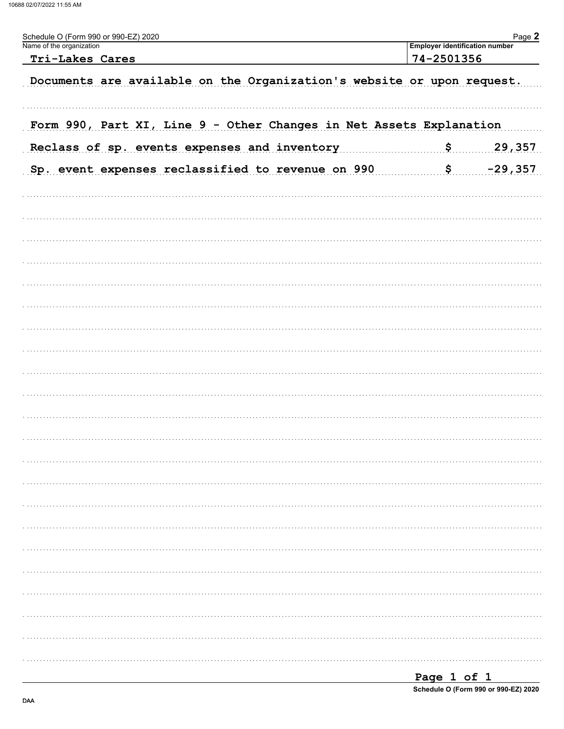Schedule O (Form 990 or 990-EZ) 2020

| Name of the organization | Employer identification number |
| --- | --- |
| Tri-Lakes Cares | 74-2501356 |

Documents are available on the Organization's website or upon request.

Form 990, Part XI, Line 9 - Other Changes in Net Assets Explanation

| | |
| --- | --- |
| Reclass of sp. events expenses and inventory | $ 29,357 |
| Sp. event expenses reclassified to revenue on 990 | $ -29,357 |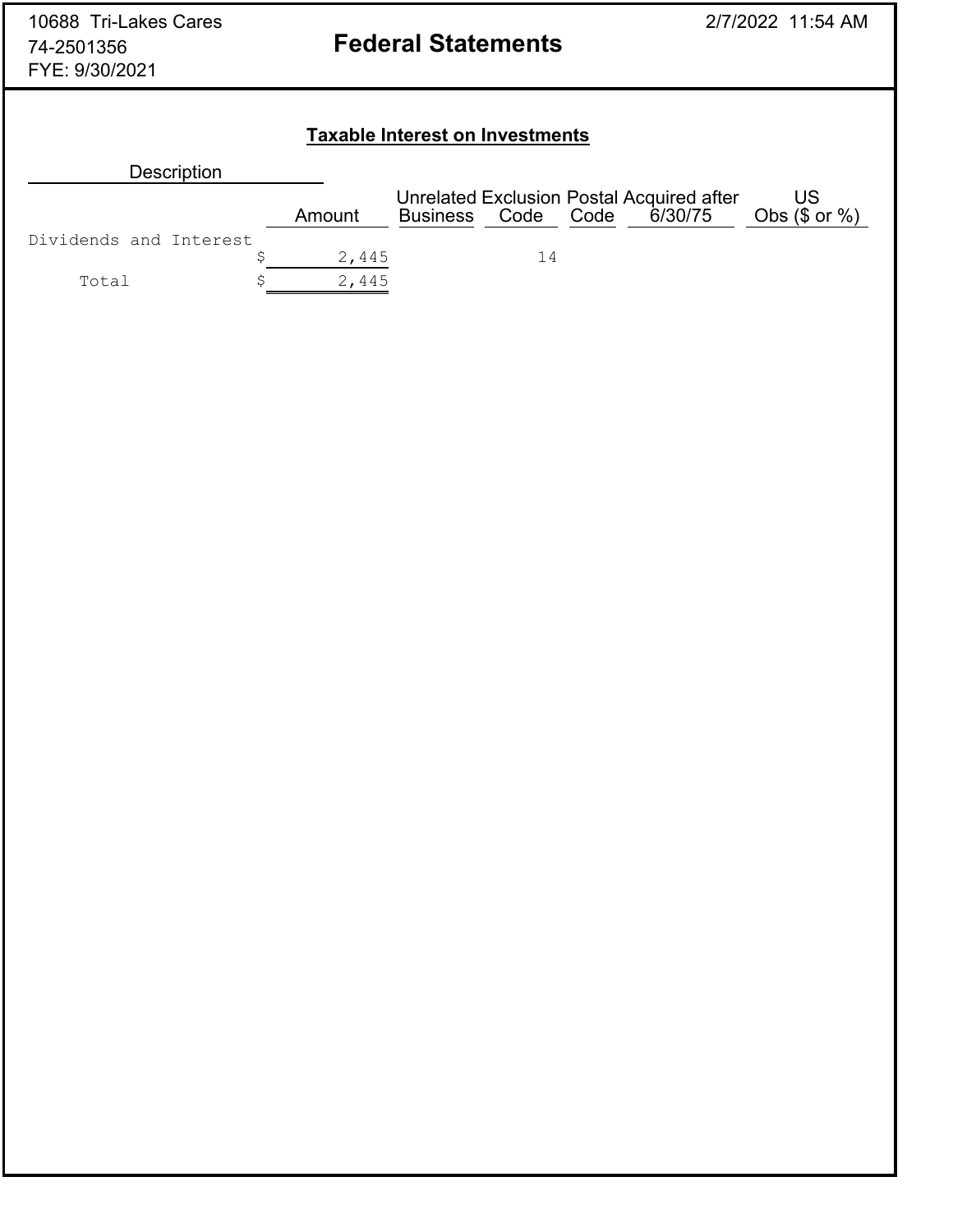10688 Tri-Lakes Cares
74-2501356
FYE: 9/30/2021

# Federal Statements

2/7/2022 11:54 AM

## Taxable Interest on Investments

| Description | Amount | Unrelated Business | Exclusion Code | Postal Code | Acquired after 6/30/75 | US Obs ($ or %) |
|---|---|---|---|---|---|---|
| Dividends and Interest | $ 2,445 | | 14 | | | |
| Total | $ 2,445 | | | | | |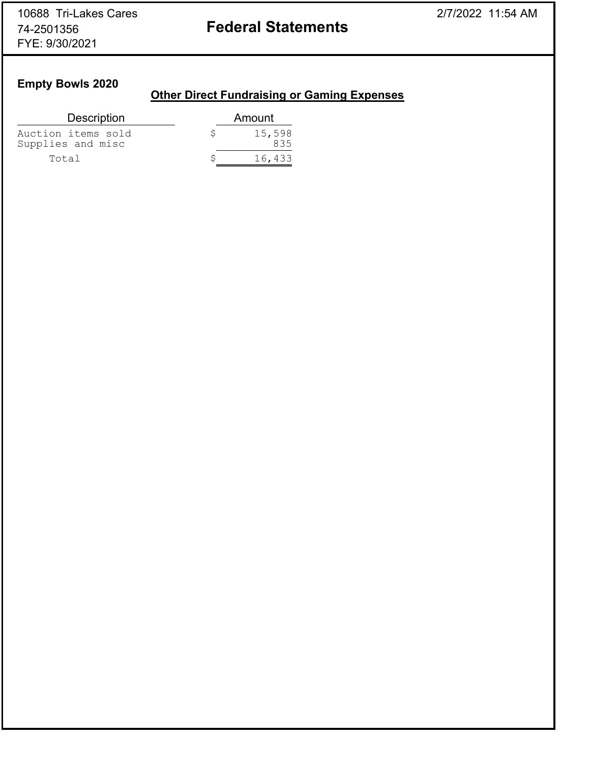10688 Tri-Lakes Cares
74-2501356
FYE: 9/30/2021

# Federal Statements

2/7/2022 11:54 AM

## Empty Bowls 2020

### Other Direct Fundraising or Gaming Expenses

| Description | Amount |
|---|---|
| Auction items sold | $ 15,598 |
| Supplies and misc | 835 |
| Total | $ 16,433 |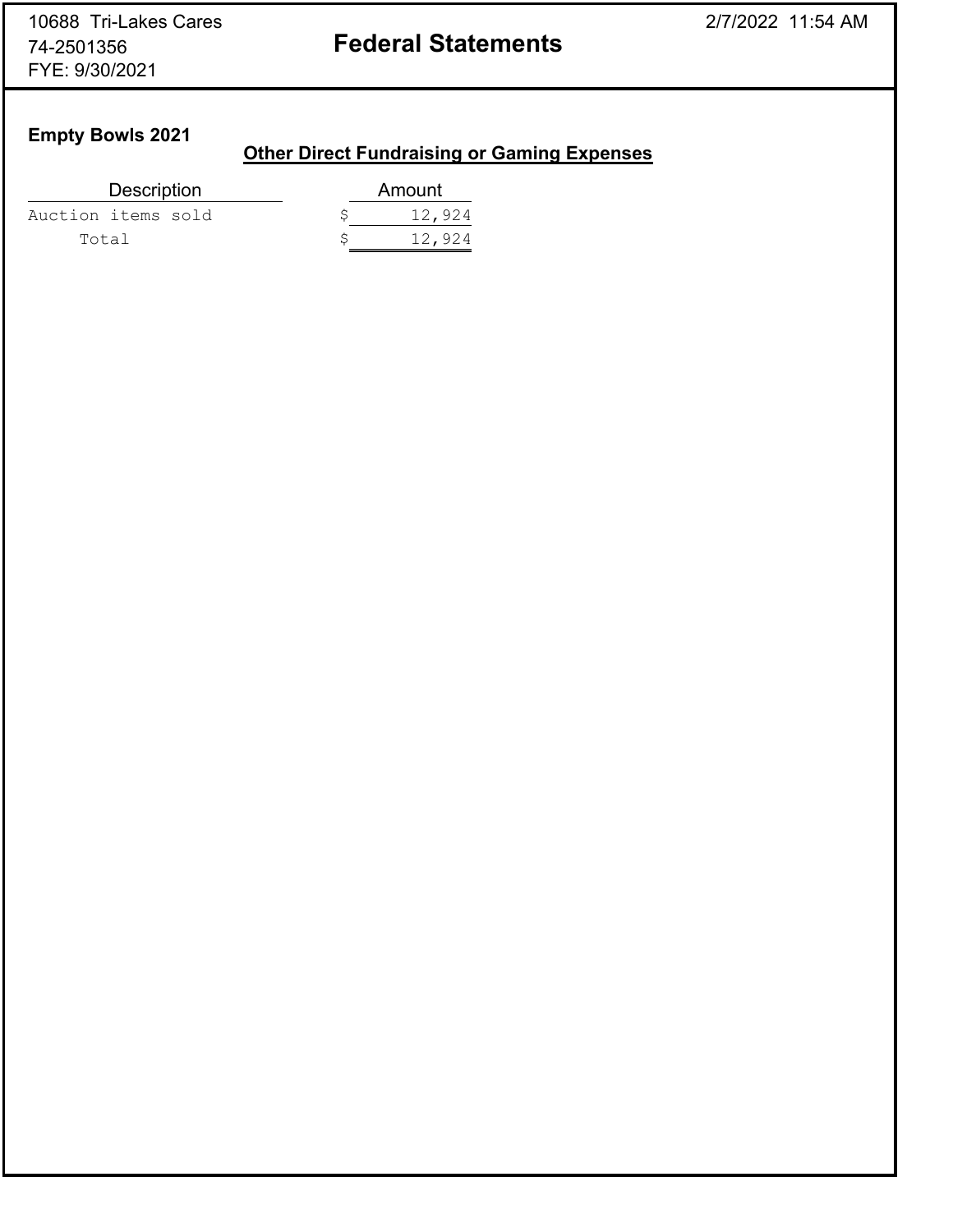## Empty Bowls 2021

### Other Direct Fundraising or Gaming Expenses

| Description | Amount |
|---|---|
| Auction items sold | $ 12,924 |
| Total | $ 12,924 |